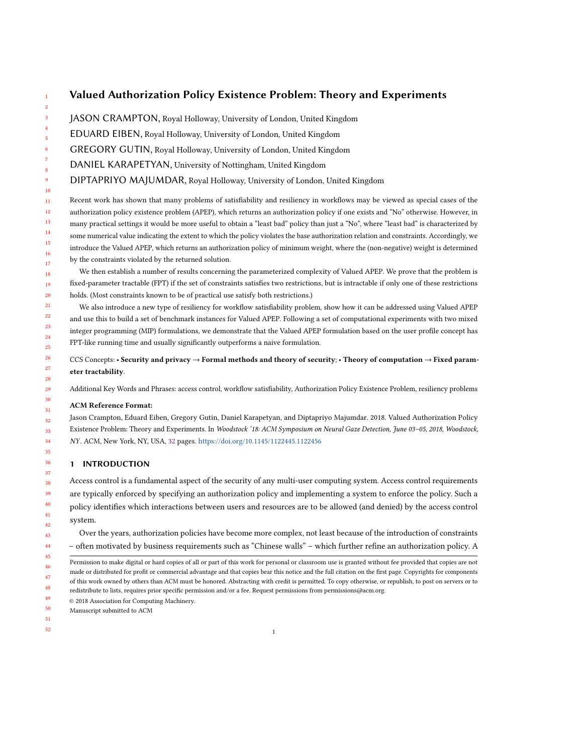# Valued Authorization Policy Existence Problem: Theory and Experiments

JASON CRAMPTON, Royal Holloway, University of London, United Kingdom

EDUARD EIBEN, Royal Holloway, University of London, United Kingdom

GREGORY GUTIN, Royal Holloway, University of London, United Kingdom

DANIEL KARAPETYAN, University of Nottingham, United Kingdom

DIPTAPRIYO MAJUMDAR, Royal Holloway, University of London, United Kingdom

Recent work has shown that many problems of satisfiability and resiliency in workflows may be viewed as special cases of the authorization policy existence problem (APEP), which returns an authorization policy if one exists and "No" otherwise. However, in many practical settings it would be more useful to obtain a "least bad" policy than just a "No", where "least bad" is characterized by some numerical value indicating the extent to which the policy violates the base authorization relation and constraints. Accordingly, we introduce the Valued APEP, which returns an authorization policy of minimum weight, where the (non-negative) weight is determined by the constraints violated by the returned solution.

We then establish a number of results concerning the parameterized complexity of Valued APEP. We prove that the problem is fixed-parameter tractable (FPT) if the set of constraints satisfies two restrictions, but is intractable if only one of these restrictions holds. (Most constraints known to be of practical use satisfy both restrictions.)

We also introduce a new type of resiliency for workflow satisfiability problem, show how it can be addressed using Valued APEP and use this to build a set of benchmark instances for Valued APEP. Following a set of computational experiments with two mixed integer programming (MIP) formulations, we demonstrate that the Valued APEP formulation based on the user profile concept has FPT-like running time and usually significantly outperforms a naive formulation.

CCS Concepts: • **Security and privacy → Formal methods and theory of security**; • **Theory of computation → Fixed parameter tractability**.

Additional Key Words and Phrases: access control, workflow satisfiability, Authorization Policy Existence Problem, resiliency problems

**ACM Reference Format:**

Jason Crampton, Eduard Eiben, Gregory Gutin, Daniel Karapetyan, and Diptapriyo Majumdar. 2018. Valued Authorization Policy Existence Problem: Theory and Experiments. In *Woodstock '18: ACM Symposium on Neural Gaze Detection, June 03–05, 2018, Woodstock, NY*. ACM, New York, NY, USA, 32 pages. https://doi.org/10.1145/1122445.1122456

## 1 INTRODUCTION

Access control is a fundamental aspect of the security of any multi-user computing system. Access control requirements are typically enforced by specifying an authorization policy and implementing a system to enforce the policy. Such a policy identifies which interactions between users and resources are to be allowed (and denied) by the access control system.

Over the years, authorization policies have become more complex, not least because of the introduction of constraints – often motivated by business requirements such as "Chinese walls" – which further refine an authorization policy. A

Permission to make digital or hard copies of all or part of this work for personal or classroom use is granted without fee provided that copies are not made or distributed for profit or commercial advantage and that copies bear this notice and the full citation on the first page. Copyrights for components of this work owned by others than ACM must be honored. Abstracting with credit is permitted. To copy otherwise, or republish, to post on servers or to redistribute to lists, requires prior specific permission and/or a fee. Request permissions from permissions@acm.org.

© 2018 Association for Computing Machinery.

Manuscript submitted to ACM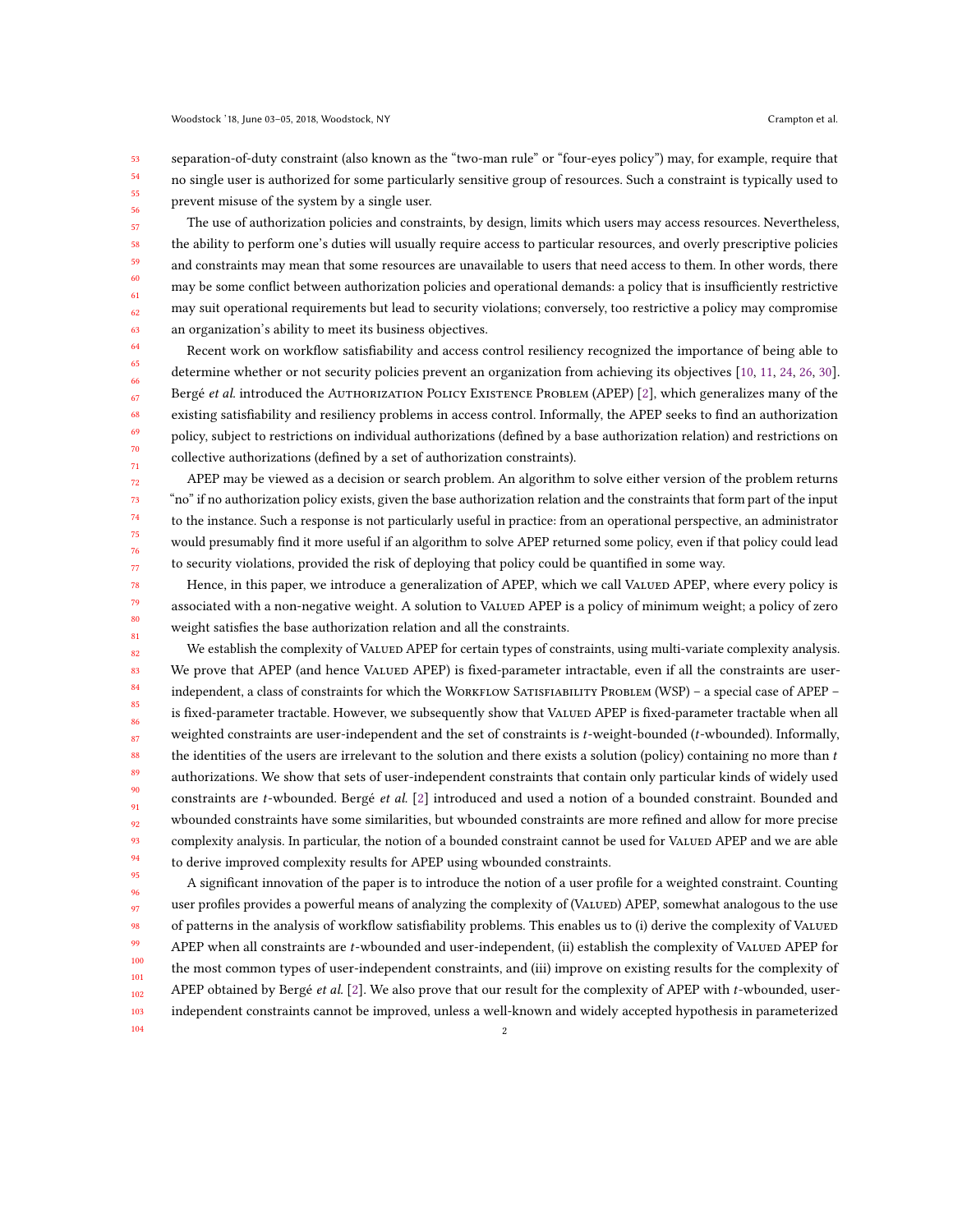separation-of-duty constraint (also known as the "two-man rule" or "four-eyes policy") may, for example, require that no single user is authorized for some particularly sensitive group of resources. Such a constraint is typically used to prevent misuse of the system by a single user.

The use of authorization policies and constraints, by design, limits which users may access resources. Nevertheless, the ability to perform one's duties will usually require access to particular resources, and overly prescriptive policies and constraints may mean that some resources are unavailable to users that need access to them. In other words, there may be some conflict between authorization policies and operational demands: a policy that is insufficiently restrictive may suit operational requirements but lead to security violations; conversely, too restrictive a policy may compromise an organization's ability to meet its business objectives.

Recent work on workflow satisfiability and access control resiliency recognized the importance of being able to determine whether or not security policies prevent an organization from achieving its objectives [10, 11, 24, 26, 30]. Bergé *et al.* introduced the Authorization Policy Existence Problem (APEP) [2], which generalizes many of the existing satisfiability and resiliency problems in access control. Informally, the APEP seeks to find an authorization policy, subject to restrictions on individual authorizations (defined by a base authorization relation) and restrictions on collective authorizations (defined by a set of authorization constraints).

APEP may be viewed as a decision or search problem. An algorithm to solve either version of the problem returns "no" if no authorization policy exists, given the base authorization relation and the constraints that form part of the input to the instance. Such a response is not particularly useful in practice: from an operational perspective, an administrator would presumably find it more useful if an algorithm to solve APEP returned some policy, even if that policy could lead to security violations, provided the risk of deploying that policy could be quantified in some way.

Hence, in this paper, we introduce a generalization of APEP, which we call Valued APEP, where every policy is associated with a non-negative weight. A solution to Valued APEP is a policy of minimum weight; a policy of zero weight satisfies the base authorization relation and all the constraints.

We establish the complexity of Valued APEP for certain types of constraints, using multi-variate complexity analysis. We prove that APEP (and hence Valued APEP) is fixed-parameter intractable, even if all the constraints are user-independent, a class of constraints for which the Workflow Satisfiability Problem (WSP) – a special case of APEP – is fixed-parameter tractable. However, we subsequently show that Valued APEP is fixed-parameter tractable when all weighted constraints are user-independent and the set of constraints is $t$-weight-bounded ($t$-wbounded). Informally, the identities of the users are irrelevant to the solution and there exists a solution (policy) containing no more than $t$ authorizations. We show that sets of user-independent constraints that contain only particular kinds of widely used constraints are $t$-wbounded. Bergé *et al.* [2] introduced and used a notion of a bounded constraint. Bounded and wbounded constraints have some similarities, but wbounded constraints are more refined and allow for more precise complexity analysis. In particular, the notion of a bounded constraint cannot be used for Valued APEP and we are able to derive improved complexity results for APEP using wbounded constraints.

A significant innovation of the paper is to introduce the notion of a user profile for a weighted constraint. Counting user profiles provides a powerful means of analyzing the complexity of (Valued) APEP, somewhat analogous to the use of patterns in the analysis of workflow satisfiability problems. This enables us to (i) derive the complexity of Valued APEP when all constraints are $t$-wbounded and user-independent, (ii) establish the complexity of Valued APEP for the most common types of user-independent constraints, and (iii) improve on existing results for the complexity of APEP obtained by Bergé *et al.* [2]. We also prove that our result for the complexity of APEP with $t$-wbounded, user-independent constraints cannot be improved, unless a well-known and widely accepted hypothesis in parameterized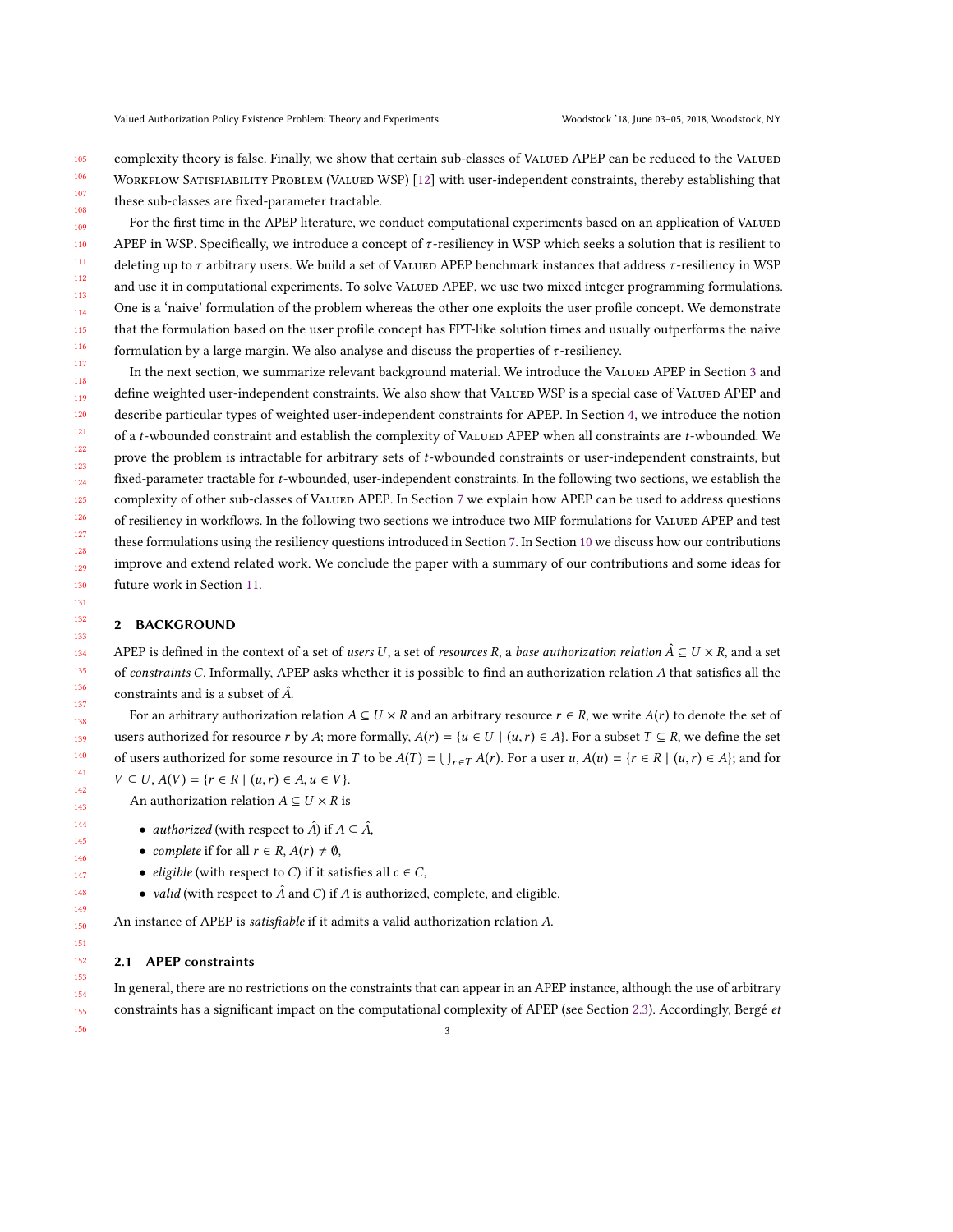complexity theory is false. Finally, we show that certain sub-classes of Valued APEP can be reduced to the Valued Workflow Satisfiability Problem (Valued WSP) [12] with user-independent constraints, thereby establishing that these sub-classes are fixed-parameter tractable.

For the first time in the APEP literature, we conduct computational experiments based on an application of Valued APEP in WSP. Specifically, we introduce a concept of $\tau$-resiliency in WSP which seeks a solution that is resilient to deleting up to $\tau$ arbitrary users. We build a set of Valued APEP benchmark instances that address $\tau$-resiliency in WSP and use it in computational experiments. To solve Valued APEP, we use two mixed integer programming formulations. One is a 'naive' formulation of the problem whereas the other one exploits the user profile concept. We demonstrate that the formulation based on the user profile concept has FPT-like solution times and usually outperforms the naive formulation by a large margin. We also analyse and discuss the properties of $\tau$-resiliency.

In the next section, we summarize relevant background material. We introduce the Valued APEP in Section 3 and define weighted user-independent constraints. We also show that Valued WSP is a special case of Valued APEP and describe particular types of weighted user-independent constraints for APEP. In Section 4, we introduce the notion of a $t$-wbounded constraint and establish the complexity of Valued APEP when all constraints are $t$-wbounded. We prove the problem is intractable for arbitrary sets of $t$-wbounded constraints or user-independent constraints, but fixed-parameter tractable for $t$-wbounded, user-independent constraints. In the following two sections, we establish the complexity of other sub-classes of Valued APEP. In Section 7 we explain how APEP can be used to address questions of resiliency in workflows. In the following two sections we introduce two MIP formulations for Valued APEP and test these formulations using the resiliency questions introduced in Section 7. In Section 10 we discuss how our contributions improve and extend related work. We conclude the paper with a summary of our contributions and some ideas for future work in Section 11.

## 2 BACKGROUND

APEP is defined in the context of a set of *users* $U$, a set of *resources* $R$, a *base authorization relation* $\hat{A} \subseteq U \times R$, and a set of *constraints* $C$. Informally, APEP asks whether it is possible to find an authorization relation $A$ that satisfies all the constraints and is a subset of $\hat{A}$.

For an arbitrary authorization relation $A \subseteq U \times R$ and an arbitrary resource $r \in R$, we write $A(r)$ to denote the set of users authorized for resource $r$ by $A$; more formally, $A(r) = \{u \in U \mid (u, r) \in A\}$. For a subset $T \subseteq R$, we define the set of users authorized for some resource in $T$ to be $A(T) = \bigcup_{r \in T} A(r)$. For a user $u$, $A(u) = \{r \in R \mid (u, r) \in A\}$; and for $V \subseteq U$, $A(V) = \{r \in R \mid (u, r) \in A, u \in V\}$.

An authorization relation $A \subseteq U \times R$ is

- *authorized* (with respect to $\hat{A}$) if $A \subseteq \hat{A}$,
- *complete* if for all $r \in R$, $A(r) \neq \emptyset$,
- *eligible* (with respect to $C$) if it satisfies all $c \in C$,
- *valid* (with respect to $\hat{A}$ and $C$) if $A$ is authorized, complete, and eligible.

An instance of APEP is *satisfiable* if it admits a valid authorization relation $A$.

### 2.1 APEP constraints

In general, there are no restrictions on the constraints that can appear in an APEP instance, although the use of arbitrary constraints has a significant impact on the computational complexity of APEP (see Section 2.3). Accordingly, Bergé *et*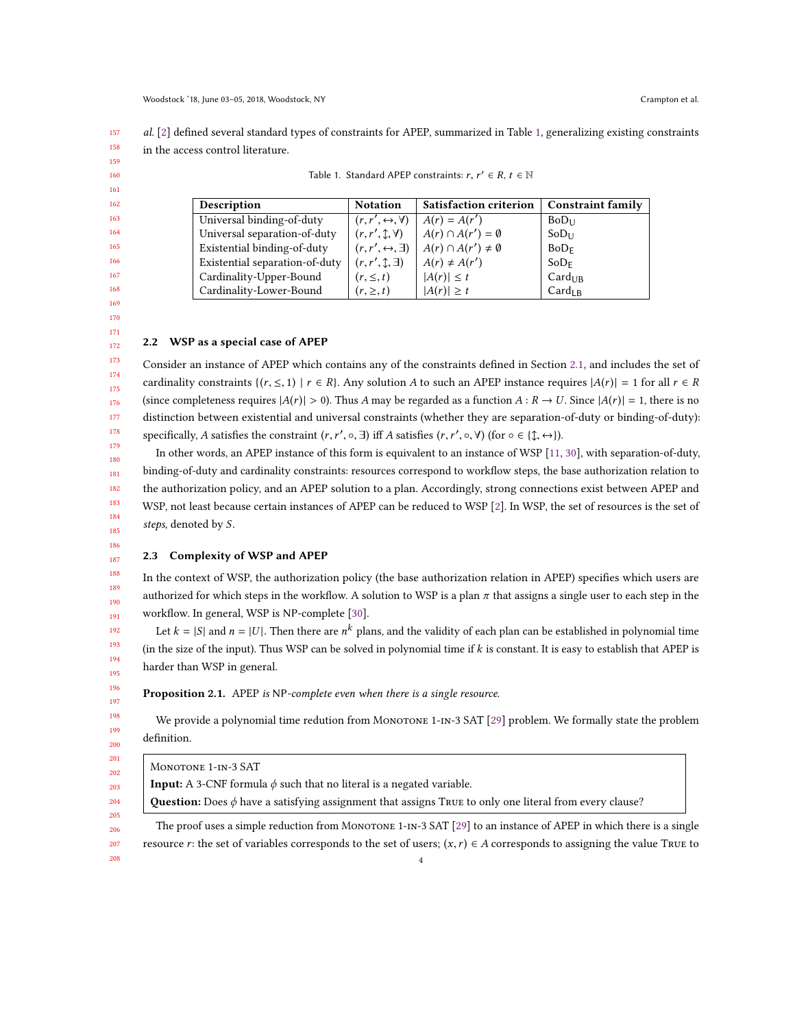*al.* [2] defined several standard types of constraints for APEP, summarized in Table 1, generalizing existing constraints in the access control literature.

Table 1. Standard APEP constraints: $r, r' \in R$, $t \in \mathbb{N}$

| Description | Notation | Satisfaction criterion | Constraint family |
|---|---|---|---|
| Universal binding-of-duty | $(r, r', \leftrightarrow, \forall)$ | $A(r) = A(r')$ | $\text{BoD}_\text{U}$ |
| Universal separation-of-duty | $(r, r', \updownarrow, \forall)$ | $A(r) \cap A(r') = \emptyset$ | $\text{SoD}_\text{U}$ |
| Existential binding-of-duty | $(r, r', \leftrightarrow, \exists)$ | $A(r) \cap A(r') \neq \emptyset$ | $\text{BoD}_\text{E}$ |
| Existential separation-of-duty | $(r, r', \updownarrow, \exists)$ | $A(r) \neq A(r')$ | $\text{SoD}_\text{E}$ |
| Cardinality-Upper-Bound | $(r, \leq, t)$ | $\lvert A(r)\rvert \leq t$ | $\text{Card}_\text{UB}$ |
| Cardinality-Lower-Bound | $(r, \geq, t)$ | $\lvert A(r)\rvert \geq t$ | $\text{Card}_\text{LB}$ |

### 2.2 WSP as a special case of APEP

Consider an instance of APEP which contains any of the constraints defined in Section 2.1, and includes the set of cardinality constraints $\{(r, \leq, 1) \mid r \in R\}$. Any solution $A$ to such an APEP instance requires $|A(r)| = 1$ for all $r \in R$ (since completeness requires $|A(r)| > 0$). Thus $A$ may be regarded as a function $A : R \to U$. Since $|A(r)| = 1$, there is no distinction between existential and universal constraints (whether they are separation-of-duty or binding-of-duty): specifically, $A$ satisfies the constraint $(r, r', \circ, \exists)$ iff $A$ satisfies $(r, r', \circ, \forall)$ (for $\circ \in \{\updownarrow, \leftrightarrow\}$).

In other words, an APEP instance of this form is equivalent to an instance of WSP [11, 30], with separation-of-duty, binding-of-duty and cardinality constraints: resources correspond to workflow steps, the base authorization relation to the authorization policy, and an APEP solution to a plan. Accordingly, strong connections exist between APEP and WSP, not least because certain instances of APEP can be reduced to WSP [2]. In WSP, the set of resources is the set of *steps*, denoted by $S$.

### 2.3 Complexity of WSP and APEP

In the context of WSP, the authorization policy (the base authorization relation in APEP) specifies which users are authorized for which steps in the workflow. A solution to WSP is a plan $\pi$ that assigns a single user to each step in the workflow. In general, WSP is NP-complete [30].

Let $k = |S|$ and $n = |U|$. Then there are $n^k$ plans, and the validity of each plan can be established in polynomial time (in the size of the input). Thus WSP can be solved in polynomial time if $k$ is constant. It is easy to establish that APEP is harder than WSP in general.

**Proposition 2.1.** APEP *is* NP*-complete even when there is a single resource.*

We provide a polynomial time redution from Monotone 1-in-3 SAT [29] problem. We formally state the problem definition.

> Monotone 1-in-3 SAT
> **Input:** A 3-CNF formula $\phi$ such that no literal is a negated variable.
> **Question:** Does $\phi$ have a satisfying assignment that assigns True to only one literal from every clause?

The proof uses a simple reduction from Monotone 1-in-3 SAT [29] to an instance of APEP in which there is a single resource $r$: the set of variables corresponds to the set of users; $(x, r) \in A$ corresponds to assigning the value True to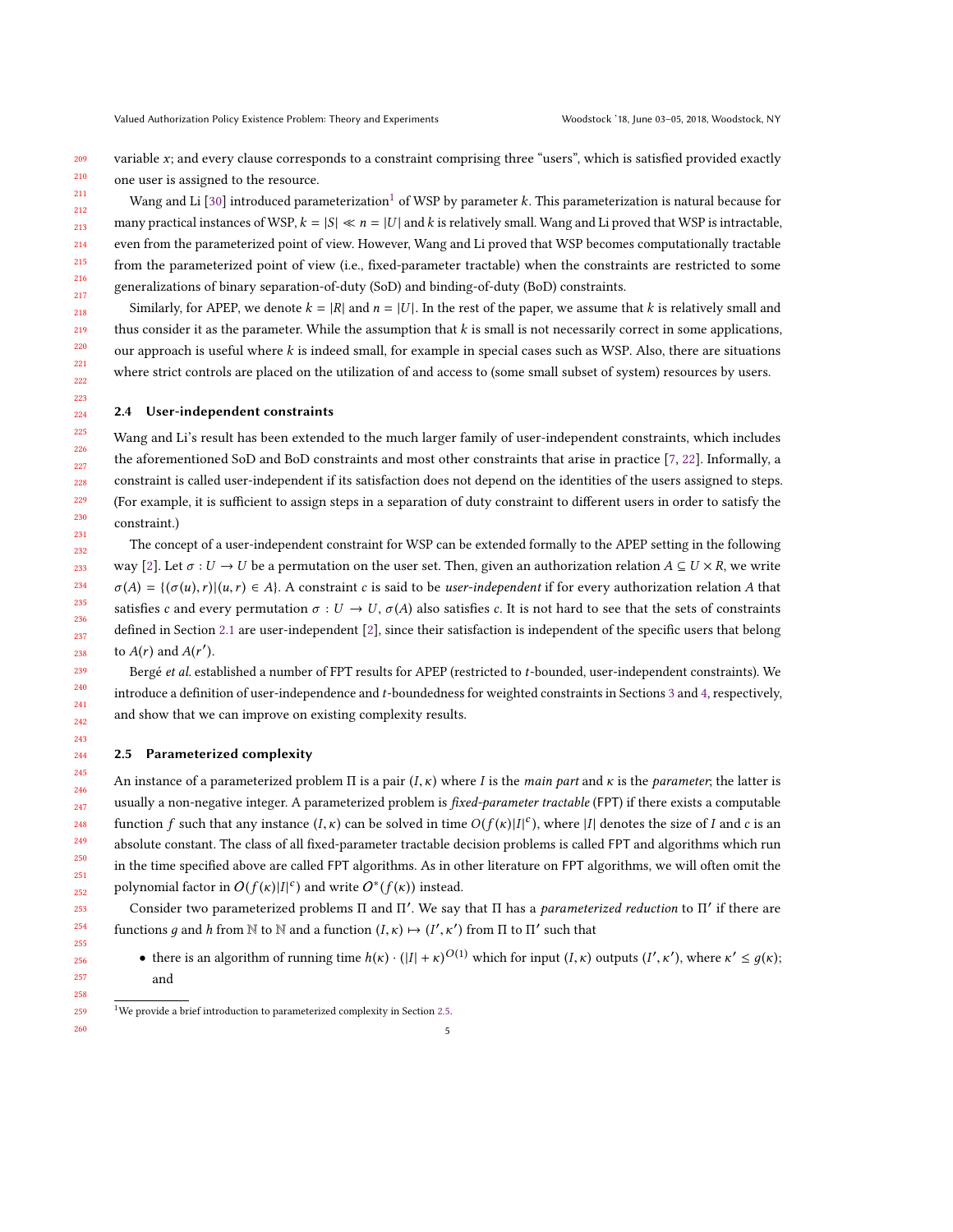variable $x$; and every clause corresponds to a constraint comprising three "users", which is satisfied provided exactly one user is assigned to the resource.

Wang and Li [30] introduced parameterization[1] of WSP by parameter $k$. This parameterization is natural because for many practical instances of WSP, $k = |S| \ll n = |U|$ and $k$ is relatively small. Wang and Li proved that WSP is intractable, even from the parameterized point of view. However, Wang and Li proved that WSP becomes computationally tractable from the parameterized point of view (i.e., fixed-parameter tractable) when the constraints are restricted to some generalizations of binary separation-of-duty (SoD) and binding-of-duty (BoD) constraints.

Similarly, for APEP, we denote $k = |R|$ and $n = |U|$. In the rest of the paper, we assume that $k$ is relatively small and thus consider it as the parameter. While the assumption that $k$ is small is not necessarily correct in some applications, our approach is useful where $k$ is indeed small, for example in special cases such as WSP. Also, there are situations where strict controls are placed on the utilization of and access to (some small subset of system) resources by users.

### 2.4 User-independent constraints

Wang and Li's result has been extended to the much larger family of user-independent constraints, which includes the aforementioned SoD and BoD constraints and most other constraints that arise in practice [7, 22]. Informally, a constraint is called user-independent if its satisfaction does not depend on the identities of the users assigned to steps. (For example, it is sufficient to assign steps in a separation of duty constraint to different users in order to satisfy the constraint.)

The concept of a user-independent constraint for WSP can be extended formally to the APEP setting in the following way [2]. Let $\sigma : U \to U$ be a permutation on the user set. Then, given an authorization relation $A \subseteq U \times R$, we write $\sigma(A) = \{(\sigma(u), r) | (u, r) \in A\}$. A constraint $c$ is said to be *user-independent* if for every authorization relation $A$ that satisfies $c$ and every permutation $\sigma : U \to U$, $\sigma(A)$ also satisfies $c$. It is not hard to see that the sets of constraints defined in Section 2.1 are user-independent [2], since their satisfaction is independent of the specific users that belong to $A(r)$ and $A(r')$.

Bergé *et al.* established a number of FPT results for APEP (restricted to $t$-bounded, user-independent constraints). We introduce a definition of user-independence and $t$-boundedness for weighted constraints in Sections 3 and 4, respectively, and show that we can improve on existing complexity results.

### 2.5 Parameterized complexity

An instance of a parameterized problem $\Pi$ is a pair $(I, \kappa)$ where $I$ is the *main part* and $\kappa$ is the *parameter*; the latter is usually a non-negative integer. A parameterized problem is *fixed-parameter tractable* (FPT) if there exists a computable function $f$ such that any instance $(I, \kappa)$ can be solved in time $O(f(\kappa)|I|^c)$, where $|I|$ denotes the size of $I$ and $c$ is an absolute constant. The class of all fixed-parameter tractable decision problems is called FPT and algorithms which run in the time specified above are called FPT algorithms. As in other literature on FPT algorithms, we will often omit the polynomial factor in $O(f(\kappa)|I|^c)$ and write $O^*(f(\kappa))$ instead.

Consider two parameterized problems $\Pi$ and $\Pi'$. We say that $\Pi$ has a *parameterized reduction* to $\Pi'$ if there are functions $g$ and $h$ from $\mathbb{N}$ to $\mathbb{N}$ and a function $(I, \kappa) \mapsto (I', \kappa')$ from $\Pi$ to $\Pi'$ such that

- there is an algorithm of running time $h(\kappa) \cdot (|I| + \kappa)^{O(1)}$ which for input $(I, \kappa)$ outputs $(I', \kappa')$, where $\kappa' \leq g(\kappa)$; and

[1] We provide a brief introduction to parameterized complexity in Section 2.5.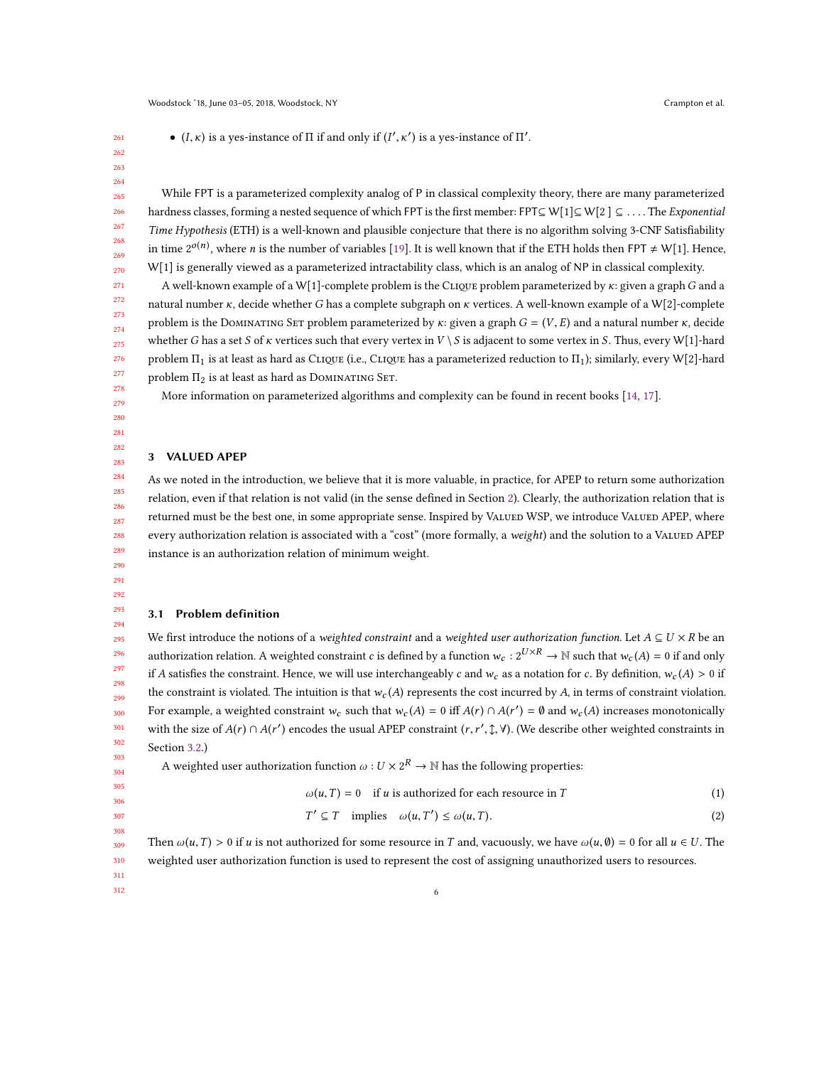- $(I, \kappa)$ is a yes-instance of $\Pi$ if and only if $(I', \kappa')$ is a yes-instance of $\Pi'$.

While FPT is a parameterized complexity analog of P in classical complexity theory, there are many parameterized hardness classes, forming a nested sequence of which FPT is the first member: FPT$\subseteq$ W[1]$\subseteq$ W[2 ] $\subseteq \ldots$. The *Exponential Time Hypothesis* (ETH) is a well-known and plausible conjecture that there is no algorithm solving 3-CNF Satisfiability in time $2^{o(n)}$, where $n$ is the number of variables [19]. It is well known that if the ETH holds then FPT $\neq$ W[1]. Hence, W[1] is generally viewed as a parameterized intractability class, which is an analog of NP in classical complexity.

A well-known example of a W[1]-complete problem is the Clique problem parameterized by $\kappa$: given a graph $G$ and a natural number $\kappa$, decide whether $G$ has a complete subgraph on $\kappa$ vertices. A well-known example of a W[2]-complete problem is the Dominating Set problem parameterized by $\kappa$: given a graph $G = (V, E)$ and a natural number $\kappa$, decide whether $G$ has a set $S$ of $\kappa$ vertices such that every vertex in $V \setminus S$ is adjacent to some vertex in $S$. Thus, every W[1]-hard problem $\Pi_1$ is at least as hard as Clique (i.e., Clique has a parameterized reduction to $\Pi_1$); similarly, every W[2]-hard problem $\Pi_2$ is at least as hard as Dominating Set.

More information on parameterized algorithms and complexity can be found in recent books [14, 17].

## 3 VALUED APEP

As we noted in the introduction, we believe that it is more valuable, in practice, for APEP to return some authorization relation, even if that relation is not valid (in the sense defined in Section 2). Clearly, the authorization relation that is returned must be the best one, in some appropriate sense. Inspired by Valued WSP, we introduce Valued APEP, where every authorization relation is associated with a "cost" (more formally, a *weight*) and the solution to a Valued APEP instance is an authorization relation of minimum weight.

### 3.1 Problem definition

We first introduce the notions of a *weighted constraint* and a *weighted user authorization function*. Let $A \subseteq U \times R$ be an authorization relation. A weighted constraint $c$ is defined by a function $w_c : 2^{U \times R} \to \mathbb{N}$ such that $w_c(A) = 0$ if and only if $A$ satisfies the constraint. Hence, we will use interchangeably $c$ and $w_c$ as a notation for $c$. By definition, $w_c(A) > 0$ if the constraint is violated. The intuition is that $w_c(A)$ represents the cost incurred by $A$, in terms of constraint violation. For example, a weighted constraint $w_c$ such that $w_c(A) = 0$ iff $A(r) \cap A(r') = \emptyset$ and $w_c(A)$ increases monotonically with the size of $A(r) \cap A(r')$ encodes the usual APEP constraint $(r, r', \updownarrow, \forall)$. (We describe other weighted constraints in Section 3.2.)

A weighted user authorization function $\omega : U \times 2^R \to \mathbb{N}$ has the following properties:

$$\omega(u, T) = 0 \quad \text{if } u \text{ is authorized for each resource in } T \tag{1}$$

$$T' \subseteq T \quad \text{implies} \quad \omega(u, T') \leq \omega(u, T). \tag{2}$$

Then $\omega(u, T) > 0$ if $u$ is not authorized for some resource in $T$ and, vacuously, we have $\omega(u, \emptyset) = 0$ for all $u \in U$. The weighted user authorization function is used to represent the cost of assigning unauthorized users to resources.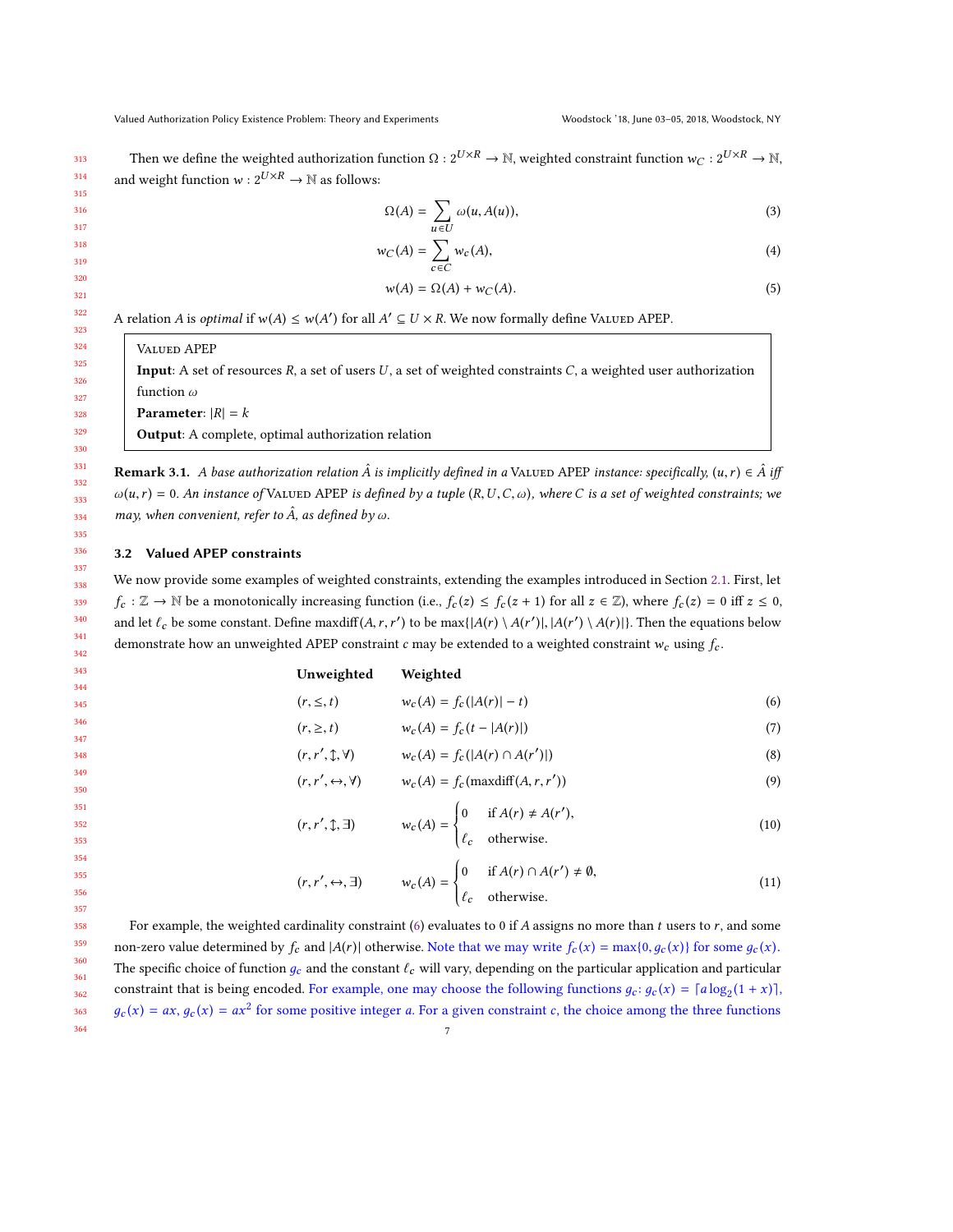Then we define the weighted authorization function $\Omega : 2^{U \times R} \to \mathbb{N}$, weighted constraint function $w_C : 2^{U \times R} \to \mathbb{N}$, and weight function $w : 2^{U \times R} \to \mathbb{N}$ as follows:

$$\Omega(A) = \sum_{u \in U} \omega(u, A(u)), \tag{3}$$

$$w_C(A) = \sum_{c \in C} w_c(A), \tag{4}$$

$$w(A) = \Omega(A) + w_C(A). \tag{5}$$

A relation $A$ is *optimal* if $w(A) \leq w(A')$ for all $A' \subseteq U \times R$. We now formally define Valued APEP.

> Valued APEP
>
> **Input**: A set of resources $R$, a set of users $U$, a set of weighted constraints $C$, a weighted user authorization function $\omega$
>
> **Parameter**: $|R| = k$
>
> **Output**: A complete, optimal authorization relation

**Remark 3.1.** *A base authorization relation $\hat{A}$ is implicitly defined in a* Valued APEP *instance: specifically, $(u, r) \in \hat{A}$ iff $\omega(u, r) = 0$. An instance of* Valued APEP *is defined by a tuple $(R, U, C, \omega)$, where $C$ is a set of weighted constraints; we may, when convenient, refer to $\hat{A}$, as defined by $\omega$.*

### 3.2 Valued APEP constraints

We now provide some examples of weighted constraints, extending the examples introduced in Section 2.1. First, let $f_c : \mathbb{Z} \to \mathbb{N}$ be a monotonically increasing function (i.e., $f_c(z) \leq f_c(z+1)$ for all $z \in \mathbb{Z}$), where $f_c(z) = 0$ iff $z \leq 0$, and let $\ell_c$ be some constant. Define $\text{maxdiff}(A, r, r')$ to be $\max\{|A(r) \setminus A(r')|, |A(r') \setminus A(r)|\}$. Then the equations below demonstrate how an unweighted APEP constraint $c$ may be extended to a weighted constraint $w_c$ using $f_c$.

| **Unweighted** | **Weighted** | |
|---|---|---|
| $(r, \leq, t)$ | $w_c(A) = f_c(\|A(r)\| - t)$ | (6) |
| $(r, \geq, t)$ | $w_c(A) = f_c(t - \|A(r)\|)$ | (7) |
| $(r, r', \updownarrow, \forall)$ | $w_c(A) = f_c(\|A(r) \cap A(r')\|)$ | (8) |
| $(r, r', \leftrightarrow, \forall)$ | $w_c(A) = f_c(\text{maxdiff}(A, r, r'))$ | (9) |
| $(r, r', \updownarrow, \exists)$ | $w_c(A) = \begin{cases} 0 & \text{if } A(r) \neq A(r'), \\ \ell_c & \text{otherwise.} \end{cases}$ | (10) |
| $(r, r', \leftrightarrow, \exists)$ | $w_c(A) = \begin{cases} 0 & \text{if } A(r) \cap A(r') \neq \emptyset, \\ \ell_c & \text{otherwise.} \end{cases}$ | (11) |

For example, the weighted cardinality constraint (6) evaluates to 0 if $A$ assigns no more than $t$ users to $r$, and some non-zero value determined by $f_c$ and $|A(r)|$ otherwise. Note that we may write $f_c(x) = \max\{0, g_c(x)\}$ for some $g_c(x)$. The specific choice of function $g_c$ and the constant $\ell_c$ will vary, depending on the particular application and particular constraint that is being encoded. For example, one may choose the following functions $g_c$: $g_c(x) = \lceil a \log_2(1 + x) \rceil$, $g_c(x) = ax$, $g_c(x) = ax^2$ for some positive integer $a$. For a given constraint $c$, the choice among the three functions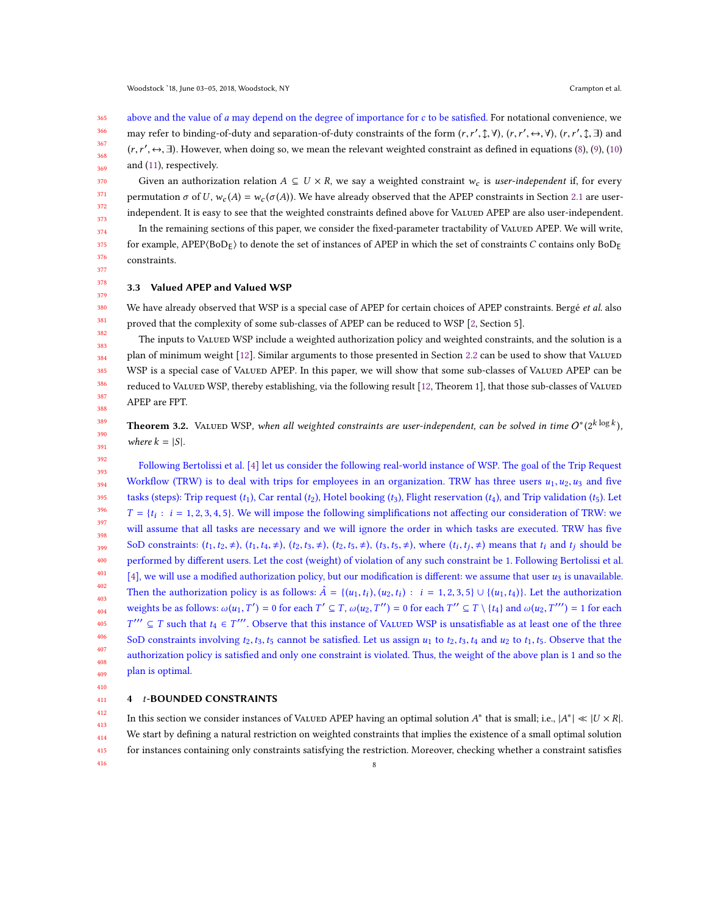above and the value of $a$ may depend on the degree of importance for $c$ to be satisfied. For notational convenience, we may refer to binding-of-duty and separation-of-duty constraints of the form $(r, r', \updownarrow, \forall)$, $(r, r', \leftrightarrow, \forall)$, $(r, r', \updownarrow, \exists)$ and $(r, r', \leftrightarrow, \exists)$. However, when doing so, we mean the relevant weighted constraint as defined in equations (8), (9), (10) and (11), respectively.

Given an authorization relation $A \subseteq U \times R$, we say a weighted constraint $w_c$ is *user-independent* if, for every permutation $\sigma$ of $U$, $w_c(A) = w_c(\sigma(A))$. We have already observed that the APEP constraints in Section 2.1 are user-independent. It is easy to see that the weighted constraints defined above for Valued APEP are also user-independent.

In the remaining sections of this paper, we consider the fixed-parameter tractability of Valued APEP. We will write, for example, APEP$\langle \text{BoD}_\text{E} \rangle$ to denote the set of instances of APEP in which the set of constraints $C$ contains only $\text{BoD}_\text{E}$ constraints.

### 3.3 Valued APEP and Valued WSP

We have already observed that WSP is a special case of APEP for certain choices of APEP constraints. Bergé *et al.* also proved that the complexity of some sub-classes of APEP can be reduced to WSP [2, Section 5].

The inputs to Valued WSP include a weighted authorization policy and weighted constraints, and the solution is a plan of minimum weight [12]. Similar arguments to those presented in Section 2.2 can be used to show that Valued WSP is a special case of Valued APEP. In this paper, we will show that some sub-classes of Valued APEP can be reduced to Valued WSP, thereby establishing, via the following result [12, Theorem 1], that those sub-classes of Valued APEP are FPT.

**Theorem 3.2.** *Valued WSP, when all weighted constraints are user-independent, can be solved in time $O^*(2^{k \log k})$, where $k = |S|$.*

Following Bertolissi et al. [4] let us consider the following real-world instance of WSP. The goal of the Trip Request Workflow (TRW) is to deal with trips for employees in an organization. TRW has three users $u_1, u_2, u_3$ and five tasks (steps): Trip request ($t_1$), Car rental ($t_2$), Hotel booking ($t_3$), Flight reservation ($t_4$), and Trip validation ($t_5$). Let $T = \{t_i : i = 1, 2, 3, 4, 5\}$. We will impose the following simplifications not affecting our consideration of TRW: we will assume that all tasks are necessary and we will ignore the order in which tasks are executed. TRW has five SoD constraints: $(t_1, t_2, \neq)$, $(t_1, t_4, \neq)$, $(t_2, t_3, \neq)$, $(t_2, t_5, \neq)$, $(t_3, t_5, \neq)$, where $(t_i, t_j, \neq)$ means that $t_i$ and $t_j$ should be performed by different users. Let the cost (weight) of violation of any such constraint be 1. Following Bertolissi et al. [4], we will use a modified authorization policy, but our modification is different: we assume that user $u_3$ is unavailable. Then the authorization policy is as follows: $\hat{A} = \{(u_1, t_i), (u_2, t_i) : i = 1, 2, 3, 5\} \cup \{(u_1, t_4)\}$. Let the authorization weights be as follows: $\omega(u_1, T') = 0$ for each $T' \subseteq T$, $\omega(u_2, T'') = 0$ for each $T'' \subseteq T \setminus \{t_4\}$ and $\omega(u_2, T''') = 1$ for each $T''' \subseteq T$ such that $t_4 \in T'''$. Observe that this instance of Valued WSP is unsatisfiable as at least one of the three SoD constraints involving $t_2, t_3, t_5$ cannot be satisfied. Let us assign $u_1$ to $t_2, t_3, t_4$ and $u_2$ to $t_1, t_5$. Observe that the authorization policy is satisfied and only one constraint is violated. Thus, the weight of the above plan is 1 and so the plan is optimal.

## 4 $t$-BOUNDED CONSTRAINTS

In this section we consider instances of Valued APEP having an optimal solution $A^*$ that is small; i.e., $|A^*| \ll |U \times R|$. We start by defining a natural restriction on weighted constraints that implies the existence of a small optimal solution for instances containing only constraints satisfying the restriction. Moreover, checking whether a constraint satisfies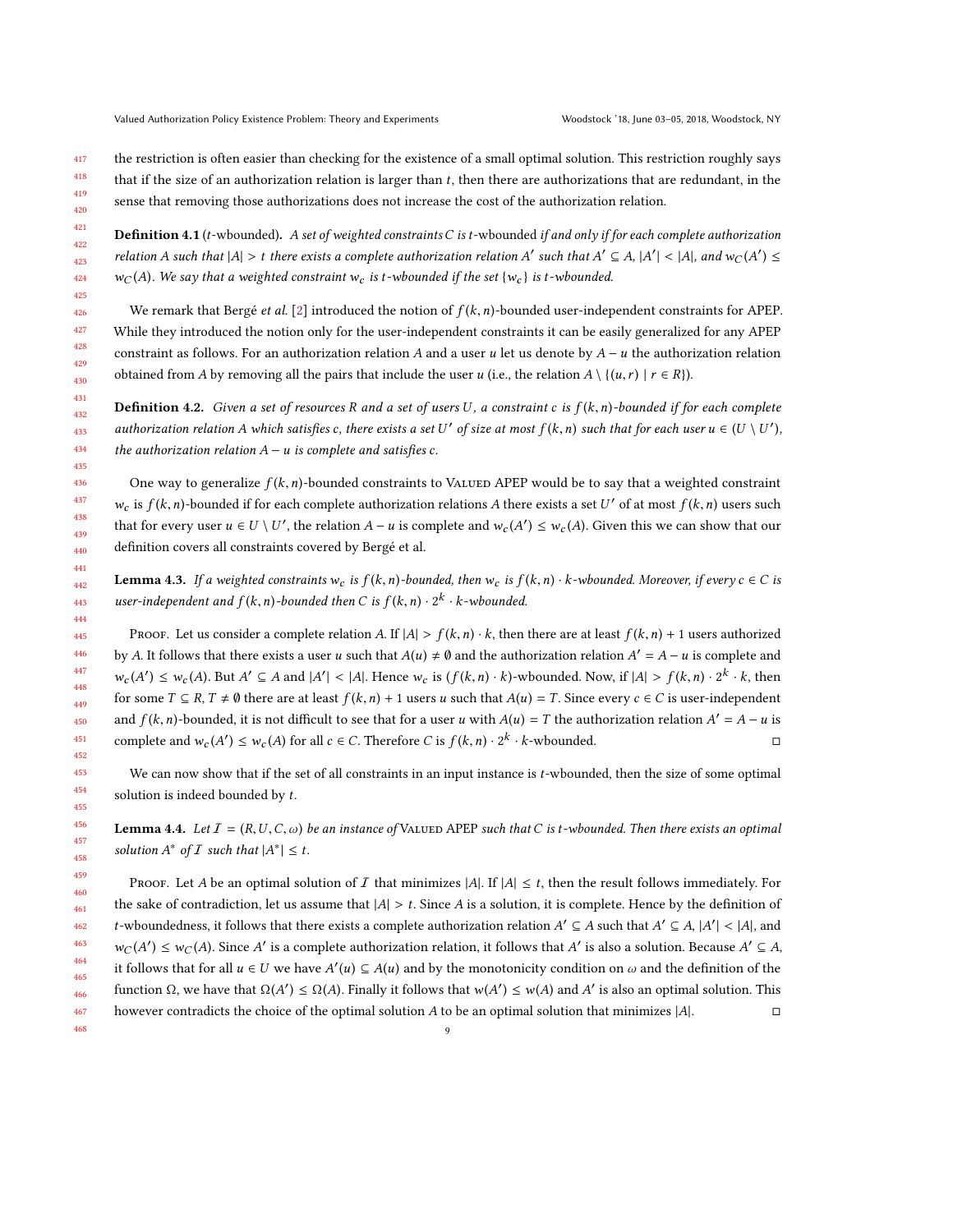the restriction is often easier than checking for the existence of a small optimal solution. This restriction roughly says that if the size of an authorization relation is larger than $t$, then there are authorizations that are redundant, in the sense that removing those authorizations does not increase the cost of the authorization relation.

**Definition 4.1** ($t$-wbounded). *A set of weighted constraints $C$ is $t$-wbounded if and only if for each complete authorization relation $A$ such that $|A| > t$ there exists a complete authorization relation $A'$ such that $A' \subseteq A$, $|A'| < |A|$, and $w_C(A') \leq w_C(A)$. We say that a weighted constraint $w_c$ is $t$-wbounded if the set $\{w_c\}$ is $t$-wbounded.*

We remark that Bergé *et al.* [2] introduced the notion of $f(k, n)$-bounded user-independent constraints for APEP. While they introduced the notion only for the user-independent constraints it can be easily generalized for any APEP constraint as follows. For an authorization relation $A$ and a user $u$ let us denote by $A - u$ the authorization relation obtained from $A$ by removing all the pairs that include the user $u$ (i.e., the relation $A \setminus \{(u, r) \mid r \in R\}$).

**Definition 4.2.** *Given a set of resources $R$ and a set of users $U$, a constraint $c$ is $f(k, n)$-bounded if for each complete authorization relation $A$ which satisfies $c$, there exists a set $U'$ of size at most $f(k, n)$ such that for each user $u \in (U \setminus U')$, the authorization relation $A - u$ is complete and satisfies $c$.*

One way to generalize $f(k, n)$-bounded constraints to Valued APEP would be to say that a weighted constraint $w_c$ is $f(k, n)$-bounded if for each complete authorization relations $A$ there exists a set $U'$ of at most $f(k, n)$ users such that for every user $u \in U \setminus U'$, the relation $A - u$ is complete and $w_c(A') \leq w_c(A)$. Given this we can show that our definition covers all constraints covered by Bergé et al.

**Lemma 4.3.** *If a weighted constraints $w_c$ is $f(k, n)$-bounded, then $w_c$ is $f(k, n) \cdot k$-wbounded. Moreover, if every $c \in C$ is user-independent and $f(k, n)$-bounded then $C$ is $f(k, n) \cdot 2^k \cdot k$-wbounded.*

Proof. Let us consider a complete relation $A$. If $|A| > f(k, n) \cdot k$, then there are at least $f(k, n) + 1$ users authorized by $A$. It follows that there exists a user $u$ such that $A(u) \neq \emptyset$ and the authorization relation $A' = A - u$ is complete and $w_c(A') \leq w_c(A)$. But $A' \subseteq A$ and $|A'| < |A|$. Hence $w_c$ is $(f(k, n) \cdot k)$-wbounded. Now, if $|A| > f(k, n) \cdot 2^k \cdot k$, then for some $T \subseteq R$, $T \neq \emptyset$ there are at least $f(k, n) + 1$ users $u$ such that $A(u) = T$. Since every $c \in C$ is user-independent and $f(k, n)$-bounded, it is not difficult to see that for a user $u$ with $A(u) = T$ the authorization relation $A' = A - u$ is complete and $w_c(A') \leq w_c(A)$ for all $c \in C$. Therefore $C$ is $f(k, n) \cdot 2^k \cdot k$-wbounded. ◻

We can now show that if the set of all constraints in an input instance is $t$-wbounded, then the size of some optimal solution is indeed bounded by $t$.

**Lemma 4.4.** *Let $\mathcal{I} = (R, U, C, \omega)$ be an instance of Valued APEP such that $C$ is $t$-wbounded. Then there exists an optimal solution $A^*$ of $\mathcal{I}$ such that $|A^*| \leq t$.*

Proof. Let $A$ be an optimal solution of $\mathcal{I}$ that minimizes $|A|$. If $|A| \leq t$, then the result follows immediately. For the sake of contradiction, let us assume that $|A| > t$. Since $A$ is a solution, it is complete. Hence by the definition of $t$-wboundedness, it follows that there exists a complete authorization relation $A' \subseteq A$ such that $A' \subseteq A$, $|A'| < |A|$, and $w_C(A') \leq w_C(A)$. Since $A'$ is a complete authorization relation, it follows that $A'$ is also a solution. Because $A' \subseteq A$, it follows that for all $u \in U$ we have $A'(u) \subseteq A(u)$ and by the monotonicity condition on $\omega$ and the definition of the function $\Omega$, we have that $\Omega(A') \leq \Omega(A)$. Finally it follows that $w(A') \leq w(A)$ and $A'$ is also an optimal solution. This however contradicts the choice of the optimal solution $A$ to be an optimal solution that minimizes $|A|$. ◻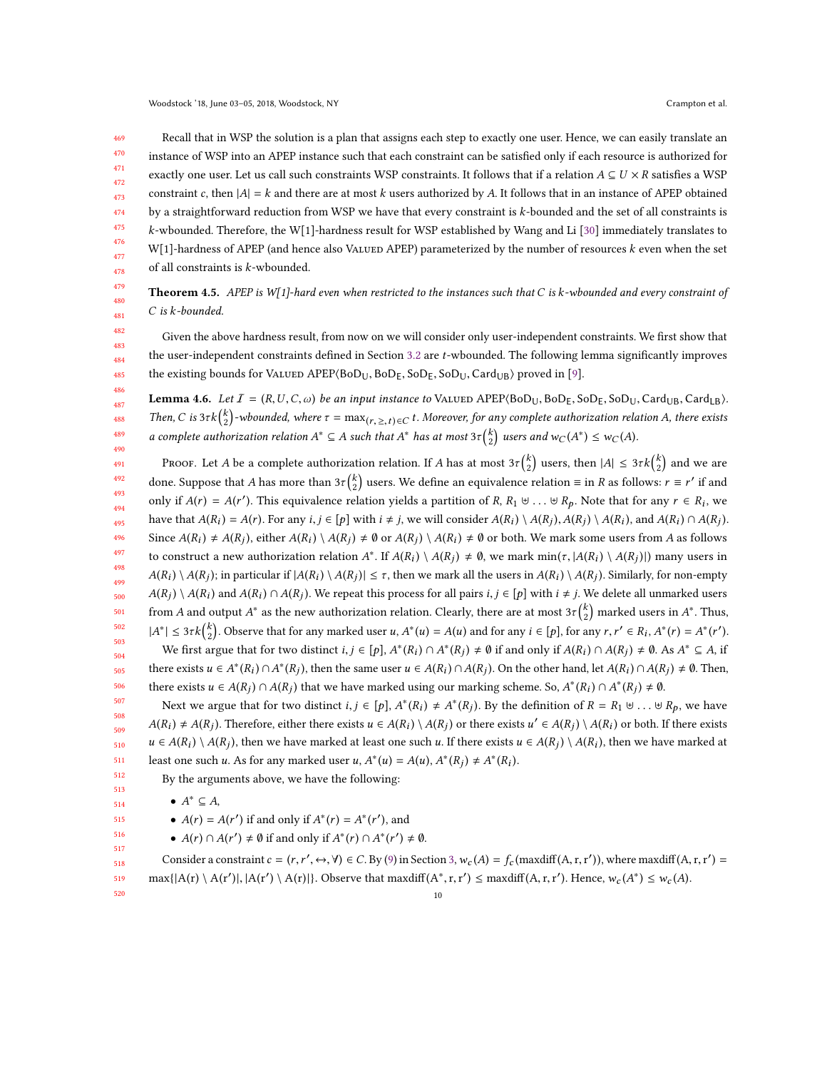Recall that in WSP the solution is a plan that assigns each step to exactly one user. Hence, we can easily translate an instance of WSP into an APEP instance such that each constraint can be satisfied only if each resource is authorized for exactly one user. Let us call such constraints WSP constraints. It follows that if a relation $A \subseteq U \times R$ satisfies a WSP constraint $c$, then $|A| = k$ and there are at most $k$ users authorized by $A$. It follows that in an instance of APEP obtained by a straightforward reduction from WSP we have that every constraint is $k$-bounded and the set of all constraints is $k$-wbounded. Therefore, the W[1]-hardness result for WSP established by Wang and Li [30] immediately translates to W[1]-hardness of APEP (and hence also Valued APEP) parameterized by the number of resources $k$ even when the set of all constraints is $k$-wbounded.

**Theorem 4.5.** *APEP is W[1]-hard even when restricted to the instances such that $C$ is $k$-wbounded and every constraint of $C$ is $k$-bounded.*

Given the above hardness result, from now on we will consider only user-independent constraints. We first show that the user-independent constraints defined in Section 3.2 are $t$-wbounded. The following lemma significantly improves the existing bounds for Valued APEP$\langle \mathrm{BoD_U}, \mathrm{BoD_E}, \mathrm{SoD_E}, \mathrm{SoD_U}, \mathrm{Card_{UB}} \rangle$ proved in [9].

**Lemma 4.6.** *Let $\mathcal{I} = (R, U, C, \omega)$ be an input instance to Valued APEP$\langle \mathrm{BoD_U}, \mathrm{BoD_E}, \mathrm{SoD_E}, \mathrm{SoD_U}, \mathrm{Card_{UB}}, \mathrm{Card_{LB}} \rangle$. Then, $C$ is $3\tau k\binom{k}{2}$-wbounded, where $\tau = \max_{(r,\geq,t)\in C} t$. Moreover, for any complete authorization relation $A$, there exists a complete authorization relation $A^* \subseteq A$ such that $A^*$ has at most $3\tau\binom{k}{2}$ users and $w_C(A^*) \leq w_C(A)$.*

Proof. Let $A$ be a complete authorization relation. If $A$ has at most $3\tau\binom{k}{2}$ users, then $|A| \leq 3\tau k\binom{k}{2}$ and we are done. Suppose that $A$ has more than $3\tau\binom{k}{2}$ users. We define an equivalence relation $\equiv$ in $R$ as follows: $r \equiv r'$ if and only if $A(r) = A(r')$. This equivalence relation yields a partition of $R$, $R_1 \uplus \ldots \uplus R_p$. Note that for any $r \in R_i$, we have that $A(R_i) = A(r)$. For any $i, j \in [p]$ with $i \neq j$, we will consider $A(R_i) \setminus A(R_j)$, $A(R_j) \setminus A(R_i)$, and $A(R_i) \cap A(R_j)$. Since $A(R_i) \neq A(R_j)$, either $A(R_i) \setminus A(R_j) \neq \emptyset$ or $A(R_j) \setminus A(R_i) \neq \emptyset$ or both. We mark some users from $A$ as follows to construct a new authorization relation $A^*$. If $A(R_i) \setminus A(R_j) \neq \emptyset$, we mark $\min(\tau, |A(R_i) \setminus A(R_j)|)$ many users in $A(R_i) \setminus A(R_j)$; in particular if $|A(R_i) \setminus A(R_j)| \leq \tau$, then we mark all the users in $A(R_i) \setminus A(R_j)$. Similarly, for non-empty $A(R_j) \setminus A(R_i)$ and $A(R_i) \cap A(R_j)$. We repeat this process for all pairs $i, j \in [p]$ with $i \neq j$. We delete all unmarked users from $A$ and output $A^*$ as the new authorization relation. Clearly, there are at most $3\tau\binom{k}{2}$ marked users in $A^*$. Thus, $|A^*| \leq 3\tau k\binom{k}{2}$. Observe that for any marked user $u$, $A^*(u) = A(u)$ and for any $i \in [p]$, for any $r, r' \in R_i$, $A^*(r) = A^*(r')$.

We first argue that for two distinct $i, j \in [p]$, $A^*(R_i) \cap A^*(R_j) \neq \emptyset$ if and only if $A(R_i) \cap A(R_j) \neq \emptyset$. As $A^* \subseteq A$, if there exists $u \in A^*(R_i) \cap A^*(R_j)$, then the same user $u \in A(R_i) \cap A(R_j)$. On the other hand, let $A(R_i) \cap A(R_j) \neq \emptyset$. Then, there exists $u \in A(R_j) \cap A(R_j)$ that we have marked using our marking scheme. So, $A^*(R_i) \cap A^*(R_j) \neq \emptyset$.

Next we argue that for two distinct $i, j \in [p]$, $A^*(R_i) \neq A^*(R_j)$. By the definition of $R = R_1 \uplus \ldots \uplus R_p$, we have $A(R_i) \neq A(R_j)$. Therefore, either there exists $u \in A(R_i) \setminus A(R_j)$ or there exists $u' \in A(R_j) \setminus A(R_i)$ or both. If there exists $u \in A(R_i) \setminus A(R_j)$, then we have marked at least one such $u$. If there exists $u \in A(R_j) \setminus A(R_i)$, then we have marked at least one such $u$. As for any marked user $u$, $A^*(u) = A(u)$, $A^*(R_j) \neq A^*(R_i)$.

By the arguments above, we have the following:

- $A^* \subseteq A$,
- $A(r) = A(r')$ if and only if $A^*(r) = A^*(r')$, and
- $A(r) \cap A(r') \neq \emptyset$ if and only if $A^*(r) \cap A^*(r') \neq \emptyset$.

Consider a constraint $c = (r, r', \leftrightarrow, \forall) \in C$. By (9) in Section 3, $w_c(A) = f_c(\mathrm{maxdiff}(A, r, r'))$, where $\mathrm{maxdiff}(A, r, r') = \max\{|A(r) \setminus A(r')|, |A(r') \setminus A(r)|\}$. Observe that $\mathrm{maxdiff}(A^*, r, r') \leq \mathrm{maxdiff}(A, r, r')$. Hence, $w_c(A^*) \leq w_c(A)$.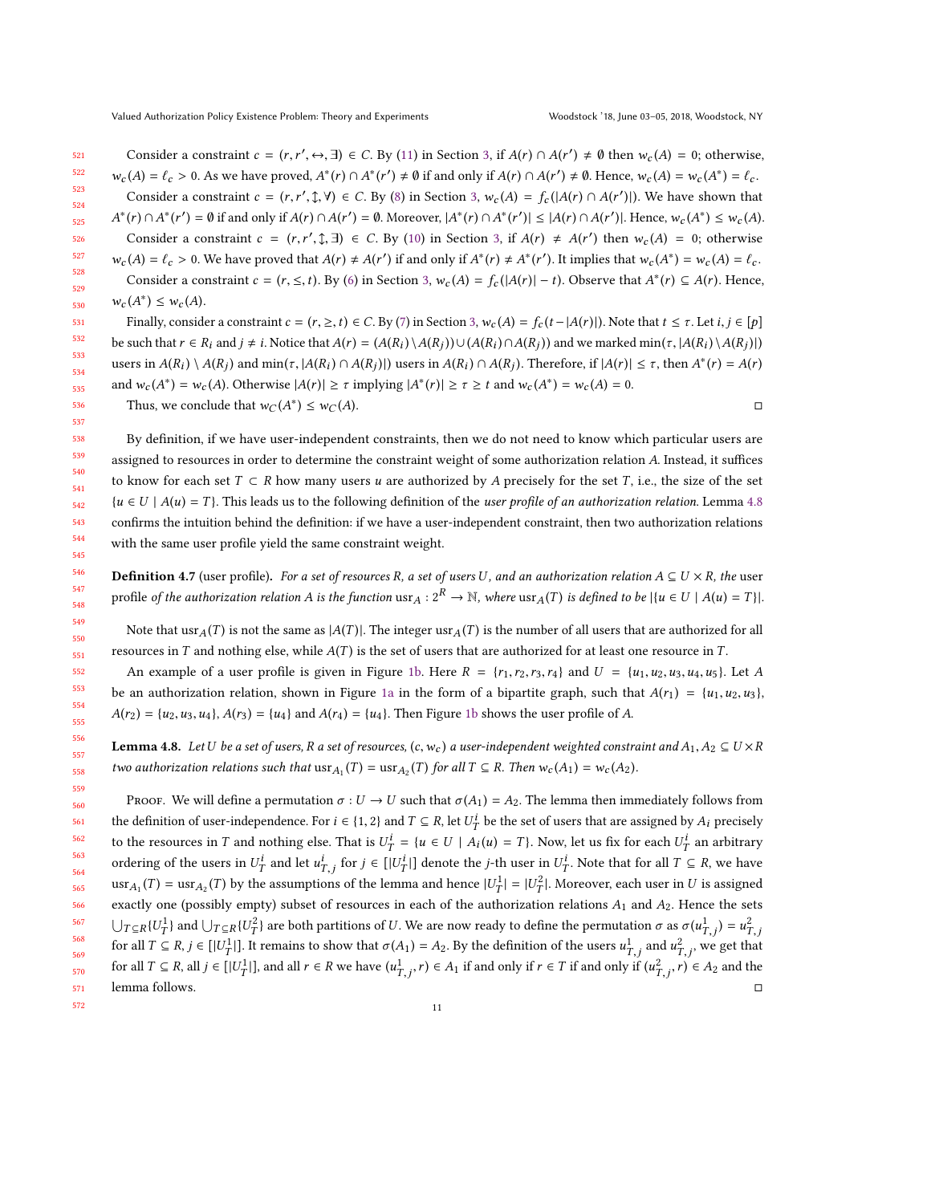Consider a constraint $c = (r, r', \leftrightarrow, \exists) \in C$. By (11) in Section 3, if $A(r) \cap A(r') \neq \emptyset$ then $w_c(A) = 0$; otherwise, $w_c(A) = \ell_c > 0$. As we have proved, $A^*(r) \cap A^*(r') \neq \emptyset$ if and only if $A(r) \cap A(r') \neq \emptyset$. Hence, $w_c(A) = w_c(A^*) = \ell_c$.

Consider a constraint $c = (r, r', \updownarrow, \forall) \in C$. By (8) in Section 3, $w_c(A) = f_c(|A(r) \cap A(r')|)$. We have shown that $A^*(r) \cap A^*(r') = \emptyset$ if and only if $A(r) \cap A(r') = \emptyset$. Moreover, $|A^*(r) \cap A^*(r')| \leq |A(r) \cap A(r')|$. Hence, $w_c(A^*) \leq w_c(A)$.

Consider a constraint $c = (r, r', \updownarrow, \exists) \in C$. By (10) in Section 3, if $A(r) \neq A(r')$ then $w_c(A) = 0$; otherwise $w_c(A) = \ell_c > 0$. We have proved that $A(r) \neq A(r')$ if and only if $A^*(r) \neq A^*(r')$. It implies that $w_c(A^*) = w_c(A) = \ell_c$.

Consider a constraint $c = (r, \leq, t)$. By (6) in Section 3, $w_c(A) = f_c(|A(r)| - t)$. Observe that $A^*(r) \subseteq A(r)$. Hence, $w_c(A^*) \leq w_c(A)$.

Finally, consider a constraint $c = (r, \geq, t) \in C$. By (7) in Section 3, $w_c(A) = f_c(t - |A(r)|)$. Note that $t \leq \tau$. Let $i, j \in [p]$ be such that $r \in R_i$ and $j \neq i$. Notice that $A(r) = (A(R_i) \setminus A(R_j)) \cup (A(R_i) \cap A(R_j))$ and we marked $\min(\tau, |A(R_i) \setminus A(R_j)|)$ users in $A(R_i) \setminus A(R_j)$ and $\min(\tau, |A(R_i) \cap A(R_j)|)$ users in $A(R_i) \cap A(R_j)$. Therefore, if $|A(r)| \leq \tau$, then $A^*(r) = A(r)$ and $w_c(A^*) = w_c(A)$. Otherwise $|A(r)| \geq \tau$ implying $|A^*(r)| \geq \tau \geq t$ and $w_c(A^*) = w_c(A) = 0$.

Thus, we conclude that $w_C(A^*) \leq w_C(A)$. ◻

By definition, if we have user-independent constraints, then we do not need to know which particular users are assigned to resources in order to determine the constraint weight of some authorization relation $A$. Instead, it suffices to know for each set $T \subset R$ how many users $u$ are authorized by $A$ precisely for the set $T$, i.e., the size of the set $\{u \in U \mid A(u) = T\}$. This leads us to the following definition of the *user profile of an authorization relation*. Lemma 4.8 confirms the intuition behind the definition: if we have a user-independent constraint, then two authorization relations with the same user profile yield the same constraint weight.

**Definition 4.7** (user profile). *For a set of resources $R$, a set of users $U$, and an authorization relation $A \subseteq U \times R$, the* user profile *of the authorization relation $A$ is the function $\text{usr}_A : 2^R \to \mathbb{N}$, where $\text{usr}_A(T)$ is defined to be $|\{u \in U \mid A(u) = T\}|$.*

Note that $\text{usr}_A(T)$ is not the same as $|A(T)|$. The integer $\text{usr}_A(T)$ is the number of all users that are authorized for all resources in $T$ and nothing else, while $A(T)$ is the set of users that are authorized for at least one resource in $T$.

An example of a user profile is given in Figure 1b. Here $R = \{r_1, r_2, r_3, r_4\}$ and $U = \{u_1, u_2, u_3, u_4, u_5\}$. Let $A$ be an authorization relation, shown in Figure 1a in the form of a bipartite graph, such that $A(r_1) = \{u_1, u_2, u_3\}$, $A(r_2) = \{u_2, u_3, u_4\}$, $A(r_3) = \{u_4\}$ and $A(r_4) = \{u_4\}$. Then Figure 1b shows the user profile of $A$.

**Lemma 4.8.** *Let $U$ be a set of users, $R$ a set of resources, $(c, w_c)$ a user-independent weighted constraint and $A_1, A_2 \subseteq U \times R$ two authorization relations such that $\text{usr}_{A_1}(T) = \text{usr}_{A_2}(T)$ for all $T \subseteq R$. Then $w_c(A_1) = w_c(A_2)$.*

Proof. We will define a permutation $\sigma : U \to U$ such that $\sigma(A_1) = A_2$. The lemma then immediately follows from the definition of user-independence. For $i \in \{1, 2\}$ and $T \subseteq R$, let $U^i_T$ be the set of users that are assigned by $A_i$ precisely to the resources in $T$ and nothing else. That is $U^i_T = \{u \in U \mid A_i(u) = T\}$. Now, let us fix for each $U^i_T$ an arbitrary ordering of the users in $U^i_T$ and let $u^i_{T,j}$ for $j \in [|U^i_T|]$ denote the $j$-th user in $U^i_T$. Note that for all $T \subseteq R$, we have $\text{usr}_{A_1}(T) = \text{usr}_{A_2}(T)$ by the assumptions of the lemma and hence $|U^1_T| = |U^2_T|$. Moreover, each user in $U$ is assigned exactly one (possibly empty) subset of resources in each of the authorization relations $A_1$ and $A_2$. Hence the sets $\bigcup_{T \subseteq R}\{U^1_T\}$ and $\bigcup_{T \subseteq R}\{U^2_T\}$ are both partitions of $U$. We are now ready to define the permutation $\sigma$ as $\sigma(u^1_{T,j}) = u^2_{T,j}$ for all $T \subseteq R$, $j \in [|U^1_T|]$. It remains to show that $\sigma(A_1) = A_2$. By the definition of the users $u^1_{T,j}$ and $u^2_{T,j}$, we get that for all $T \subseteq R$, all $j \in [|U^1_T|]$, and all $r \in R$ we have $(u^1_{T,j}, r) \in A_1$ if and only if $r \in T$ if and only if $(u^2_{T,j}, r) \in A_2$ and the lemma follows. ◻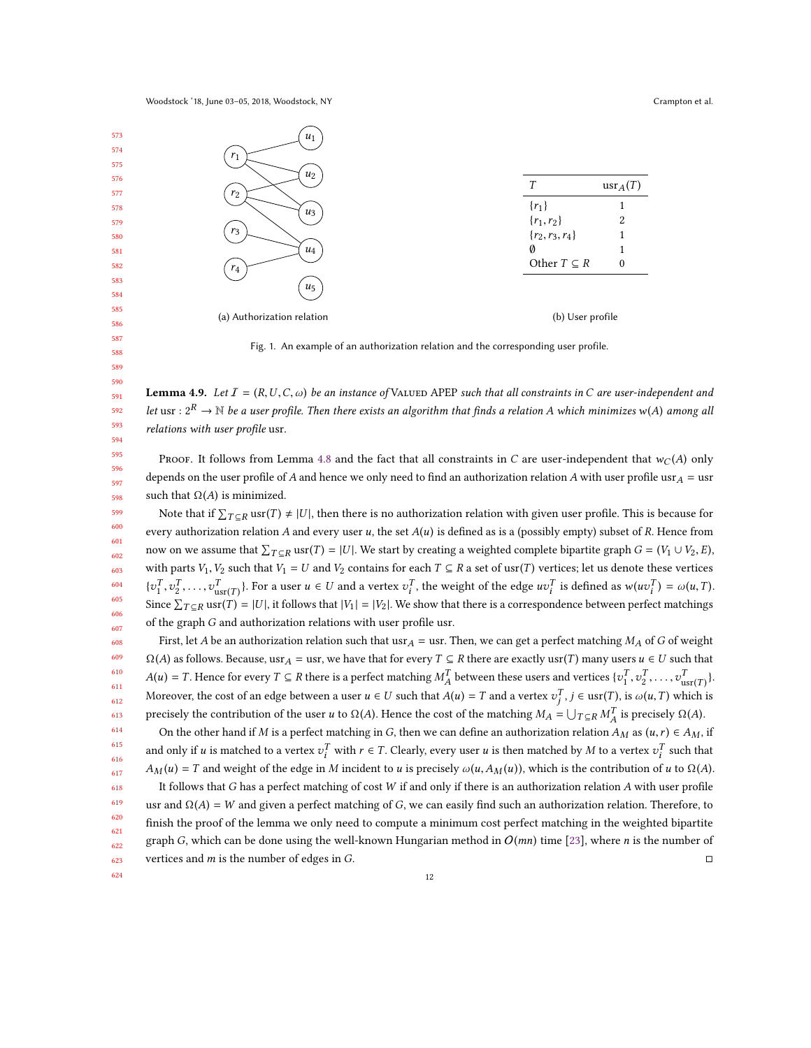| $T$ | $\mathrm{usr}_A(T)$ |
| --- | --- |
| $\{r_1\}$ | 1 |
| $\{r_1, r_2\}$ | 2 |
| $\{r_2, r_3, r_4\}$ | 1 |
| $\emptyset$ | 1 |
| Other $T \subseteq R$ | 0 |

(a) Authorization relation (b) User profile

Fig. 1. An example of an authorization relation and the corresponding user profile.

**Lemma 4.9.** *Let $\mathcal{I} = (R, U, C, \omega)$ be an instance of* Valued APEP *such that all constraints in $C$ are user-independent and let* $\mathrm{usr} : 2^R \to \mathbb{N}$ *be a user profile. Then there exists an algorithm that finds a relation $A$ which minimizes $w(A)$ among all relations with user profile* usr.

Proof. It follows from Lemma 4.8 and the fact that all constraints in $C$ are user-independent that $w_C(A)$ only depends on the user profile of $A$ and hence we only need to find an authorization relation $A$ with user profile $\mathrm{usr}_A = \mathrm{usr}$ such that $\Omega(A)$ is minimized.

Note that if $\sum_{T \subseteq R} \mathrm{usr}(T) \neq |U|$, then there is no authorization relation with given user profile. This is because for every authorization relation $A$ and every user $u$, the set $A(u)$ is defined as is a (possibly empty) subset of $R$. Hence from now on we assume that $\sum_{T \subseteq R} \mathrm{usr}(T) = |U|$. We start by creating a weighted complete bipartite graph $G = (V_1 \cup V_2, E)$, with parts $V_1, V_2$ such that $V_1 = U$ and $V_2$ contains for each $T \subseteq R$ a set of $\mathrm{usr}(T)$ vertices; let us denote these vertices $\{v_1^T, v_2^T, \ldots, v_{\mathrm{usr}(T)}^T\}$. For a user $u \in U$ and a vertex $v_i^T$, the weight of the edge $uv_i^T$ is defined as $w(uv_i^T) = \omega(u, T)$. Since $\sum_{T \subseteq R} \mathrm{usr}(T) = |U|$, it follows that $|V_1| = |V_2|$. We show that there is a correspondence between perfect matchings of the graph $G$ and authorization relations with user profile usr.

First, let $A$ be an authorization relation such that $\mathrm{usr}_A = \mathrm{usr}$. Then, we can get a perfect matching $M_A$ of $G$ of weight $\Omega(A)$ as follows. Because, $\mathrm{usr}_A = \mathrm{usr}$, we have that for every $T \subseteq R$ there are exactly $\mathrm{usr}(T)$ many users $u \in U$ such that $A(u) = T$. Hence for every $T \subseteq R$ there is a perfect matching $M_A^T$ between these users and vertices $\{v_1^T, v_2^T, \ldots, v_{\mathrm{usr}(T)}^T\}$. Moreover, the cost of an edge between a user $u \in U$ such that $A(u) = T$ and a vertex $v_j^T$, $j \in \mathrm{usr}(T)$, is $\omega(u, T)$ which is precisely the contribution of the user $u$ to $\Omega(A)$. Hence the cost of the matching $M_A = \bigcup_{T \subseteq R} M_A^T$ is precisely $\Omega(A)$.

On the other hand if $M$ is a perfect matching in $G$, then we can define an authorization relation $A_M$ as $(u, r) \in A_M$, if and only if $u$ is matched to a vertex $v_i^T$ with $r \in T$. Clearly, every user $u$ is then matched by $M$ to a vertex $v_i^T$ such that $A_M(u) = T$ and weight of the edge in $M$ incident to $u$ is precisely $\omega(u, A_M(u))$, which is the contribution of $u$ to $\Omega(A)$.

It follows that $G$ has a perfect matching of cost $W$ if and only if there is an authorization relation $A$ with user profile usr and $\Omega(A) = W$ and given a perfect matching of $G$, we can easily find such an authorization relation. Therefore, to finish the proof of the lemma we only need to compute a minimum cost perfect matching in the weighted bipartite graph $G$, which can be done using the well-known Hungarian method in $O(mn)$ time [23], where $n$ is the number of vertices and $m$ is the number of edges in $G$. □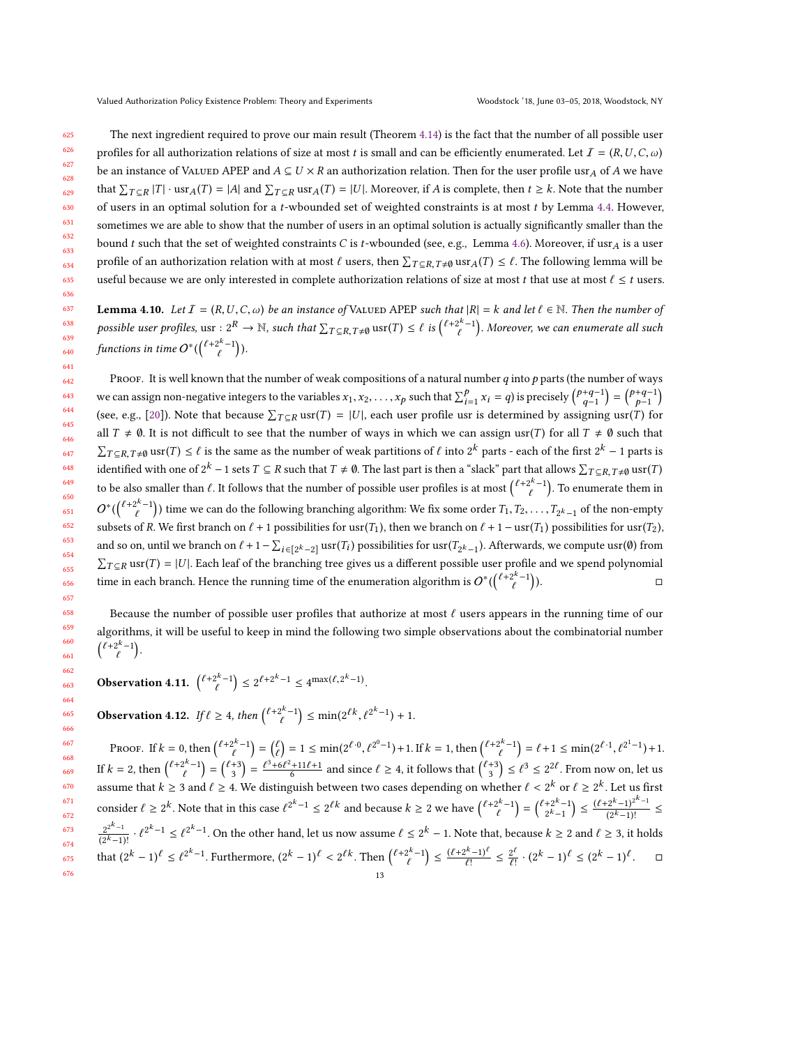The next ingredient required to prove our main result (Theorem 4.14) is the fact that the number of all possible user profiles for all authorization relations of size at most $t$ is small and can be efficiently enumerated. Let $\mathcal{I} = (R, U, C, \omega)$ be an instance of VALUED APEP and $A \subseteq U \times R$ an authorization relation. Then for the user profile $\mathrm{usr}_A$ of $A$ we have that $\sum_{T \subseteq R} |T| \cdot \mathrm{usr}_A(T) = |A|$ and $\sum_{T \subseteq R} \mathrm{usr}_A(T) = |U|$. Moreover, if $A$ is complete, then $t \geq k$. Note that the number of users in an optimal solution for a $t$-wbounded set of weighted constraints is at most $t$ by Lemma 4.4. However, sometimes we are able to show that the number of users in an optimal solution is actually significantly smaller than the bound $t$ such that the set of weighted constraints $C$ is $t$-wbounded (see, e.g., Lemma 4.6). Moreover, if $\mathrm{usr}_A$ is a user profile of an authorization relation with at most $\ell$ users, then $\sum_{T \subseteq R, T \neq \emptyset} \mathrm{usr}_A(T) \leq \ell$. The following lemma will be useful because we are only interested in complete authorization relations of size at most $t$ that use at most $\ell \leq t$ users.

**Lemma 4.10.** *Let $\mathcal{I} = (R, U, C, \omega)$ be an instance of* VALUED APEP *such that $|R| = k$ and let $\ell \in \mathbb{N}$. Then the number of possible user profiles,* $\mathrm{usr} : 2^R \to \mathbb{N}$*, such that $\sum_{T \subseteq R, T \neq \emptyset} \mathrm{usr}(T) \leq \ell$ is $\binom{\ell + 2^k - 1}{\ell}$. Moreover, we can enumerate all such functions in time $O^*(\binom{\ell+2^k-1}{\ell})$.*

Proof. It is well known that the number of weak compositions of a natural number $q$ into $p$ parts (the number of ways we can assign non-negative integers to the variables $x_1, x_2, \ldots, x_p$ such that $\sum_{i=1}^{p} x_i = q$) is precisely $\binom{p+q-1}{q-1} = \binom{p+q-1}{p-1}$ (see, e.g., [20]). Note that because $\sum_{T \subseteq R} \mathrm{usr}(T) = |U|$, each user profile usr is determined by assigning $\mathrm{usr}(T)$ for all $T \neq \emptyset$. It is not difficult to see that the number of ways in which we can assign $\mathrm{usr}(T)$ for all $T \neq \emptyset$ such that $\sum_{T \subseteq R, T \neq \emptyset} \mathrm{usr}(T) \leq \ell$ is the same as the number of weak partitions of $\ell$ into $2^k$ parts - each of the first $2^k - 1$ parts is identified with one of $2^k - 1$ sets $T \subseteq R$ such that $T \neq \emptyset$. The last part is then a "slack" part that allows $\sum_{T \subseteq R, T \neq \emptyset} \mathrm{usr}(T)$ to be also smaller than $\ell$. It follows that the number of possible user profiles is at most $\binom{\ell+2^k-1}{\ell}$. To enumerate them in $O^*(\binom{\ell+2^k-1}{\ell})$ time we can do the following branching algorithm: We fix some order $T_1, T_2, \ldots, T_{2^k-1}$ of the non-empty subsets of $R$. We first branch on $\ell + 1$ possibilities for $\mathrm{usr}(T_1)$, then we branch on $\ell + 1 - \mathrm{usr}(T_1)$ possibilities for $\mathrm{usr}(T_2)$, and so on, until we branch on $\ell + 1 - \sum_{i \in [2^k-2]} \mathrm{usr}(T_i)$ possibilities for $\mathrm{usr}(T_{2^k-1})$. Afterwards, we compute $\mathrm{usr}(\emptyset)$ from $\sum_{T \subseteq R} \mathrm{usr}(T) = |U|$. Each leaf of the branching tree gives us a different possible user profile and we spend polynomial time in each branch. Hence the running time of the enumeration algorithm is $O^*(\binom{\ell+2^k-1}{\ell})$. □

Because the number of possible user profiles that authorize at most $\ell$ users appears in the running time of our algorithms, it will be useful to keep in mind the following two simple observations about the combinatorial number $\binom{\ell+2^k-1}{\ell}$.

**Observation 4.11.** $\binom{\ell+2^k-1}{\ell} \leq 2^{\ell+2^k-1} \leq 4^{\max(\ell, 2^k-1)}$.

**Observation 4.12.** *If $\ell \geq 4$, then $\binom{\ell+2^k-1}{\ell} \leq \min(2^{\ell k}, \ell^{2^k-1}) + 1$.*

Proof. If $k = 0$, then $\binom{\ell+2^k-1}{\ell} = \binom{\ell}{\ell} = 1 \leq \min(2^{\ell \cdot 0}, \ell^{2^0-1}) + 1$. If $k = 1$, then $\binom{\ell+2^k-1}{\ell} = \ell + 1 \leq \min(2^{\ell \cdot 1}, \ell^{2^1-1}) + 1$. If $k = 2$, then $\binom{\ell+2^k-1}{\ell} = \binom{\ell+3}{3} = \frac{\ell^3+6\ell^2+11\ell+1}{6}$ and since $\ell \geq 4$, it follows that $\binom{\ell+3}{3} \leq \ell^3 \leq 2^{2\ell}$. From now on, let us assume that $k \geq 3$ and $\ell \geq 4$. We distinguish between two cases depending on whether $\ell < 2^k$ or $\ell \geq 2^k$. Let us first consider $\ell \geq 2^k$. Note that in this case $\ell^{2^k-1} \leq 2^{\ell k}$ and because $k \geq 2$ we have $\binom{\ell+2^k-1}{\ell} = \binom{\ell+2^k-1}{2^k-1} \leq \frac{(\ell+2^k-1)^{2^k-1}}{(2^k-1)!} \leq \frac{2^{2^k-1}}{(2^k-1)!} \cdot \ell^{2^k-1} \leq \ell^{2^k-1}$. On the other hand, let us now assume $\ell \leq 2^k - 1$. Note that, because $k \geq 2$ and $\ell \geq 3$, it holds that $(2^k-1)^\ell \leq \ell^{2^k-1}$. Furthermore, $(2^k-1)^\ell < 2^{\ell k}$. Then $\binom{\ell+2^k-1}{\ell} \leq \frac{(\ell+2^k-1)^\ell}{\ell!} \leq \frac{2^\ell}{\ell!} \cdot (2^k-1)^\ell \leq (2^k-1)^\ell$. □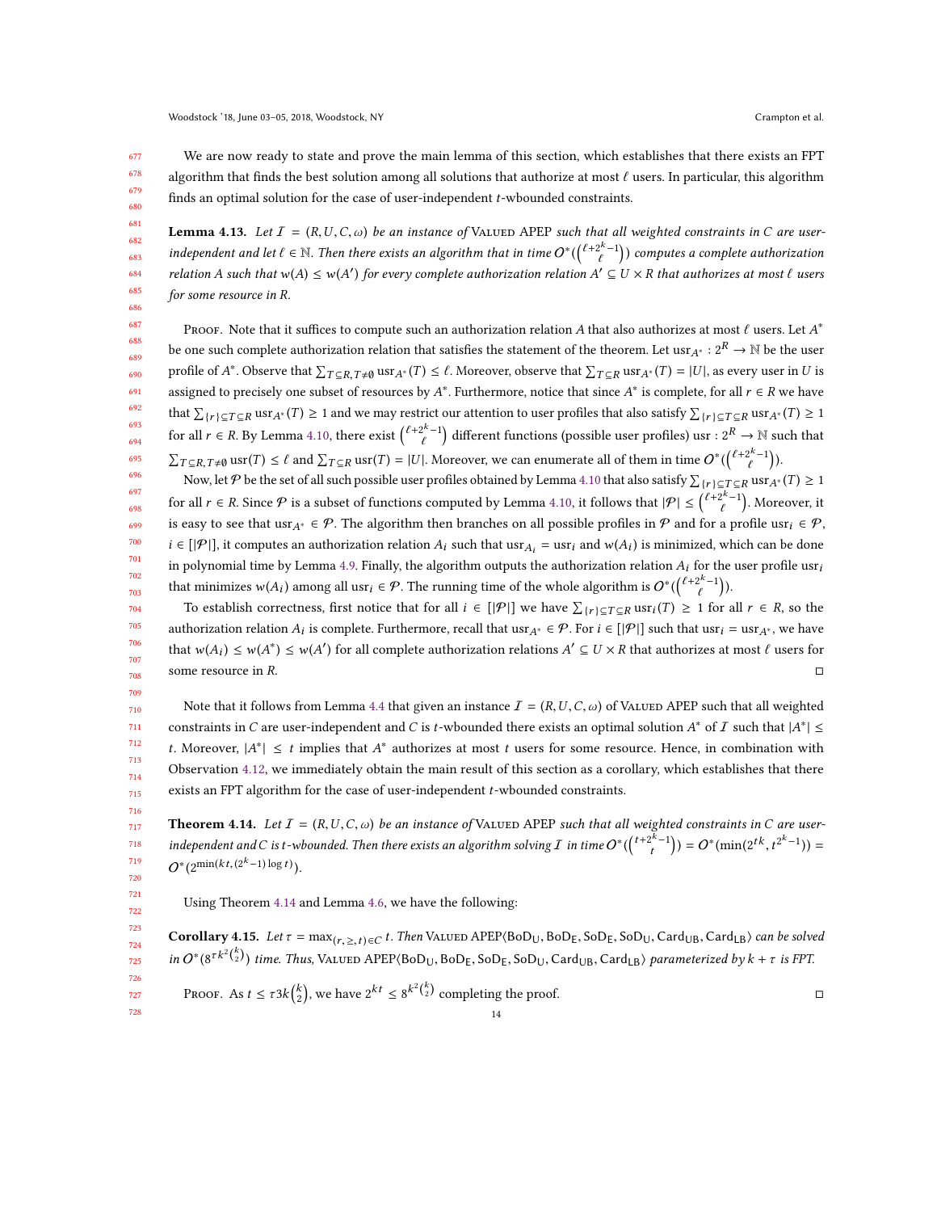We are now ready to state and prove the main lemma of this section, which establishes that there exists an FPT algorithm that finds the best solution among all solutions that authorize at most $\ell$ users. In particular, this algorithm finds an optimal solution for the case of user-independent $t$-wbounded constraints.

**Lemma 4.13.** *Let $\mathcal{I} = (R, U, C, \omega)$ be an instance of* Valued APEP *such that all weighted constraints in $C$ are user-independent and let $\ell \in \mathbb{N}$. Then there exists an algorithm that in time $O^*(\binom{\ell+2^k-1}{\ell})$ computes a complete authorization relation $A$ such that $w(A) \leq w(A')$ for every complete authorization relation $A' \subseteq U \times R$ that authorizes at most $\ell$ users for some resource in $R$.*

Proof. Note that it suffices to compute such an authorization relation $A$ that also authorizes at most $\ell$ users. Let $A^*$ be one such complete authorization relation that satisfies the statement of the theorem. Let $\mathrm{usr}_{A^*} : 2^R \to \mathbb{N}$ be the user profile of $A^*$. Observe that $\sum_{T \subseteq R, T \neq \emptyset} \mathrm{usr}_{A^*}(T) \leq \ell$. Moreover, observe that $\sum_{T \subseteq R} \mathrm{usr}_{A^*}(T) = |U|$, as every user in $U$ is assigned to precisely one subset of resources by $A^*$. Furthermore, notice that since $A^*$ is complete, for all $r \in R$ we have that $\sum_{\{r\} \subseteq T \subseteq R} \mathrm{usr}_{A^*}(T) \geq 1$ and we may restrict our attention to user profiles that also satisfy $\sum_{\{r\} \subseteq T \subseteq R} \mathrm{usr}_{A^*}(T) \geq 1$ for all $r \in R$. By Lemma 4.10, there exist $\binom{\ell+2^k-1}{\ell}$ different functions (possible user profiles) $\mathrm{usr} : 2^R \to \mathbb{N}$ such that $\sum_{T \subseteq R, T \neq \emptyset} \mathrm{usr}(T) \leq \ell$ and $\sum_{T \subseteq R} \mathrm{usr}(T) = |U|$. Moreover, we can enumerate all of them in time $O^*(\binom{\ell+2^k-1}{\ell})$.

Now, let $\mathcal{P}$ be the set of all such possible user profiles obtained by Lemma 4.10 that also satisfy $\sum_{\{r\} \subseteq T \subseteq R} \mathrm{usr}_{A^*}(T) \geq 1$ for all $r \in R$. Since $\mathcal{P}$ is a subset of functions computed by Lemma 4.10, it follows that $|\mathcal{P}| \leq \binom{\ell+2^k-1}{\ell}$. Moreover, it is easy to see that $\mathrm{usr}_{A^*} \in \mathcal{P}$. The algorithm then branches on all possible profiles in $\mathcal{P}$ and for a profile $\mathrm{usr}_i \in \mathcal{P}$, $i \in [|\mathcal{P}|]$, it computes an authorization relation $A_i$ such that $\mathrm{usr}_{A_i} = \mathrm{usr}_i$ and $w(A_i)$ is minimized, which can be done in polynomial time by Lemma 4.9. Finally, the algorithm outputs the authorization relation $A_i$ for the user profile $\mathrm{usr}_i$ that minimizes $w(A_i)$ among all $\mathrm{usr}_i \in \mathcal{P}$. The running time of the whole algorithm is $O^*(\binom{\ell+2^k-1}{\ell})$.

To establish correctness, first notice that for all $i \in [|\mathcal{P}|]$ we have $\sum_{\{r\} \subseteq T \subseteq R} \mathrm{usr}_i(T) \geq 1$ for all $r \in R$, so the authorization relation $A_i$ is complete. Furthermore, recall that $\mathrm{usr}_{A^*} \in \mathcal{P}$. For $i \in [|\mathcal{P}|]$ such that $\mathrm{usr}_i = \mathrm{usr}_{A^*}$, we have that $w(A_i) \leq w(A^*) \leq w(A')$ for all complete authorization relations $A' \subseteq U \times R$ that authorizes at most $\ell$ users for some resource in $R$. □

Note that it follows from Lemma 4.4 that given an instance $\mathcal{I} = (R, U, C, \omega)$ of Valued APEP such that all weighted constraints in $C$ are user-independent and $C$ is $t$-wbounded there exists an optimal solution $A^*$ of $\mathcal{I}$ such that $|A^*| \leq t$. Moreover, $|A^*| \leq t$ implies that $A^*$ authorizes at most $t$ users for some resource. Hence, in combination with Observation 4.12, we immediately obtain the main result of this section as a corollary, which establishes that there exists an FPT algorithm for the case of user-independent $t$-wbounded constraints.

**Theorem 4.14.** *Let $\mathcal{I} = (R, U, C, \omega)$ be an instance of* Valued APEP *such that all weighted constraints in $C$ are user-independent and $C$ is $t$-wbounded. Then there exists an algorithm solving $\mathcal{I}$ in time $O^*(\binom{t+2^k-1}{t}) = O^*(\min(2^{tk}, t^{2^k-1})) = O^*(2^{\min(kt, (2^k-1)\log t)})$.*

Using Theorem 4.14 and Lemma 4.6, we have the following:

**Corollary 4.15.** *Let $\tau = \max_{(r, \geq, t) \in C} t$. Then* Valued APEP$\langle \mathrm{BoD_U}, \mathrm{BoD_E}, \mathrm{SoD_E}, \mathrm{SoD_U}, \mathrm{Card_{UB}}, \mathrm{Card_{LB}} \rangle$ *can be solved in $O^*(8^{\tau k^2 \binom{k}{2}})$ time. Thus,* Valued APEP$\langle \mathrm{BoD_U}, \mathrm{BoD_E}, \mathrm{SoD_E}, \mathrm{SoD_U}, \mathrm{Card_{UB}}, \mathrm{Card_{LB}} \rangle$ *parameterized by $k + \tau$ is FPT.*

Proof. As $t \leq \tau 3k\binom{k}{2}$, we have $2^{kt} \leq 8^{k^2\binom{k}{2}}$ completing the proof. □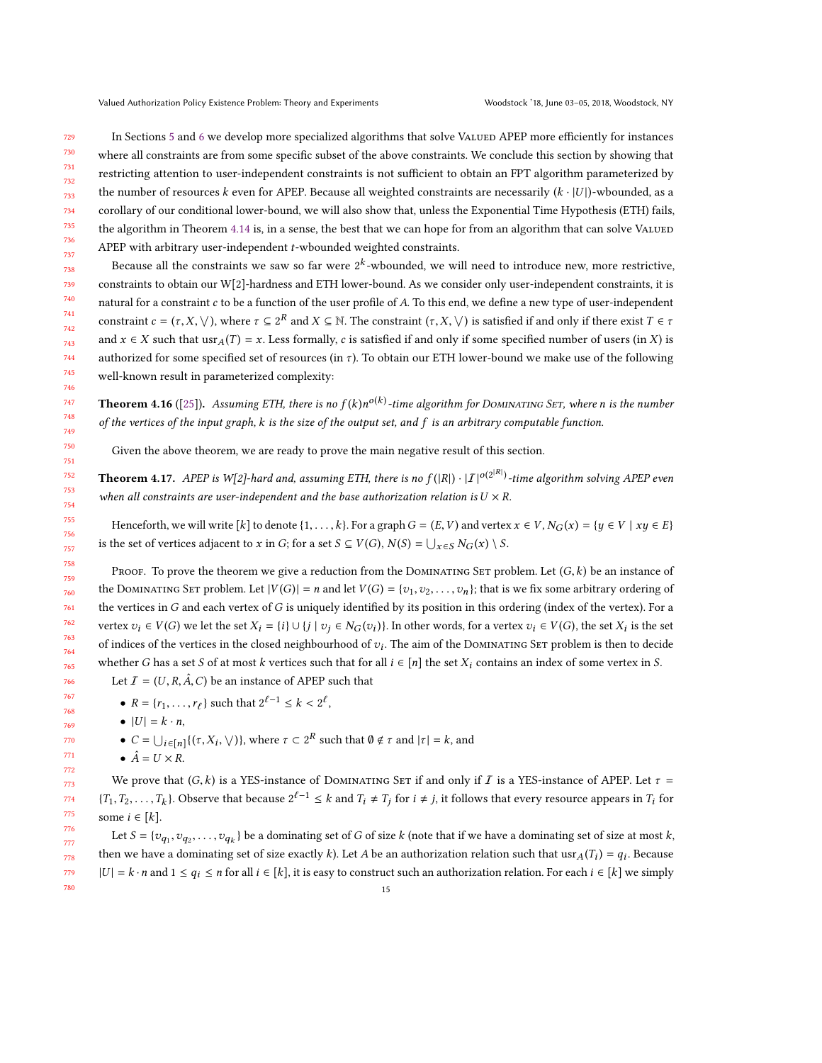In Sections 5 and 6 we develop more specialized algorithms that solve Valued APEP more efficiently for instances where all constraints are from some specific subset of the above constraints. We conclude this section by showing that restricting attention to user-independent constraints is not sufficient to obtain an FPT algorithm parameterized by the number of resources $k$ even for APEP. Because all weighted constraints are necessarily $(k \cdot |U|)$-wbounded, as a corollary of our conditional lower-bound, we will also show that, unless the Exponential Time Hypothesis (ETH) fails, the algorithm in Theorem 4.14 is, in a sense, the best that we can hope for from an algorithm that can solve Valued APEP with arbitrary user-independent $t$-wbounded weighted constraints.

Because all the constraints we saw so far were $2^k$-wbounded, we will need to introduce new, more restrictive, constraints to obtain our W[2]-hardness and ETH lower-bound. As we consider only user-independent constraints, it is natural for a constraint $c$ to be a function of the user profile of $A$. To this end, we define a new type of user-independent constraint $c = (\tau, X, \bigvee)$, where $\tau \subseteq 2^R$ and $X \subseteq \mathbb{N}$. The constraint $(\tau, X, \bigvee)$ is satisfied if and only if there exist $T \in \tau$ and $x \in X$ such that $\mathrm{usr}_A(T) = x$. Less formally, $c$ is satisfied if and only if some specified number of users (in $X$) is authorized for some specified set of resources (in $\tau$). To obtain our ETH lower-bound we make use of the following well-known result in parameterized complexity:

**Theorem 4.16** ([25]). *Assuming ETH, there is no $f(k)n^{o(k)}$-time algorithm for Dominating Set, where $n$ is the number of the vertices of the input graph, $k$ is the size of the output set, and $f$ is an arbitrary computable function.*

Given the above theorem, we are ready to prove the main negative result of this section.

**Theorem 4.17.** *APEP is W[2]-hard and, assuming ETH, there is no $f(|R|) \cdot |\mathcal{I}|^{o(2^{|R|})}$-time algorithm solving APEP even when all constraints are user-independent and the base authorization relation is $U \times R$.*

Henceforth, we will write $[k]$ to denote $\{1, \ldots, k\}$. For a graph $G = (E, V)$ and vertex $x \in V$, $N_G(x) = \{y \in V \mid xy \in E\}$ is the set of vertices adjacent to $x$ in $G$; for a set $S \subseteq V(G)$, $N(S) = \bigcup_{x \in S} N_G(x) \setminus S$.

Proof. To prove the theorem we give a reduction from the Dominating Set problem. Let $(G, k)$ be an instance of the Dominating Set problem. Let $|V(G)| = n$ and let $V(G) = \{v_1, v_2, \ldots, v_n\}$; that is we fix some arbitrary ordering of the vertices in $G$ and each vertex of $G$ is uniquely identified by its position in this ordering (index of the vertex). For a vertex $v_i \in V(G)$ we let the set $X_i = \{i\} \cup \{j \mid v_j \in N_G(v_i)\}$. In other words, for a vertex $v_i \in V(G)$, the set $X_i$ is the set of indices of the vertices in the closed neighbourhood of $v_i$. The aim of the Dominating Set problem is then to decide whether $G$ has a set $S$ of at most $k$ vertices such that for all $i \in [n]$ the set $X_i$ contains an index of some vertex in $S$.

Let $\mathcal{I} = (U, R, \hat{A}, C)$ be an instance of APEP such that

- $R = \{r_1, \ldots, r_\ell\}$ such that $2^{\ell-1} \leq k < 2^\ell$,
- $|U| = k \cdot n$,
- $C = \bigcup_{i \in [n]} \{(\tau, X_i, \bigvee)\}$, where $\tau \subset 2^R$ such that $\emptyset \notin \tau$ and $|\tau| = k$, and
- $\hat{A} = U \times R$.

We prove that $(G, k)$ is a YES-instance of Dominating Set if and only if $\mathcal{I}$ is a YES-instance of APEP. Let $\tau = \{T_1, T_2, \ldots, T_k\}$. Observe that because $2^{\ell-1} \leq k$ and $T_i \neq T_j$ for $i \neq j$, it follows that every resource appears in $T_i$ for some $i \in [k]$.

Let $S = \{v_{q_1}, v_{q_2}, \ldots, v_{q_k}\}$ be a dominating set of $G$ of size $k$ (note that if we have a dominating set of size at most $k$, then we have a dominating set of size exactly $k$). Let $A$ be an authorization relation such that $\mathrm{usr}_A(T_i) = q_i$. Because $|U| = k \cdot n$ and $1 \leq q_i \leq n$ for all $i \in [k]$, it is easy to construct such an authorization relation. For each $i \in [k]$ we simply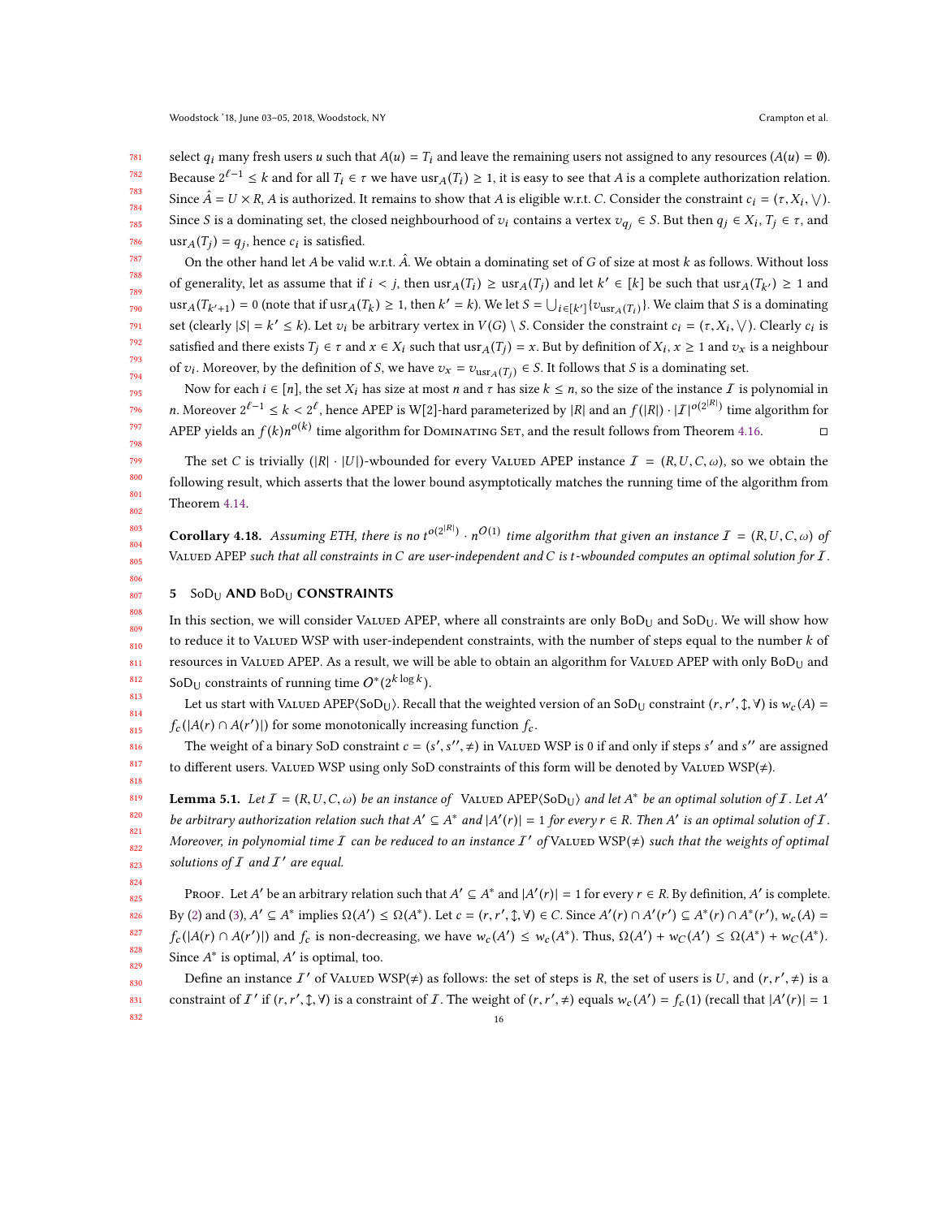select $q_i$ many fresh users $u$ such that $A(u) = T_i$ and leave the remaining users not assigned to any resources ($A(u) = \emptyset$). Because $2^{\ell-1} \le k$ and for all $T_i \in \tau$ we have $\mathrm{usr}_A(T_i) \ge 1$, it is easy to see that $A$ is a complete authorization relation. Since $\hat{A} = U \times R$, $A$ is authorized. It remains to show that $A$ is eligible w.r.t. $C$. Consider the constraint $c_i = (\tau, X_i, \bigvee)$. Since $S$ is a dominating set, the closed neighbourhood of $v_i$ contains a vertex $v_{q_j} \in S$. But then $q_j \in X_i$, $T_j \in \tau$, and $\mathrm{usr}_A(T_j) = q_j$, hence $c_i$ is satisfied.

On the other hand let $A$ be valid w.r.t. $\hat{A}$. We obtain a dominating set of $G$ of size at most $k$ as follows. Without loss of generality, let as assume that if $i < j$, then $\mathrm{usr}_A(T_i) \ge \mathrm{usr}_A(T_j)$ and let $k' \in [k]$ be such that $\mathrm{usr}_A(T_{k'}) \ge 1$ and $\mathrm{usr}_A(T_{k'+1}) = 0$ (note that if $\mathrm{usr}_A(T_k) \ge 1$, then $k' = k$). We let $S = \bigcup_{i \in [k']} \{v_{\mathrm{usr}_A(T_i)}\}$. We claim that $S$ is a dominating set (clearly $|S| = k' \le k$). Let $v_i$ be arbitrary vertex in $V(G) \setminus S$. Consider the constraint $c_i = (\tau, X_i, \bigvee)$. Clearly $c_i$ is satisfied and there exists $T_j \in \tau$ and $x \in X_i$ such that $\mathrm{usr}_A(T_j) = x$. But by definition of $X_i$, $x \ge 1$ and $v_x$ is a neighbour of $v_i$. Moreover, by the definition of $S$, we have $v_x = v_{\mathrm{usr}_A(T_j)} \in S$. It follows that $S$ is a dominating set.

Now for each $i \in [n]$, the set $X_i$ has size at most $n$ and $\tau$ has size $k \le n$, so the size of the instance $\mathcal{I}$ is polynomial in $n$. Moreover $2^{\ell-1} \le k < 2^{\ell}$, hence APEP is W[2]-hard parameterized by $|R|$ and an $f(|R|) \cdot |\mathcal{I}|^{o(2^{|R|})}$ time algorithm for APEP yields an $f(k)n^{o(k)}$ time algorithm for Dominating Set, and the result follows from Theorem 4.16. ◻

The set $C$ is trivially $(|R| \cdot |U|)$-wbounded for every Valued APEP instance $\mathcal{I} = (R, U, C, \omega)$, so we obtain the following result, which asserts that the lower bound asymptotically matches the running time of the algorithm from Theorem 4.14.

**Corollary 4.18.** *Assuming ETH, there is no $t^{o(2^{|R|})} \cdot n^{O(1)}$ time algorithm that given an instance $\mathcal{I} = (R, U, C, \omega)$ of Valued APEP such that all constraints in $C$ are user-independent and $C$ is $t$-wbounded computes an optimal solution for $\mathcal{I}$.*

## 5 $\mathrm{SoD_U}$ AND $\mathrm{BoD_U}$ CONSTRAINTS

In this section, we will consider Valued APEP, where all constraints are only $\mathrm{BoD_U}$ and $\mathrm{SoD_U}$. We will show how to reduce it to Valued WSP with user-independent constraints, with the number of steps equal to the number $k$ of resources in Valued APEP. As a result, we will be able to obtain an algorithm for Valued APEP with only $\mathrm{BoD_U}$ and $\mathrm{SoD_U}$ constraints of running time $O^*(2^{k \log k})$.

Let us start with Valued APEP$\langle \mathrm{SoD_U} \rangle$. Recall that the weighted version of an $\mathrm{SoD_U}$ constraint $(r, r', \updownarrow, \forall)$ is $w_c(A) = f_c(|A(r) \cap A(r')|)$ for some monotonically increasing function $f_c$.

The weight of a binary SoD constraint $c = (s', s'', \neq)$ in Valued WSP is 0 if and only if steps $s'$ and $s''$ are assigned to different users. Valued WSP using only SoD constraints of this form will be denoted by Valued WSP($\neq$).

**Lemma 5.1.** *Let $\mathcal{I} = (R, U, C, \omega)$ be an instance of Valued APEP$\langle \mathrm{SoD_U} \rangle$ and let $A^*$ be an optimal solution of $\mathcal{I}$. Let $A'$ be arbitrary authorization relation such that $A' \subseteq A^*$ and $|A'(r)| = 1$ for every $r \in R$. Then $A'$ is an optimal solution of $\mathcal{I}$. Moreover, in polynomial time $\mathcal{I}$ can be reduced to an instance $\mathcal{I}'$ of Valued WSP($\neq$) such that the weights of optimal solutions of $\mathcal{I}$ and $\mathcal{I}'$ are equal.*

Proof. Let $A'$ be an arbitrary relation such that $A' \subseteq A^*$ and $|A'(r)| = 1$ for every $r \in R$. By definition, $A'$ is complete. By (2) and (3), $A' \subseteq A^*$ implies $\Omega(A') \le \Omega(A^*)$. Let $c = (r, r', \updownarrow, \forall) \in C$. Since $A'(r) \cap A'(r') \subseteq A^*(r) \cap A^*(r')$, $w_c(A) = f_c(|A(r) \cap A(r')|)$ and $f_c$ is non-decreasing, we have $w_c(A') \le w_c(A^*)$. Thus, $\Omega(A') + w_C(A') \le \Omega(A^*) + w_C(A^*)$. Since $A^*$ is optimal, $A'$ is optimal, too.

Define an instance $\mathcal{I}'$ of Valued WSP($\neq$) as follows: the set of steps is $R$, the set of users is $U$, and $(r, r', \neq)$ is a constraint of $\mathcal{I}'$ if $(r, r', \updownarrow, \forall)$ is a constraint of $\mathcal{I}$. The weight of $(r, r', \neq)$ equals $w_c(A') = f_c(1)$ (recall that $|A'(r)| = 1$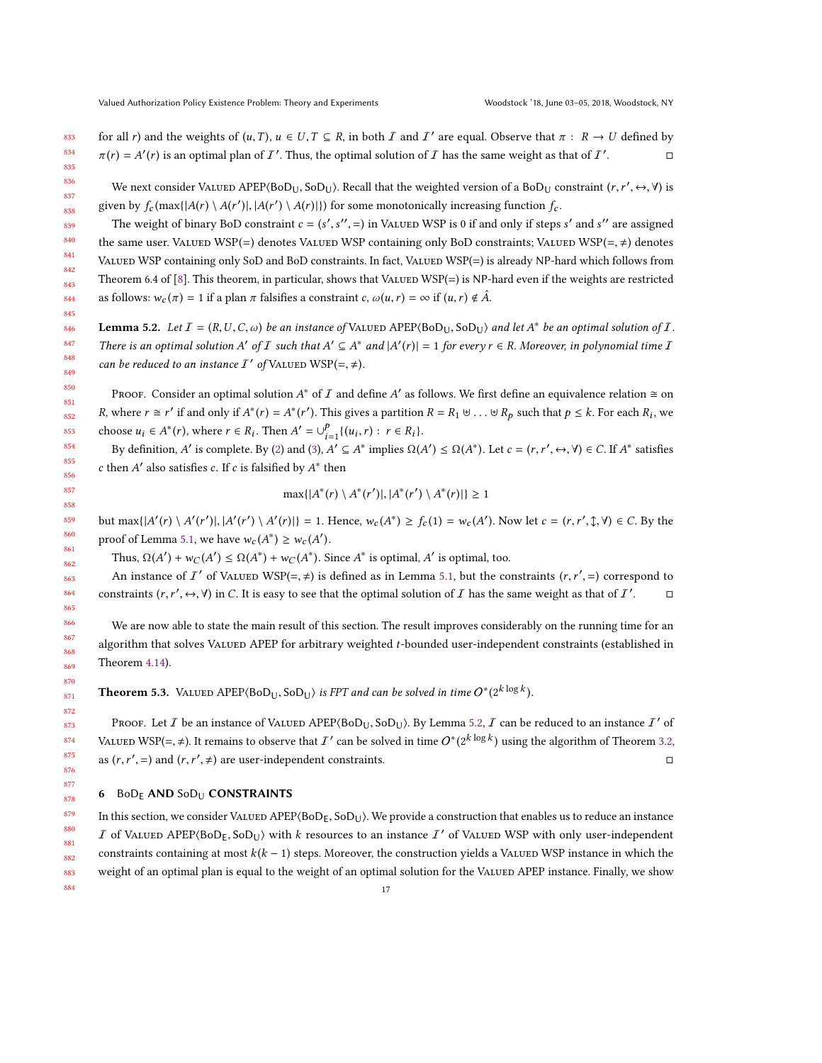for all $r$) and the weights of $(u,T)$, $u \in U, T \subseteq R$, in both $\mathcal{I}$ and $\mathcal{I}'$ are equal. Observe that $\pi : R \to U$ defined by $\pi(r) = A'(r)$ is an optimal plan of $\mathcal{I}'$. Thus, the optimal solution of $\mathcal{I}$ has the same weight as that of $\mathcal{I}'$. □

We next consider Valued APEP⟨$\mathrm{BoD_U}$, $\mathrm{SoD_U}$⟩. Recall that the weighted version of a $\mathrm{BoD_U}$ constraint $(r, r', \leftrightarrow, \forall)$ is given by $f_c(\max\{|A(r) \setminus A(r')|, |A(r') \setminus A(r)|\})$ for some monotonically increasing function $f_c$.

The weight of binary BoD constraint $c = (s', s'', =)$ in Valued WSP is 0 if and only if steps $s'$ and $s''$ are assigned the same user. Valued WSP(=) denotes Valued WSP containing only BoD constraints; Valued WSP(=, ≠) denotes Valued WSP containing only SoD and BoD constraints. In fact, Valued WSP(=) is already NP-hard which follows from Theorem 6.4 of [8]. This theorem, in particular, shows that Valued WSP(=) is NP-hard even if the weights are restricted as follows: $w_c(\pi) = 1$ if a plan $\pi$ falsifies a constraint $c$, $\omega(u, r) = \infty$ if $(u, r) \notin \hat{A}$.

**Lemma 5.2.** *Let $\mathcal{I} = (R, U, C, \omega)$ be an instance of* Valued APEP⟨$\mathrm{BoD_U}$, $\mathrm{SoD_U}$⟩ *and let $A^*$ be an optimal solution of $\mathcal{I}$. There is an optimal solution $A'$ of $\mathcal{I}$ such that $A' \subseteq A^*$ and $|A'(r)| = 1$ for every $r \in R$. Moreover, in polynomial time $\mathcal{I}$ can be reduced to an instance $\mathcal{I}'$ of* Valued WSP(=, ≠).

Proof. Consider an optimal solution $A^*$ of $\mathcal{I}$ and define $A'$ as follows. We first define an equivalence relation $\cong$ on $R$, where $r \cong r'$ if and only if $A^*(r) = A^*(r')$. This gives a partition $R = R_1 \uplus \ldots \uplus R_p$ such that $p \leq k$. For each $R_i$, we choose $u_i \in A^*(r)$, where $r \in R_i$. Then $A' = \cup_{i=1}^{p}\{(u_i, r) : r \in R_i\}$.

By definition, $A'$ is complete. By (2) and (3), $A' \subseteq A^*$ implies $\Omega(A') \leq \Omega(A^*)$. Let $c = (r, r', \leftrightarrow, \forall) \in C$. If $A^*$ satisfies $c$ then $A'$ also satisfies $c$. If $c$ is falsified by $A^*$ then

$$\max\{|A^*(r) \setminus A^*(r')|, |A^*(r') \setminus A^*(r)|\} \geq 1$$

but $\max\{|A'(r) \setminus A'(r')|, |A'(r') \setminus A'(r)|\} = 1$. Hence, $w_c(A^*) \geq f_c(1) = w_c(A')$. Now let $c = (r, r', \updownarrow, \forall) \in C$. By the proof of Lemma 5.1, we have $w_c(A^*) \geq w_c(A')$.

Thus, $\Omega(A') + w_C(A') \leq \Omega(A^*) + w_C(A^*)$. Since $A^*$ is optimal, $A'$ is optimal, too.

An instance of $\mathcal{I}'$ of Valued WSP(=, ≠) is defined as in Lemma 5.1, but the constraints $(r, r', =)$ correspond to constraints $(r, r', \leftrightarrow, \forall)$ in $C$. It is easy to see that the optimal solution of $\mathcal{I}$ has the same weight as that of $\mathcal{I}'$. □

We are now able to state the main result of this section. The result improves considerably on the running time for an algorithm that solves Valued APEP for arbitrary weighted $t$-bounded user-independent constraints (established in Theorem 4.14).

**Theorem 5.3.** Valued APEP⟨$\mathrm{BoD_U}$, $\mathrm{SoD_U}$⟩ *is FPT and can be solved in time $O^*(2^{k \log k})$.*

Proof. Let $\mathcal{I}$ be an instance of Valued APEP⟨$\mathrm{BoD_U}$, $\mathrm{SoD_U}$⟩. By Lemma 5.2, $\mathcal{I}$ can be reduced to an instance $\mathcal{I}'$ of Valued WSP(=, ≠). It remains to observe that $\mathcal{I}'$ can be solved in time $O^*(2^{k \log k})$ using the algorithm of Theorem 3.2, as $(r, r', =)$ and $(r, r', \neq)$ are user-independent constraints. □

## 6 $\mathrm{BoD_E}$ AND $\mathrm{SoD_U}$ CONSTRAINTS

In this section, we consider Valued APEP⟨$\mathrm{BoD_E}$, $\mathrm{SoD_U}$⟩. We provide a construction that enables us to reduce an instance $\mathcal{I}$ of Valued APEP⟨$\mathrm{BoD_E}$, $\mathrm{SoD_U}$⟩ with $k$ resources to an instance $\mathcal{I}'$ of Valued WSP with only user-independent constraints containing at most $k(k-1)$ steps. Moreover, the construction yields a Valued WSP instance in which the weight of an optimal plan is equal to the weight of an optimal solution for the Valued APEP instance. Finally, we show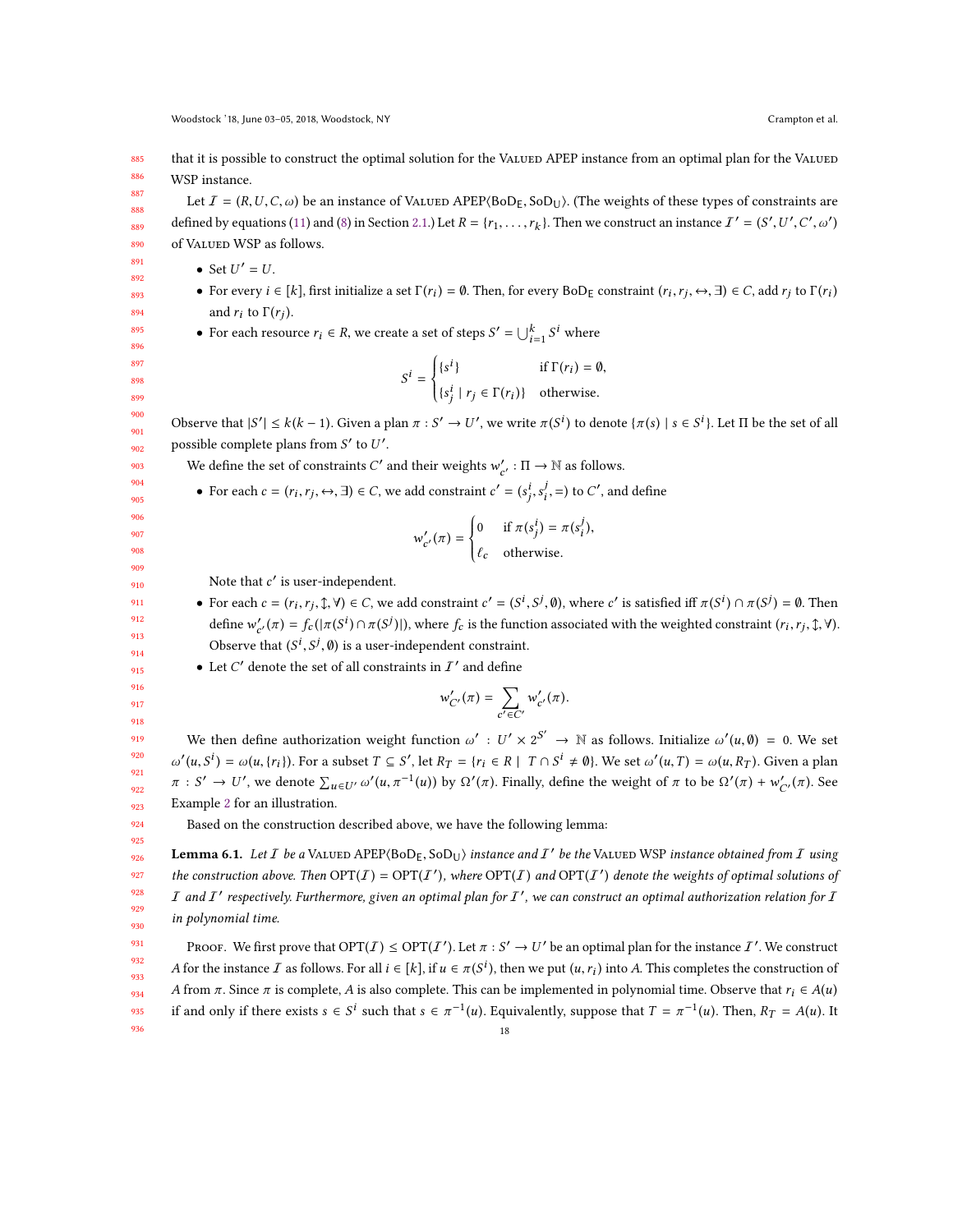that it is possible to construct the optimal solution for the Valued APEP instance from an optimal plan for the Valued WSP instance.

Let $\mathcal{I} = (R, U, C, \omega)$ be an instance of Valued APEP⟨$\text{BoD}_\text{E}$, $\text{SoD}_\text{U}$⟩. (The weights of these types of constraints are defined by equations (11) and (8) in Section 2.1.) Let $R = \{r_1, \ldots, r_k\}$. Then we construct an instance $\mathcal{I}' = (S', U', C', \omega')$ of Valued WSP as follows.

- Set $U' = U$.
- For every $i \in [k]$, first initialize a set $\Gamma(r_i) = \emptyset$. Then, for every $\text{BoD}_\text{E}$ constraint $(r_i, r_j, \leftrightarrow, \exists) \in C$, add $r_j$ to $\Gamma(r_i)$ and $r_i$ to $\Gamma(r_j)$.
- For each resource $r_i \in R$, we create a set of steps $S' = \bigcup_{i=1}^{k} S^i$ where

$$S^i = \begin{cases} \{s^i\} & \text{if } \Gamma(r_i) = \emptyset, \\ \{s^i_j \mid r_j \in \Gamma(r_i)\} & \text{otherwise.} \end{cases}$$

Observe that $|S'| \leq k(k-1)$. Given a plan $\pi : S' \to U'$, we write $\pi(S^i)$ to denote $\{\pi(s) \mid s \in S^i\}$. Let $\Pi$ be the set of all possible complete plans from $S'$ to $U'$.

We define the set of constraints $C'$ and their weights $w'_{c'} : \Pi \to \mathbb{N}$ as follows.

- For each $c = (r_i, r_j, \leftrightarrow, \exists) \in C$, we add constraint $c' = (s^i_j, s^j_i, =)$ to $C'$, and define

$$w'_{c'}(\pi) = \begin{cases} 0 & \text{if } \pi(s^i_j) = \pi(s^j_i), \\ \ell_c & \text{otherwise.} \end{cases}$$

  Note that $c'$ is user-independent.
- For each $c = (r_i, r_j, \updownarrow, \forall) \in C$, we add constraint $c' = (S^i, S^j, \emptyset)$, where $c'$ is satisfied iff $\pi(S^i) \cap \pi(S^j) = \emptyset$. Then define $w'_{c'}(\pi) = f_c(|\pi(S^i) \cap \pi(S^j)|)$, where $f_c$ is the function associated with the weighted constraint $(r_i, r_j, \updownarrow, \forall)$. Observe that $(S^i, S^j, \emptyset)$ is a user-independent constraint.
- Let $C'$ denote the set of all constraints in $\mathcal{I}'$ and define

$$w'_{C'}(\pi) = \sum_{c' \in C'} w'_{c'}(\pi).$$

We then define authorization weight function $\omega' : U' \times 2^{S'} \to \mathbb{N}$ as follows. Initialize $\omega'(u, \emptyset) = 0$. We set $\omega'(u, S^i) = \omega(u, \{r_i\})$. For a subset $T \subseteq S'$, let $R_T = \{r_i \in R \mid T \cap S^i \neq \emptyset\}$. We set $\omega'(u, T) = \omega(u, R_T)$. Given a plan $\pi : S' \to U'$, we denote $\sum_{u \in U'} \omega'(u, \pi^{-1}(u))$ by $\Omega'(\pi)$. Finally, define the weight of $\pi$ to be $\Omega'(\pi) + w'_{C'}(\pi)$. See Example 2 for an illustration.

Based on the construction described above, we have the following lemma:

**Lemma 6.1.** *Let $\mathcal{I}$ be a Valued APEP⟨$\text{BoD}_\text{E}$, $\text{SoD}_\text{U}$⟩ instance and $\mathcal{I}'$ be the Valued WSP instance obtained from $\mathcal{I}$ using the construction above. Then $\text{OPT}(\mathcal{I}) = \text{OPT}(\mathcal{I}')$, where $\text{OPT}(\mathcal{I})$ and $\text{OPT}(\mathcal{I}')$ denote the weights of optimal solutions of $\mathcal{I}$ and $\mathcal{I}'$ respectively. Furthermore, given an optimal plan for $\mathcal{I}'$, we can construct an optimal authorization relation for $\mathcal{I}$ in polynomial time.*

Proof. We first prove that $\text{OPT}(\mathcal{I}) \leq \text{OPT}(\mathcal{I}')$. Let $\pi : S' \to U'$ be an optimal plan for the instance $\mathcal{I}'$. We construct $A$ for the instance $\mathcal{I}$ as follows. For all $i \in [k]$, if $u \in \pi(S^i)$, then we put $(u, r_i)$ into $A$. This completes the construction of $A$ from $\pi$. Since $\pi$ is complete, $A$ is also complete. This can be implemented in polynomial time. Observe that $r_i \in A(u)$ if and only if there exists $s \in S^i$ such that $s \in \pi^{-1}(u)$. Equivalently, suppose that $T = \pi^{-1}(u)$. Then, $R_T = A(u)$. It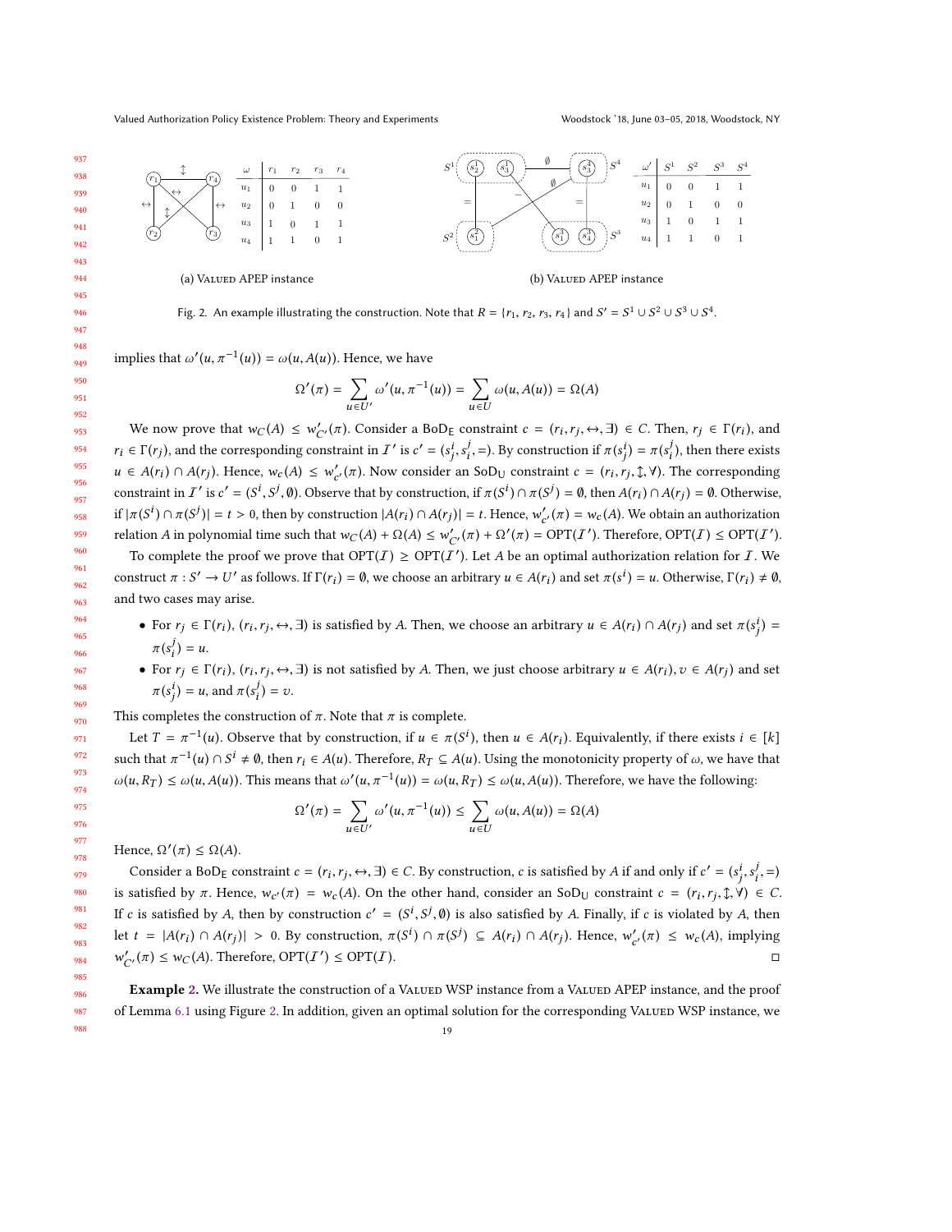| $\omega$ | $r_1$ | $r_2$ | $r_3$ | $r_4$ |
|---|---|---|---|---|
| $u_1$ | 0 | 0 | 1 | 1 |
| $u_2$ | 0 | 1 | 0 | 0 |
| $u_3$ | 1 | 0 | 1 | 1 |
| $u_4$ | 1 | 1 | 0 | 1 |

(a) Valued APEP instance

| $\omega'$ | $S^1$ | $S^2$ | $S^3$ | $S^4$ |
|---|---|---|---|---|
| $u_1$ | 0 | 0 | 1 | 1 |
| $u_2$ | 0 | 1 | 0 | 0 |
| $u_3$ | 1 | 0 | 1 | 1 |
| $u_4$ | 1 | 1 | 0 | 1 |

(b) Valued APEP instance

Fig. 2. An example illustrating the construction. Note that $R = \{r_1, r_2, r_3, r_4\}$ and $S' = S^1 \cup S^2 \cup S^3 \cup S^4$.

implies that $\omega'(u, \pi^{-1}(u)) = \omega(u, A(u))$. Hence, we have

$$\Omega'(\pi) = \sum_{u \in U'} \omega'(u, \pi^{-1}(u)) = \sum_{u \in U} \omega(u, A(u)) = \Omega(A)$$

We now prove that $w_C(A) \leq w'_{C'}(\pi)$. Consider a BoD$_\mathsf{E}$ constraint $c = (r_i, r_j, \leftrightarrow, \exists) \in C$. Then, $r_j \in \Gamma(r_i)$, and $r_i \in \Gamma(r_j)$, and the corresponding constraint in $\mathcal{I}'$ is $c' = (s^i_j, s^j_i, =)$. By construction if $\pi(s^i_j) = \pi(s^j_i)$, then there exists $u \in A(r_i) \cap A(r_j)$. Hence, $w_c(A) \leq w'_{c'}(\pi)$. Now consider an SoD$_\mathsf{U}$ constraint $c = (r_i, r_j, \updownarrow, \forall)$. The corresponding constraint in $\mathcal{I}'$ is $c' = (S^i, S^j, \emptyset)$. Observe that by construction, if $\pi(S^i) \cap \pi(S^j) = \emptyset$, then $A(r_i) \cap A(r_j) = \emptyset$. Otherwise, if $|\pi(S^i) \cap \pi(S^j)| = t > 0$, then by construction $|A(r_i) \cap A(r_j)| = t$. Hence, $w'_{c'}(\pi) = w_c(A)$. We obtain an authorization relation $A$ in polynomial time such that $w_C(A) + \Omega(A) \leq w'_{C'}(\pi) + \Omega'(\pi) = \mathrm{OPT}(\mathcal{I}')$. Therefore, $\mathrm{OPT}(\mathcal{I}) \leq \mathrm{OPT}(\mathcal{I}')$.

To complete the proof we prove that $\mathrm{OPT}(\mathcal{I}) \geq \mathrm{OPT}(\mathcal{I}')$. Let $A$ be an optimal authorization relation for $\mathcal{I}$. We construct $\pi : S' \to U'$ as follows. If $\Gamma(r_i) = \emptyset$, we choose an arbitrary $u \in A(r_i)$ and set $\pi(s^i) = u$. Otherwise, $\Gamma(r_i) \neq \emptyset$, and two cases may arise.

- For $r_j \in \Gamma(r_i)$, $(r_i, r_j, \leftrightarrow, \exists)$ is satisfied by $A$. Then, we choose an arbitrary $u \in A(r_i) \cap A(r_j)$ and set $\pi(s^i_j) = \pi(s^j_i) = u$.
- For $r_j \in \Gamma(r_i)$, $(r_i, r_j, \leftrightarrow, \exists)$ is not satisfied by $A$. Then, we just choose arbitrary $u \in A(r_i), v \in A(r_j)$ and set $\pi(s^i_j) = u$, and $\pi(s^j_i) = v$.

This completes the construction of $\pi$. Note that $\pi$ is complete.

Let $T = \pi^{-1}(u)$. Observe that by construction, if $u \in \pi(S^i)$, then $u \in A(r_i)$. Equivalently, if there exists $i \in [k]$ such that $\pi^{-1}(u) \cap S^i \neq \emptyset$, then $r_i \in A(u)$. Therefore, $R_T \subseteq A(u)$. Using the monotonicity property of $\omega$, we have that $\omega(u, R_T) \leq \omega(u, A(u))$. This means that $\omega'(u, \pi^{-1}(u)) = \omega(u, R_T) \leq \omega(u, A(u))$. Therefore, we have the following:

$$\Omega'(\pi) = \sum_{u \in U'} \omega'(u, \pi^{-1}(u)) \leq \sum_{u \in U} \omega(u, A(u)) = \Omega(A)$$

Hence, $\Omega'(\pi) \leq \Omega(A)$.

Consider a BoD$_\mathsf{E}$ constraint $c = (r_i, r_j, \leftrightarrow, \exists) \in C$. By construction, $c$ is satisfied by $A$ if and only if $c' = (s^i_j, s^j_i, =)$ is satisfied by $\pi$. Hence, $w_{c'}(\pi) = w_c(A)$. On the other hand, consider an SoD$_\mathsf{U}$ constraint $c = (r_i, r_j, \updownarrow, \forall) \in C$. If $c$ is satisfied by $A$, then by construction $c' = (S^i, S^j, \emptyset)$ is also satisfied by $A$. Finally, if $c$ is violated by $A$, then let $t = |A(r_i) \cap A(r_j)| > 0$. By construction, $\pi(S^i) \cap \pi(S^j) \subseteq A(r_i) \cap A(r_j)$. Hence, $w'_{c'}(\pi) \leq w_c(A)$, implying $w'_{C'}(\pi) \leq w_C(A)$. Therefore, $\mathrm{OPT}(\mathcal{I}') \leq \mathrm{OPT}(\mathcal{I})$. □

**Example 2.** We illustrate the construction of a Valued WSP instance from a Valued APEP instance, and the proof of Lemma 6.1 using Figure 2. In addition, given an optimal solution for the corresponding Valued WSP instance, we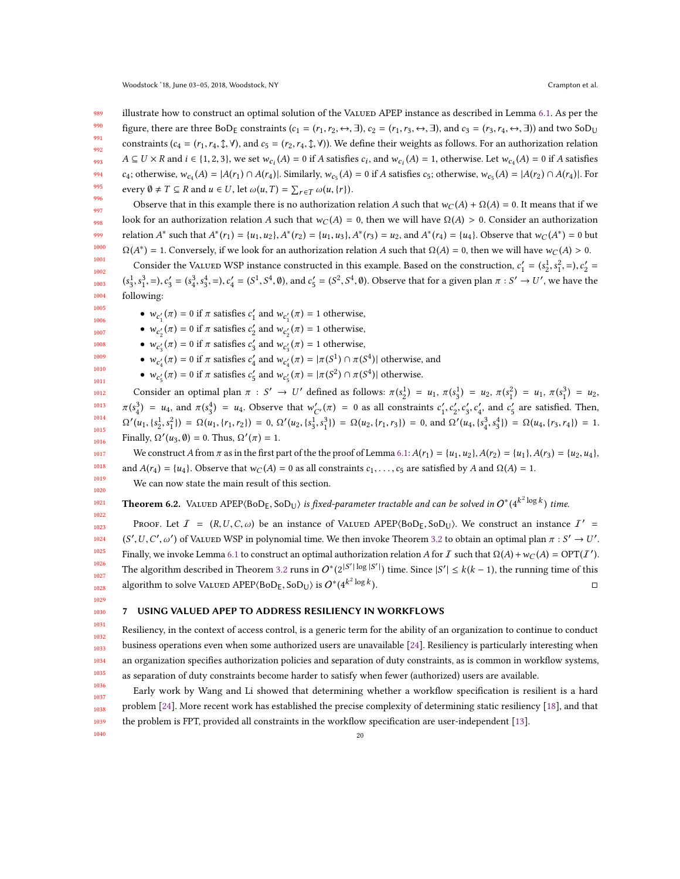illustrate how to construct an optimal solution of the Valued APEP instance as described in Lemma 6.1. As per the figure, there are three $\text{BoD}_\text{E}$ constraints ($c_1 = (r_1, r_2, \leftrightarrow, \exists)$, $c_2 = (r_1, r_3, \leftrightarrow, \exists)$, and $c_3 = (r_3, r_4, \leftrightarrow, \exists)$) and two $\text{SoD}_\text{U}$ constraints ($c_4 = (r_1, r_4, \updownarrow, \forall)$, and $c_5 = (r_2, r_4, \updownarrow, \forall)$). We define their weights as follows. For an authorization relation $A \subseteq U \times R$ and $i \in \{1, 2, 3\}$, we set $w_{c_i}(A) = 0$ if $A$ satisfies $c_i$, and $w_{c_i}(A) = 1$, otherwise. Let $w_{c_4}(A) = 0$ if $A$ satisfies $c_4$; otherwise, $w_{c_4}(A) = |A(r_1) \cap A(r_4)|$. Similarly, $w_{c_5}(A) = 0$ if $A$ satisfies $c_5$; otherwise, $w_{c_5}(A) = |A(r_2) \cap A(r_4)|$. For every $\emptyset \neq T \subseteq R$ and $u \in U$, let $\omega(u, T) = \sum_{r \in T} \omega(u, \{r\})$.

Observe that in this example there is no authorization relation $A$ such that $w_C(A) + \Omega(A) = 0$. It means that if we look for an authorization relation $A$ such that $w_C(A) = 0$, then we will have $\Omega(A) > 0$. Consider an authorization relation $A^*$ such that $A^*(r_1) = \{u_1, u_2\}$, $A^*(r_2) = \{u_1, u_3\}$, $A^*(r_3) = u_2$, and $A^*(r_4) = \{u_4\}$. Observe that $w_C(A^*) = 0$ but $\Omega(A^*) = 1$. Conversely, if we look for an authorization relation $A$ such that $\Omega(A) = 0$, then we will have $w_C(A) > 0$.

Consider the Valued WSP instance constructed in this example. Based on the construction, $c'_1 = (s_2^1, s_1^2, =)$, $c'_2 = (s_3^1, s_1^3, =)$, $c'_3 = (s_4^3, s_3^4, =)$, $c'_4 = (S^1, S^4, \emptyset)$, and $c'_5 = (S^2, S^4, \emptyset)$. Observe that for a given plan $\pi : S' \to U'$, we have the following:

- $w_{c'_1}(\pi) = 0$ if $\pi$ satisfies $c'_1$ and $w_{c'_1}(\pi) = 1$ otherwise,
- $w_{c'_2}(\pi) = 0$ if $\pi$ satisfies $c'_2$ and $w_{c'_2}(\pi) = 1$ otherwise,
- $w_{c'_3}(\pi) = 0$ if $\pi$ satisfies $c'_3$ and $w_{c'_3}(\pi) = 1$ otherwise,
- $w_{c'_4}(\pi) = 0$ if $\pi$ satisfies $c'_4$ and $w_{c'_4}(\pi) = |\pi(S^1) \cap \pi(S^4)|$ otherwise, and
- $w_{c'_5}(\pi) = 0$ if $\pi$ satisfies $c'_5$ and $w_{c'_5}(\pi) = |\pi(S^2) \cap \pi(S^4)|$ otherwise.

Consider an optimal plan $\pi : S' \to U'$ defined as follows: $\pi(s_2^1) = u_1$, $\pi(s_3^1) = u_2$, $\pi(s_1^2) = u_1$, $\pi(s_1^3) = u_2$, $\pi(s_4^3) = u_4$, and $\pi(s_3^4) = u_4$. Observe that $w'_{C'}(\pi) = 0$ as all constraints $c'_1, c'_2, c'_3, c'_4$, and $c'_5$ are satisfied. Then, $\Omega'(u_1, \{s_2^1, s_1^2\}) = \Omega(u_1, \{r_1, r_2\}) = 0$, $\Omega'(u_2, \{s_3^1, s_1^3\}) = \Omega(u_2, \{r_1, r_3\}) = 0$, and $\Omega'(u_4, \{s_4^3, s_3^4\}) = \Omega(u_4, \{r_3, r_4\}) = 1$. Finally, $\Omega'(u_3, \emptyset) = 0$. Thus, $\Omega'(\pi) = 1$.

We construct $A$ from $\pi$ as in the first part of the the proof of Lemma 6.1: $A(r_1) = \{u_1, u_2\}$, $A(r_2) = \{u_1\}$, $A(r_3) = \{u_2, u_4\}$, and $A(r_4) = \{u_4\}$. Observe that $w_C(A) = 0$ as all constraints $c_1, \ldots, c_5$ are satisfied by $A$ and $\Omega(A) = 1$.

We can now state the main result of this section.

**Theorem 6.2.** *Valued APEP$\langle \text{BoD}_\text{E}, \text{SoD}_\text{U} \rangle$ is fixed-parameter tractable and can be solved in $O^*(4^{k^2 \log k})$ time.*

Proof. Let $\mathcal{I} = (R, U, C, \omega)$ be an instance of Valued APEP$\langle \text{BoD}_\text{E}, \text{SoD}_\text{U} \rangle$. We construct an instance $\mathcal{I}' = (S', U, C', \omega')$ of Valued WSP in polynomial time. We then invoke Theorem 3.2 to obtain an optimal plan $\pi : S' \to U'$. Finally, we invoke Lemma 6.1 to construct an optimal authorization relation $A$ for $\mathcal{I}$ such that $\Omega(A) + w_C(A) = \text{OPT}(\mathcal{I}')$. The algorithm described in Theorem 3.2 runs in $O^*(2^{|S'| \log |S'|})$ time. Since $|S'| \leq k(k-1)$, the running time of this algorithm to solve Valued APEP$\langle \text{BoD}_\text{E}, \text{SoD}_\text{U} \rangle$ is $O^*(4^{k^2 \log k})$. ◻

## 7 USING VALUED APEP TO ADDRESS RESILIENCY IN WORKFLOWS

Resiliency, in the context of access control, is a generic term for the ability of an organization to continue to conduct business operations even when some authorized users are unavailable [24]. Resiliency is particularly interesting when an organization specifies authorization policies and separation of duty constraints, as is common in workflow systems, as separation of duty constraints become harder to satisfy when fewer (authorized) users are available.

Early work by Wang and Li showed that determining whether a workflow specification is resilient is a hard problem [24]. More recent work has established the precise complexity of determining static resiliency [18], and that the problem is FPT, provided all constraints in the workflow specification are user-independent [13].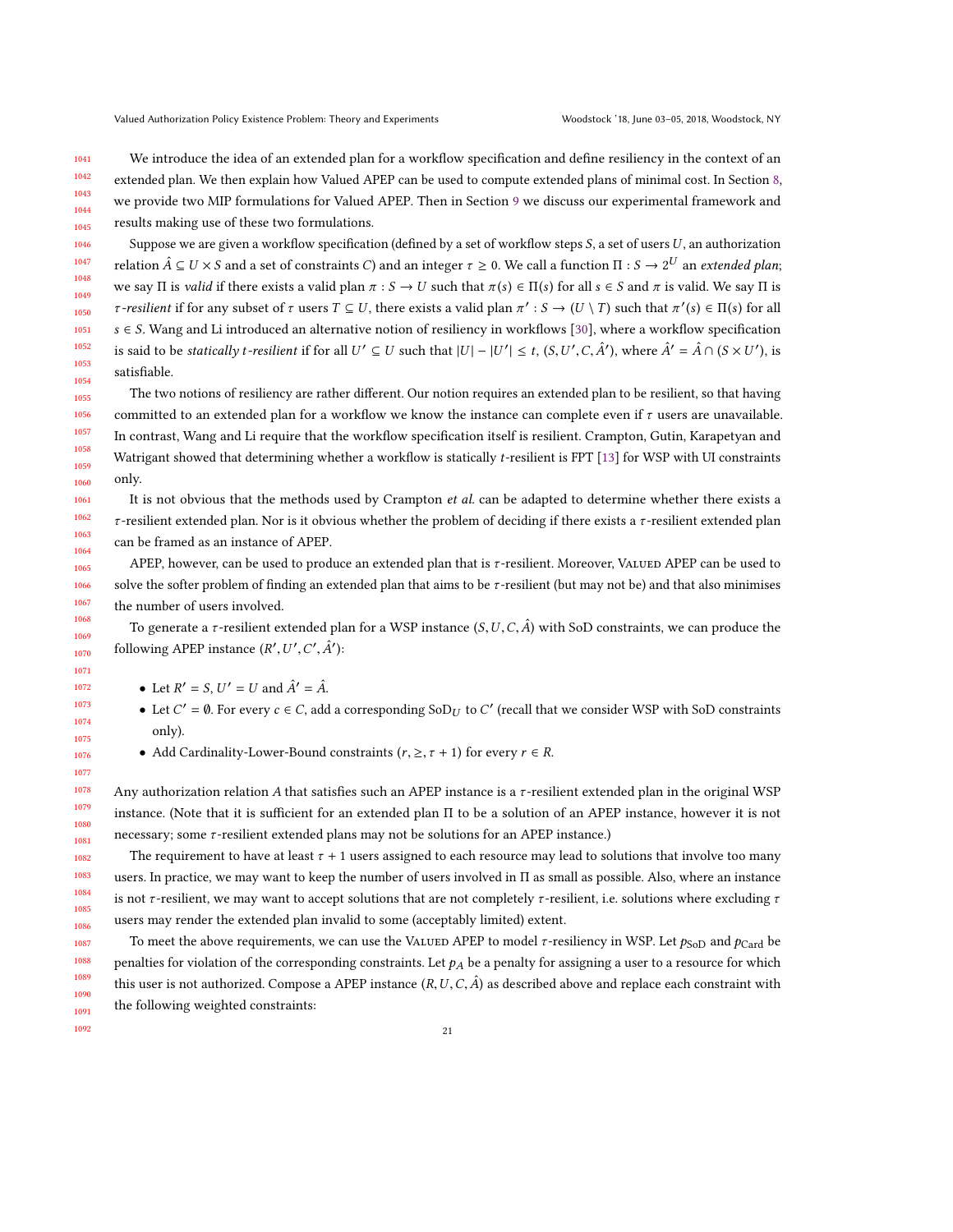We introduce the idea of an extended plan for a workflow specification and define resiliency in the context of an extended plan. We then explain how Valued APEP can be used to compute extended plans of minimal cost. In Section 8, we provide two MIP formulations for Valued APEP. Then in Section 9 we discuss our experimental framework and results making use of these two formulations.

Suppose we are given a workflow specification (defined by a set of workflow steps $S$, a set of users $U$, an authorization relation $\hat{A} \subseteq U \times S$ and a set of constraints $C$) and an integer $\tau \geq 0$. We call a function $\Pi : S \to 2^U$ an *extended plan*; we say $\Pi$ is *valid* if there exists a valid plan $\pi : S \to U$ such that $\pi(s) \in \Pi(s)$ for all $s \in S$ and $\pi$ is valid. We say $\Pi$ is *$\tau$-resilient* if for any subset of $\tau$ users $T \subseteq U$, there exists a valid plan $\pi' : S \to (U \setminus T)$ such that $\pi'(s) \in \Pi(s)$ for all $s \in S$. Wang and Li introduced an alternative notion of resiliency in workflows [30], where a workflow specification is said to be *statically $t$-resilient* if for all $U' \subseteq U$ such that $|U| - |U'| \leq t$, $(S, U', C, \hat{A}')$, where $\hat{A}' = \hat{A} \cap (S \times U')$, is satisfiable.

The two notions of resiliency are rather different. Our notion requires an extended plan to be resilient, so that having committed to an extended plan for a workflow we know the instance can complete even if $\tau$ users are unavailable. In contrast, Wang and Li require that the workflow specification itself is resilient. Crampton, Gutin, Karapetyan and Watrigant showed that determining whether a workflow is statically $t$-resilient is FPT [13] for WSP with UI constraints only.

It is not obvious that the methods used by Crampton *et al.* can be adapted to determine whether there exists a $\tau$-resilient extended plan. Nor is it obvious whether the problem of deciding if there exists a $\tau$-resilient extended plan can be framed as an instance of APEP.

APEP, however, can be used to produce an extended plan that is $\tau$-resilient. Moreover, Valued APEP can be used to solve the softer problem of finding an extended plan that aims to be $\tau$-resilient (but may not be) and that also minimises the number of users involved.

To generate a $\tau$-resilient extended plan for a WSP instance $(S, U, C, \hat{A})$ with SoD constraints, we can produce the following APEP instance $(R', U', C', \hat{A}')$:

- Let $R' = S$, $U' = U$ and $\hat{A}' = \hat{A}$.
- Let $C' = \emptyset$. For every $c \in C$, add a corresponding $\text{SoD}_U$ to $C'$ (recall that we consider WSP with SoD constraints only).
- Add Cardinality-Lower-Bound constraints $(r, \geq, \tau + 1)$ for every $r \in R$.

Any authorization relation $A$ that satisfies such an APEP instance is a $\tau$-resilient extended plan in the original WSP instance. (Note that it is sufficient for an extended plan $\Pi$ to be a solution of an APEP instance, however it is not necessary; some $\tau$-resilient extended plans may not be solutions for an APEP instance.)

The requirement to have at least $\tau + 1$ users assigned to each resource may lead to solutions that involve too many users. In practice, we may want to keep the number of users involved in $\Pi$ as small as possible. Also, where an instance is not $\tau$-resilient, we may want to accept solutions that are not completely $\tau$-resilient, i.e. solutions where excluding $\tau$ users may render the extended plan invalid to some (acceptably limited) extent.

To meet the above requirements, we can use the Valued APEP to model $\tau$-resiliency in WSP. Let $p_{\text{SoD}}$ and $p_{\text{Card}}$ be penalties for violation of the corresponding constraints. Let $p_A$ be a penalty for assigning a user to a resource for which this user is not authorized. Compose a APEP instance $(R, U, C, \hat{A})$ as described above and replace each constraint with the following weighted constraints: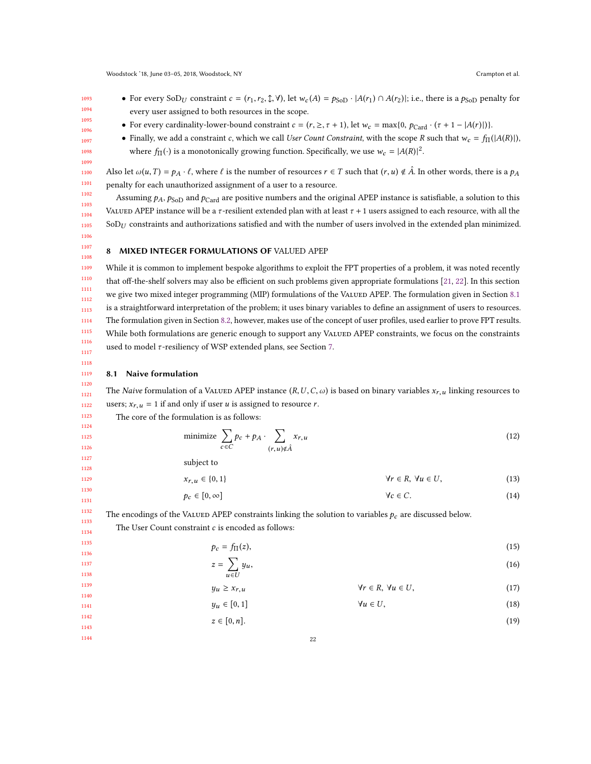- For every $\text{SoD}_U$ constraint $c = (r_1, r_2, \updownarrow, \forall)$, let $w_c(A) = p_{\text{SoD}} \cdot |A(r_1) \cap A(r_2)|$; i.e., there is a $p_{\text{SoD}}$ penalty for every user assigned to both resources in the scope.
- For every cardinality-lower-bound constraint $c = (r, \geq, \tau + 1)$, let $w_c = \max\{0, p_{\text{Card}} \cdot (\tau + 1 - |A(r)|)\}$.
- Finally, we add a constraint $c$, which we call *User Count Constraint*, with the scope $R$ such that $w_c = f_\Pi(|A(R)|)$, where $f_\Pi(\cdot)$ is a monotonically growing function. Specifically, we use $w_c = |A(R)|^2$.

Also let $\omega(u, T) = p_A \cdot \ell$, where $\ell$ is the number of resources $r \in T$ such that $(r, u) \notin \hat{A}$. In other words, there is a $p_A$ penalty for each unauthorized assignment of a user to a resource.

Assuming $p_A$, $p_{\text{SoD}}$ and $p_{\text{Card}}$ are positive numbers and the original APEP instance is satisfiable, a solution to this Valued APEP instance will be a $\tau$-resilient extended plan with at least $\tau + 1$ users assigned to each resource, with all the $\text{SoD}_U$ constraints and authorizations satisfied and with the number of users involved in the extended plan minimized.

## 8 MIXED INTEGER FORMULATIONS OF VALUED APEP

While it is common to implement bespoke algorithms to exploit the FPT properties of a problem, it was noted recently that off-the-shelf solvers may also be efficient on such problems given appropriate formulations [21, 22]. In this section we give two mixed integer programming (MIP) formulations of the Valued APEP. The formulation given in Section 8.1 is a straightforward interpretation of the problem; it uses binary variables to define an assignment of users to resources. The formulation given in Section 8.2, however, makes use of the concept of user profiles, used earlier to prove FPT results. While both formulations are generic enough to support any Valued APEP constraints, we focus on the constraints used to model $\tau$-resiliency of WSP extended plans, see Section 7.

### 8.1 Naive formulation

The *Naive* formulation of a Valued APEP instance $(R, U, C, \omega)$ is based on binary variables $x_{r,u}$ linking resources to users; $x_{r,u} = 1$ if and only if user $u$ is assigned to resource $r$.

The core of the formulation is as follows:

$$\text{minimize} \sum_{c \in C} p_c + p_A \cdot \sum_{(r,u) \notin \hat{A}} x_{r,u} \tag{12}$$

subject to

$$x_{r,u} \in \{0, 1\} \qquad \forall r \in R,\ \forall u \in U, \tag{13}$$

$$p_c \in [0, \infty] \qquad \forall c \in C. \tag{14}$$

The encodings of the Valued APEP constraints linking the solution to variables $p_c$ are discussed below.

The User Count constraint $c$ is encoded as follows:

$$p_c = f_\Pi(z), \tag{15}$$

$$z = \sum_{u \in U} y_u, \tag{16}$$

$$y_u \geq x_{r,u} \qquad \forall r \in R,\ \forall u \in U, \tag{17}$$

$$y_u \in [0, 1] \qquad \forall u \in U, \tag{18}$$

$$z \in [0, n]. \tag{19}$$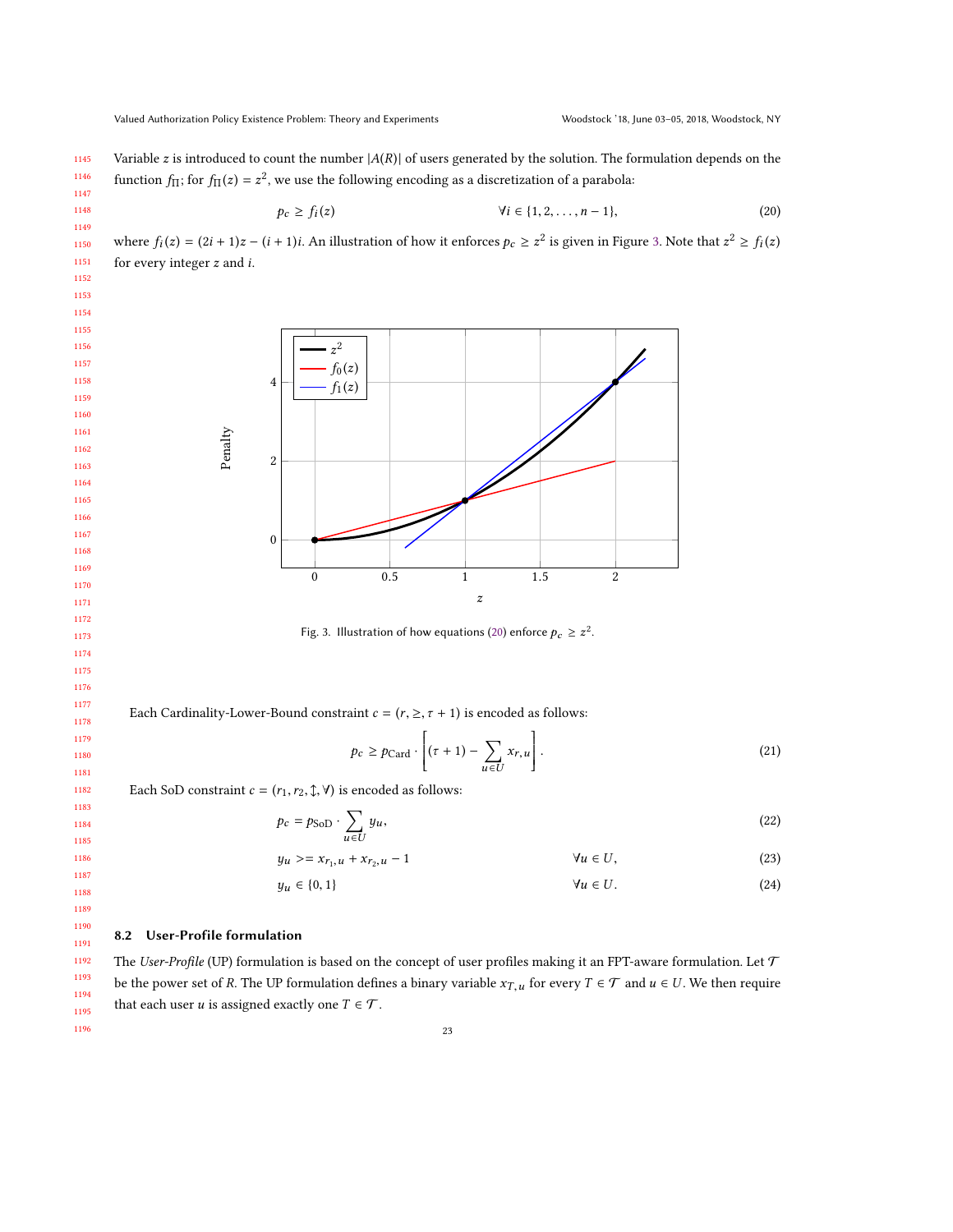Variable $z$ is introduced to count the number $|A(R)|$ of users generated by the solution. The formulation depends on the function $f_\Pi$; for $f_\Pi(z) = z^2$, we use the following encoding as a discretization of a parabola:

$$p_c \geq f_i(z) \qquad \forall i \in \{1, 2, \ldots, n-1\}, \tag{20}$$

where $f_i(z) = (2i+1)z - (i+1)i$. An illustration of how it enforces $p_c \geq z^2$ is given in Figure 3. Note that $z^2 \geq f_i(z)$ for every integer $z$ and $i$.

Fig. 3. Illustration of how equations (20) enforce $p_c \geq z^2$.

Each Cardinality-Lower-Bound constraint $c = (r, \geq, \tau + 1)$ is encoded as follows:

$$p_c \geq p_{\text{Card}} \cdot \left[ (\tau + 1) - \sum_{u \in U} x_{r,u} \right]. \tag{21}$$

Each SoD constraint $c = (r_1, r_2, \updownarrow, \forall)$ is encoded as follows:

$$p_c = p_{\text{SoD}} \cdot \sum_{u \in U} y_u, \tag{22}$$

$$y_u >= x_{r_1,u} + x_{r_2,u} - 1 \qquad \forall u \in U, \tag{23}$$

$$y_u \in \{0, 1\} \qquad \forall u \in U. \tag{24}$$

### 8.2 User-Profile formulation

The *User-Profile* (UP) formulation is based on the concept of user profiles making it an FPT-aware formulation. Let $\mathcal{T}$ be the power set of $R$. The UP formulation defines a binary variable $x_{T,u}$ for every $T \in \mathcal{T}$ and $u \in U$. We then require that each user $u$ is assigned exactly one $T \in \mathcal{T}$.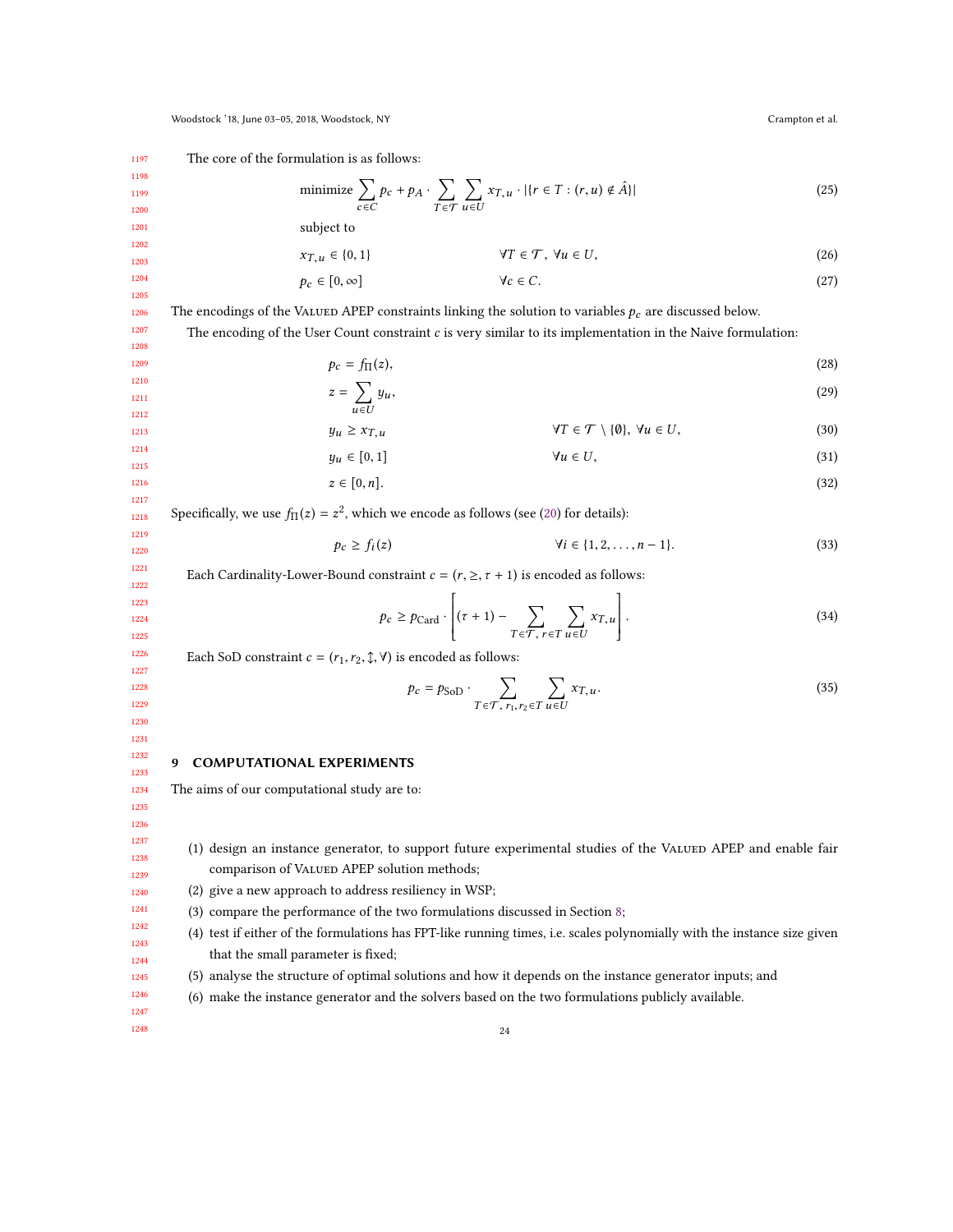The core of the formulation is as follows:

$$\text{minimize} \sum_{c \in C} p_c + p_A \cdot \sum_{T \in \mathcal{T}} \sum_{u \in U} x_{T,u} \cdot |\{r \in T : (r,u) \notin \hat{A}\}| \tag{25}$$

subject to

$$x_{T,u} \in \{0,1\} \qquad \forall T \in \mathcal{T},\ \forall u \in U, \tag{26}$$

$$p_c \in [0, \infty] \qquad \forall c \in C. \tag{27}$$

The encodings of the Valued APEP constraints linking the solution to variables $p_c$ are discussed below.

The encoding of the User Count constraint $c$ is very similar to its implementation in the Naive formulation:

$$p_c = f_\Pi(z), \tag{28}$$

$$z = \sum_{u \in U} y_u, \tag{29}$$

$$y_u \geq x_{T,u} \qquad \forall T \in \mathcal{T} \setminus \{\emptyset\},\ \forall u \in U, \tag{30}$$

$$y_u \in [0,1] \qquad \forall u \in U, \tag{31}$$

$$z \in [0, n]. \tag{32}$$

Specifically, we use $f_\Pi(z) = z^2$, which we encode as follows (see (20) for details):

$$p_c \geq f_i(z) \qquad \forall i \in \{1, 2, \ldots, n-1\}. \tag{33}$$

Each Cardinality-Lower-Bound constraint $c = (r, \geq, \tau + 1)$ is encoded as follows:

$$p_c \geq p_{\text{Card}} \cdot \left[ (\tau + 1) - \sum_{T \in \mathcal{T},\ r \in T} \sum_{u \in U} x_{T,u} \right]. \tag{34}$$

Each SoD constraint $c = (r_1, r_2, \updownarrow, \forall)$ is encoded as follows:

$$p_c = p_{\text{SoD}} \cdot \sum_{T \in \mathcal{T},\ r_1, r_2 \in T} \sum_{u \in U} x_{T,u}. \tag{35}$$

## 9 COMPUTATIONAL EXPERIMENTS

The aims of our computational study are to:

(1) design an instance generator, to support future experimental studies of the Valued APEP and enable fair comparison of Valued APEP solution methods;
(2) give a new approach to address resiliency in WSP;
(3) compare the performance of the two formulations discussed in Section 8;
(4) test if either of the formulations has FPT-like running times, i.e. scales polynomially with the instance size given that the small parameter is fixed;
(5) analyse the structure of optimal solutions and how it depends on the instance generator inputs; and
(6) make the instance generator and the solvers based on the two formulations publicly available.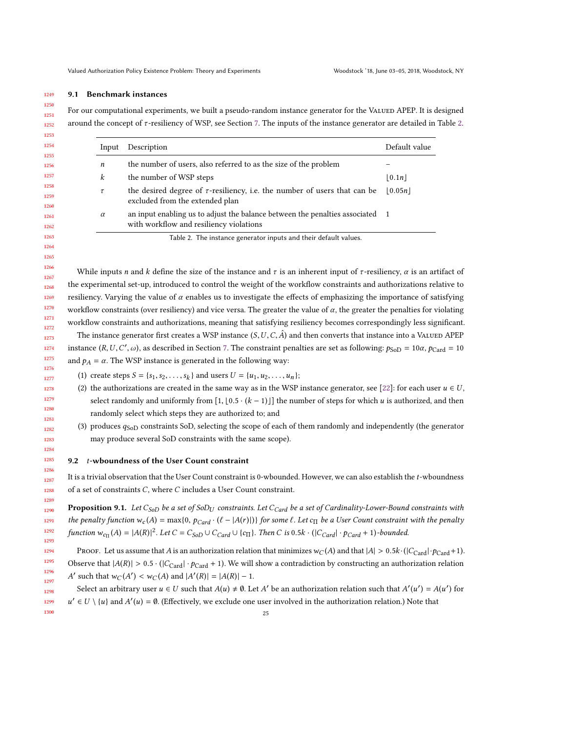### 9.1 Benchmark instances

For our computational experiments, we built a pseudo-random instance generator for the Valued APEP. It is designed around the concept of $\tau$-resiliency of WSP, see Section 7. The inputs of the instance generator are detailed in Table 2.

| Input | Description | Default value |
|---|---|---|
| $n$ | the number of users, also referred to as the size of the problem | – |
| $k$ | the number of WSP steps | $\lfloor 0.1n \rfloor$ |
| $\tau$ | the desired degree of $\tau$-resiliency, i.e. the number of users that can be excluded from the extended plan | $\lfloor 0.05n \rfloor$ |
| $\alpha$ | an input enabling us to adjust the balance between the penalties associated with workflow and resiliency violations | 1 |

Table 2. The instance generator inputs and their default values.

While inputs $n$ and $k$ define the size of the instance and $\tau$ is an inherent input of $\tau$-resiliency, $\alpha$ is an artifact of the experimental set-up, introduced to control the weight of the workflow constraints and authorizations relative to resiliency. Varying the value of $\alpha$ enables us to investigate the effects of emphasizing the importance of satisfying workflow constraints (over resiliency) and vice versa. The greater the value of $\alpha$, the greater the penalties for violating workflow constraints and authorizations, meaning that satisfying resiliency becomes correspondingly less significant.

The instance generator first creates a WSP instance $(S, U, C, \hat{A})$ and then converts that instance into a Valued APEP instance $(R, U, C', \omega)$, as described in Section 7. The constraint penalties are set as following: $p_{\text{SoD}} = 10\alpha$, $p_{\text{Card}} = 10$ and $p_A = \alpha$. The WSP instance is generated in the following way:

1. create steps $S = \{s_1, s_2, \ldots, s_k\}$ and users $U = \{u_1, u_2, \ldots, u_n\}$;
2. the authorizations are created in the same way as in the WSP instance generator, see [22]: for each user $u \in U$, select randomly and uniformly from $[1, \lfloor 0.5 \cdot (k-1) \rfloor]$ the number of steps for which $u$ is authorized, and then randomly select which steps they are authorized to; and
3. produces $q_{\text{SoD}}$ constraints SoD, selecting the scope of each of them randomly and independently (the generator may produce several SoD constraints with the same scope).

### 9.2 $t$-wboundness of the User Count constraint

It is a trivial observation that the User Count constraint is 0-wbounded. However, we can also establish the $t$-wboundness of a set of constraints $C$, where $C$ includes a User Count constraint.

**Proposition 9.1.** *Let $C_{SoD}$ be a set of $SoD_U$ constraints. Let $C_{Card}$ be a set of Cardinality-Lower-Bound constraints with the penalty function $w_c(A) = \max\{0,\ p_{Card} \cdot (\ell - |A(r)|)\}$ for some $\ell$. Let $c_\Pi$ be a User Count constraint with the penalty function $w_{c_\Pi}(A) = |A(R)|^2$. Let $C = C_{SoD} \cup C_{Card} \cup \{c_\Pi\}$. Then $C$ is $0.5k \cdot (|C_{Card}| \cdot p_{Card} + 1)$-bounded.*

Proof. Let us assume that $A$ is an authorization relation that minimizes $w_C(A)$ and that $|A| > 0.5k \cdot (|C_{\text{Card}}| \cdot p_{\text{Card}} + 1)$. Observe that $|A(R)| > 0.5 \cdot (|C_{\text{Card}}| \cdot p_{\text{Card}} + 1)$. We will show a contradiction by constructing an authorization relation $A'$ such that $w_C(A') < w_C(A)$ and $|A'(R)| = |A(R)| - 1$.

Select an arbitrary user $u \in U$ such that $A(u) \neq \emptyset$. Let $A'$ be an authorization relation such that $A'(u') = A(u')$ for $u' \in U \setminus \{u\}$ and $A'(u) = \emptyset$. (Effectively, we exclude one user involved in the authorization relation.) Note that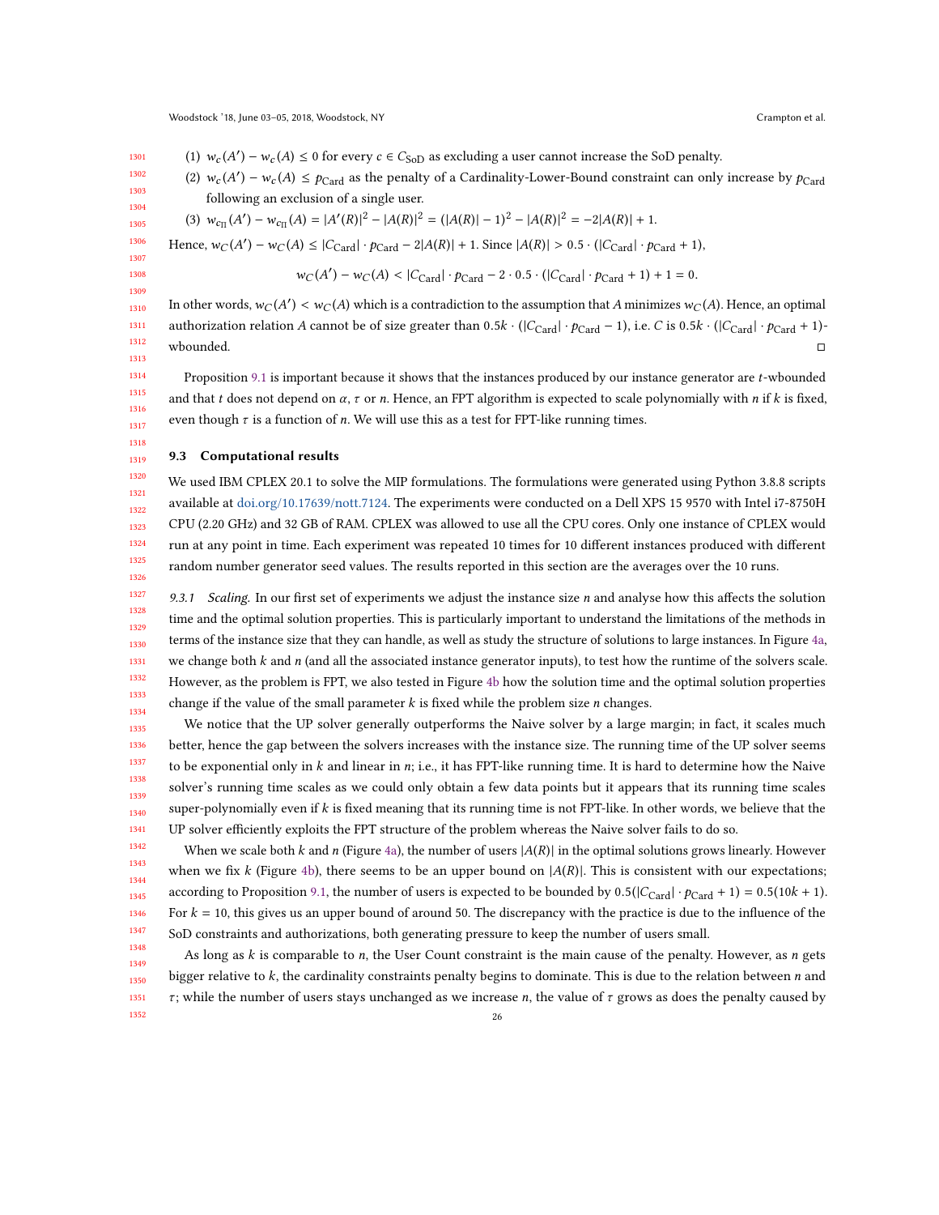(1) $w_c(A') - w_c(A) \le 0$ for every $c \in C_{\text{SoD}}$ as excluding a user cannot increase the SoD penalty.

(2) $w_c(A') - w_c(A) \le p_{\text{Card}}$ as the penalty of a Cardinality-Lower-Bound constraint can only increase by $p_{\text{Card}}$ following an exclusion of a single user.

(3) $w_{c_\Pi}(A') - w_{c_\Pi}(A) = |A'(R)|^2 - |A(R)|^2 = (|A(R)| - 1)^2 - |A(R)|^2 = -2|A(R)| + 1$.

Hence, $w_C(A') - w_C(A) \le |C_{\text{Card}}| \cdot p_{\text{Card}} - 2|A(R)| + 1$. Since $|A(R)| > 0.5 \cdot (|C_{\text{Card}}| \cdot p_{\text{Card}} + 1)$,

$$w_C(A') - w_C(A) < |C_{\text{Card}}| \cdot p_{\text{Card}} - 2 \cdot 0.5 \cdot (|C_{\text{Card}}| \cdot p_{\text{Card}} + 1) + 1 = 0.$$

In other words, $w_C(A') < w_C(A)$ which is a contradiction to the assumption that $A$ minimizes $w_C(A)$. Hence, an optimal authorization relation $A$ cannot be of size greater than $0.5k \cdot (|C_{\text{Card}}| \cdot p_{\text{Card}} - 1)$, i.e. $C$ is $0.5k \cdot (|C_{\text{Card}}| \cdot p_{\text{Card}} + 1)$-wbounded. □

Proposition 9.1 is important because it shows that the instances produced by our instance generator are $t$-wbounded and that $t$ does not depend on $\alpha$, $\tau$ or $n$. Hence, an FPT algorithm is expected to scale polynomially with $n$ if $k$ is fixed, even though $\tau$ is a function of $n$. We will use this as a test for FPT-like running times.

### 9.3 Computational results

We used IBM CPLEX 20.1 to solve the MIP formulations. The formulations were generated using Python 3.8.8 scripts available at doi.org/10.17639/nott.7124. The experiments were conducted on a Dell XPS 15 9570 with Intel i7-8750H CPU (2.20 GHz) and 32 GB of RAM. CPLEX was allowed to use all the CPU cores. Only one instance of CPLEX would run at any point in time. Each experiment was repeated 10 times for 10 different instances produced with different random number generator seed values. The results reported in this section are the averages over the 10 runs.

*9.3.1 Scaling.* In our first set of experiments we adjust the instance size $n$ and analyse how this affects the solution time and the optimal solution properties. This is particularly important to understand the limitations of the methods in terms of the instance size that they can handle, as well as study the structure of solutions to large instances. In Figure 4a, we change both $k$ and $n$ (and all the associated instance generator inputs), to test how the runtime of the solvers scale. However, as the problem is FPT, we also tested in Figure 4b how the solution time and the optimal solution properties change if the value of the small parameter $k$ is fixed while the problem size $n$ changes.

We notice that the UP solver generally outperforms the Naive solver by a large margin; in fact, it scales much better, hence the gap between the solvers increases with the instance size. The running time of the UP solver seems to be exponential only in $k$ and linear in $n$; i.e., it has FPT-like running time. It is hard to determine how the Naive solver's running time scales as we could only obtain a few data points but it appears that its running time scales super-polynomially even if $k$ is fixed meaning that its running time is not FPT-like. In other words, we believe that the UP solver efficiently exploits the FPT structure of the problem whereas the Naive solver fails to do so.

When we scale both $k$ and $n$ (Figure 4a), the number of users $|A(R)|$ in the optimal solutions grows linearly. However when we fix $k$ (Figure 4b), there seems to be an upper bound on $|A(R)|$. This is consistent with our expectations; according to Proposition 9.1, the number of users is expected to be bounded by $0.5(|C_{\text{Card}}| \cdot p_{\text{Card}} + 1) = 0.5(10k + 1)$. For $k = 10$, this gives us an upper bound of around 50. The discrepancy with the practice is due to the influence of the SoD constraints and authorizations, both generating pressure to keep the number of users small.

As long as $k$ is comparable to $n$, the User Count constraint is the main cause of the penalty. However, as $n$ gets bigger relative to $k$, the cardinality constraints penalty begins to dominate. This is due to the relation between $n$ and $\tau$; while the number of users stays unchanged as we increase $n$, the value of $\tau$ grows as does the penalty caused by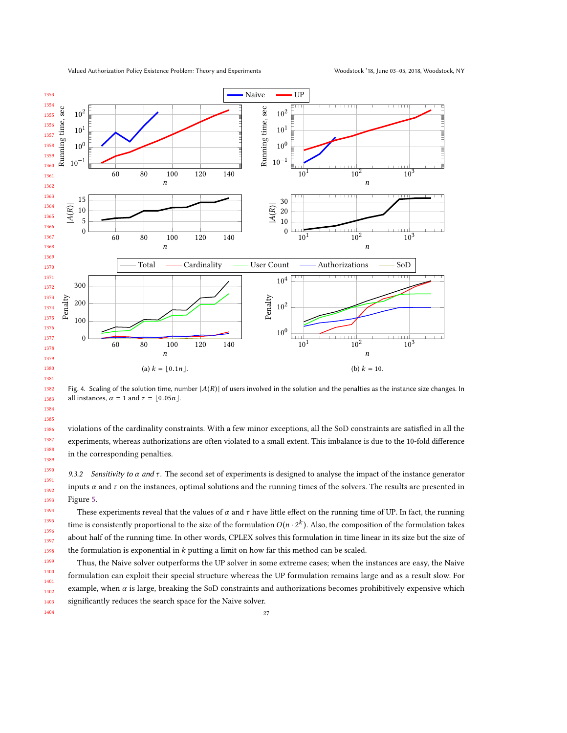(a) $k = \lfloor 0.1n \rfloor$.

(b) $k = 10$.

Fig. 4. Scaling of the solution time, number $|A(R)|$ of users involved in the solution and the penalties as the instance size changes. In all instances, $\alpha = 1$ and $\tau = \lfloor 0.05n \rfloor$.

violations of the cardinality constraints. With a few minor exceptions, all the SoD constraints are satisfied in all the experiments, whereas authorizations are often violated to a small extent. This imbalance is due to the 10-fold difference in the corresponding penalties.

### 9.3.2 *Sensitivity to $\alpha$ and $\tau$.*

The second set of experiments is designed to analyse the impact of the instance generator inputs $\alpha$ and $\tau$ on the instances, optimal solutions and the running times of the solvers. The results are presented in Figure 5.

These experiments reveal that the values of $\alpha$ and $\tau$ have little effect on the running time of UP. In fact, the running time is consistently proportional to the size of the formulation $O(n \cdot 2^k)$. Also, the composition of the formulation takes about half of the running time. In other words, CPLEX solves this formulation in time linear in its size but the size of the formulation is exponential in $k$ putting a limit on how far this method can be scaled.

Thus, the Naive solver outperforms the UP solver in some extreme cases; when the instances are easy, the Naive formulation can exploit their special structure whereas the UP formulation remains large and as a result slow. For example, when $\alpha$ is large, breaking the SoD constraints and authorizations becomes prohibitively expensive which significantly reduces the search space for the Naive solver.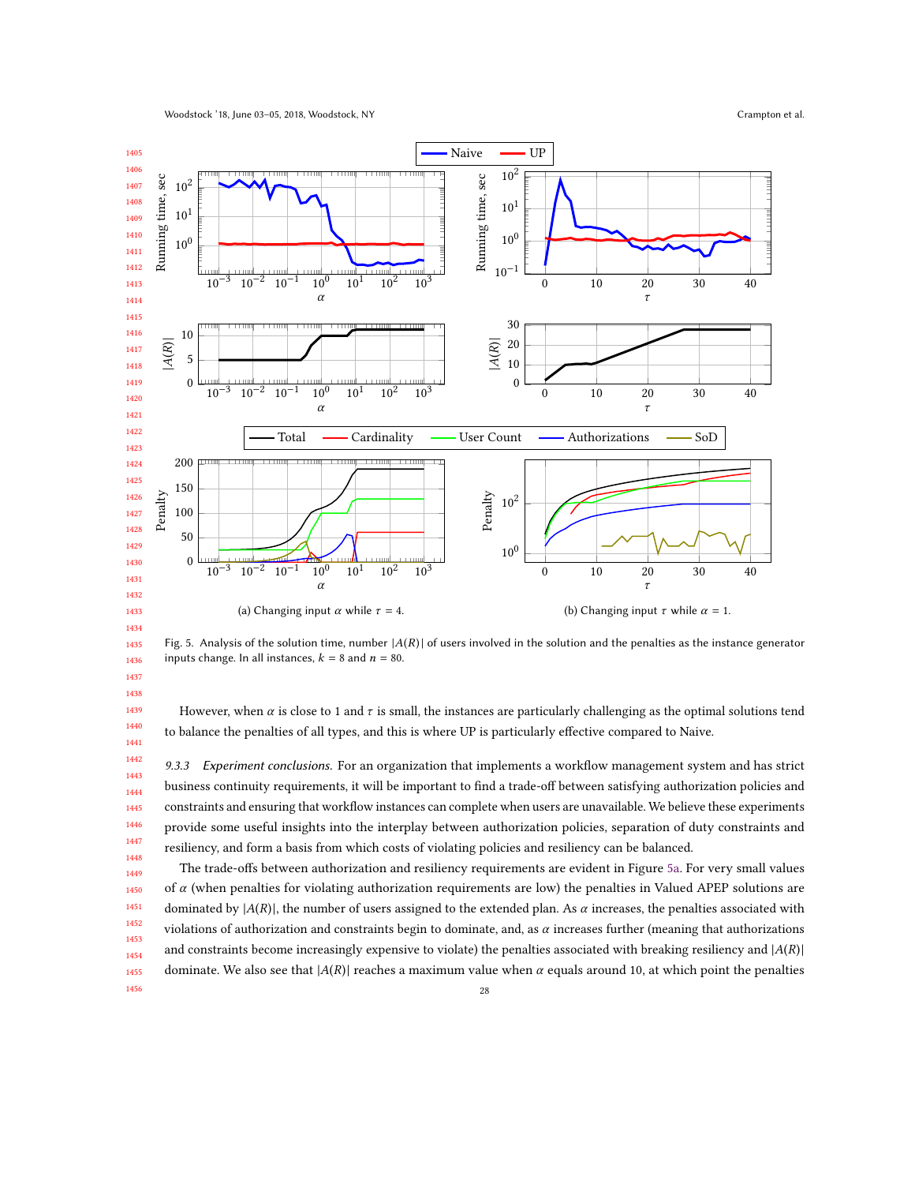(a) Changing input $\alpha$ while $\tau = 4$.

(b) Changing input $\tau$ while $\alpha = 1$.

Fig. 5. Analysis of the solution time, number $|A(R)|$ of users involved in the solution and the penalties as the instance generator inputs change. In all instances, $k = 8$ and $n = 80$.

However, when $\alpha$ is close to 1 and $\tau$ is small, the instances are particularly challenging as the optimal solutions tend to balance the penalties of all types, and this is where UP is particularly effective compared to Naive.

#### 9.3.3 *Experiment conclusions.*

For an organization that implements a workflow management system and has strict business continuity requirements, it will be important to find a trade-off between satisfying authorization policies and constraints and ensuring that workflow instances can complete when users are unavailable. We believe these experiments provide some useful insights into the interplay between authorization policies, separation of duty constraints and resiliency, and form a basis from which costs of violating policies and resiliency can be balanced.

The trade-offs between authorization and resiliency requirements are evident in Figure 5a. For very small values of $\alpha$ (when penalties for violating authorization requirements are low) the penalties in Valued APEP solutions are dominated by $|A(R)|$, the number of users assigned to the extended plan. As $\alpha$ increases, the penalties associated with violations of authorization and constraints begin to dominate, and, as $\alpha$ increases further (meaning that authorizations and constraints become increasingly expensive to violate) the penalties associated with breaking resiliency and $|A(R)|$ dominate. We also see that $|A(R)|$ reaches a maximum value when $\alpha$ equals around 10, at which point the penalties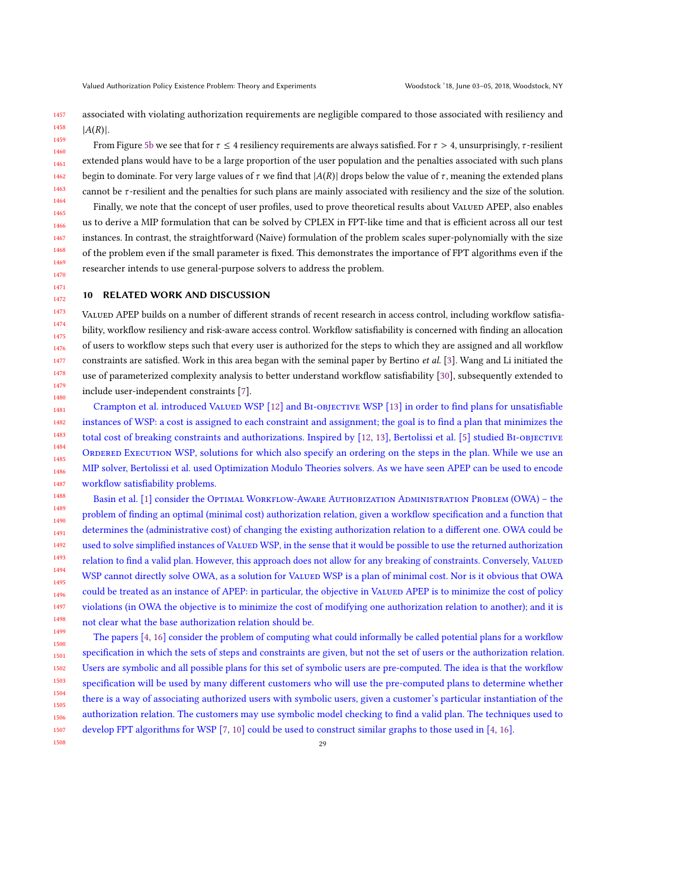associated with violating authorization requirements are negligible compared to those associated with resiliency and $|A(R)|$.

From Figure 5b we see that for $\tau \leq 4$ resiliency requirements are always satisfied. For $\tau > 4$, unsurprisingly, $\tau$-resilient extended plans would have to be a large proportion of the user population and the penalties associated with such plans begin to dominate. For very large values of $\tau$ we find that $|A(R)|$ drops below the value of $\tau$, meaning the extended plans cannot be $\tau$-resilient and the penalties for such plans are mainly associated with resiliency and the size of the solution.

Finally, we note that the concept of user profiles, used to prove theoretical results about Valued APEP, also enables us to derive a MIP formulation that can be solved by CPLEX in FPT-like time and that is efficient across all our test instances. In contrast, the straightforward (Naive) formulation of the problem scales super-polynomially with the size of the problem even if the small parameter is fixed. This demonstrates the importance of FPT algorithms even if the researcher intends to use general-purpose solvers to address the problem.

## 10 RELATED WORK AND DISCUSSION

Valued APEP builds on a number of different strands of recent research in access control, including workflow satisfiability, workflow resiliency and risk-aware access control. Workflow satisfiability is concerned with finding an allocation of users to workflow steps such that every user is authorized for the steps to which they are assigned and all workflow constraints are satisfied. Work in this area began with the seminal paper by Bertino *et al.* [3]. Wang and Li initiated the use of parameterized complexity analysis to better understand workflow satisfiability [30], subsequently extended to include user-independent constraints [7].

Crampton et al. introduced Valued WSP [12] and Bi-objective WSP [13] in order to find plans for unsatisfiable instances of WSP: a cost is assigned to each constraint and assignment; the goal is to find a plan that minimizes the total cost of breaking constraints and authorizations. Inspired by [12, 13], Bertolissi et al. [5] studied Bi-objective Ordered Execution WSP, solutions for which also specify an ordering on the steps in the plan. While we use an MIP solver, Bertolissi et al. used Optimization Modulo Theories solvers. As we have seen APEP can be used to encode workflow satisfiability problems.

Basin et al. [1] consider the Optimal Workflow-Aware Authorization Administration Problem (OWA) – the problem of finding an optimal (minimal cost) authorization relation, given a workflow specification and a function that determines the (administrative cost) of changing the existing authorization relation to a different one. OWA could be used to solve simplified instances of Valued WSP, in the sense that it would be possible to use the returned authorization relation to find a valid plan. However, this approach does not allow for any breaking of constraints. Conversely, Valued WSP cannot directly solve OWA, as a solution for Valued WSP is a plan of minimal cost. Nor is it obvious that OWA could be treated as an instance of APEP: in particular, the objective in Valued APEP is to minimize the cost of policy violations (in OWA the objective is to minimize the cost of modifying one authorization relation to another); and it is not clear what the base authorization relation should be.

The papers [4, 16] consider the problem of computing what could informally be called potential plans for a workflow specification in which the sets of steps and constraints are given, but not the set of users or the authorization relation. Users are symbolic and all possible plans for this set of symbolic users are pre-computed. The idea is that the workflow specification will be used by many different customers who will use the pre-computed plans to determine whether there is a way of associating authorized users with symbolic users, given a customer's particular instantiation of the authorization relation. The customers may use symbolic model checking to find a valid plan. The techniques used to develop FPT algorithms for WSP [7, 10] could be used to construct similar graphs to those used in [4, 16].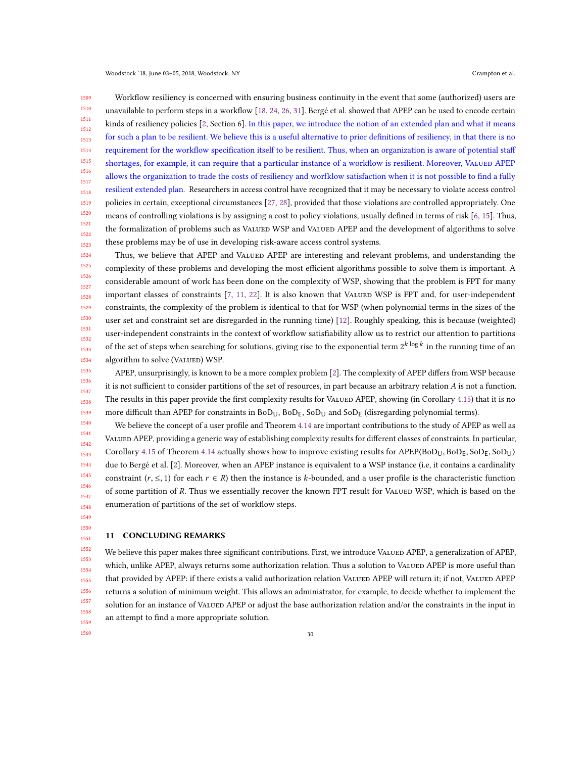Workflow resiliency is concerned with ensuring business continuity in the event that some (authorized) users are unavailable to perform steps in a workflow [18, 24, 26, 31]. Bergé et al. showed that APEP can be used to encode certain kinds of resiliency policies [2, Section 6]. In this paper, we introduce the notion of an extended plan and what it means for such a plan to be resilient. We believe this is a useful alternative to prior definitions of resiliency, in that there is no requirement for the workflow specification itself to be resilient. Thus, when an organization is aware of potential staff shortages, for example, it can require that a particular instance of a workflow is resilient. Moreover, Valued APEP allows the organization to trade the costs of resiliency and worfklow satisfaction when it is not possible to find a fully resilient extended plan. Researchers in access control have recognized that it may be necessary to violate access control policies in certain, exceptional circumstances [27, 28], provided that those violations are controlled appropriately. One means of controlling violations is by assigning a cost to policy violations, usually defined in terms of risk [6, 15]. Thus, the formalization of problems such as Valued WSP and Valued APEP and the development of algorithms to solve these problems may be of use in developing risk-aware access control systems.

Thus, we believe that APEP and Valued APEP are interesting and relevant problems, and understanding the complexity of these problems and developing the most efficient algorithms possible to solve them is important. A considerable amount of work has been done on the complexity of WSP, showing that the problem is FPT for many important classes of constraints [7, 11, 22]. It is also known that Valued WSP is FPT and, for user-independent constraints, the complexity of the problem is identical to that for WSP (when polynomial terms in the sizes of the user set and constraint set are disregarded in the running time) [12]. Roughly speaking, this is because (weighted) user-independent constraints in the context of workflow satisfiability allow us to restrict our attention to partitions of the set of steps when searching for solutions, giving rise to the exponential term $2^{k \log k}$ in the running time of an algorithm to solve (Valued) WSP.

APEP, unsurprisingly, is known to be a more complex problem [2]. The complexity of APEP differs from WSP because it is not sufficient to consider partitions of the set of resources, in part because an arbitrary relation $A$ is not a function. The results in this paper provide the first complexity results for Valued APEP, showing (in Corollary 4.15) that it is no more difficult than APEP for constraints in $\mathrm{BoD_U}$, $\mathrm{BoD_E}$, $\mathrm{SoD_U}$ and $\mathrm{SoD_E}$ (disregarding polynomial terms).

We believe the concept of a user profile and Theorem 4.14 are important contributions to the study of APEP as well as Valued APEP, providing a generic way of establishing complexity results for different classes of constraints. In particular, Corollary 4.15 of Theorem 4.14 actually shows how to improve existing results for APEP$\langle \mathrm{BoD_U}, \mathrm{BoD_E}, \mathrm{SoD_E}, \mathrm{SoD_U} \rangle$ due to Bergé et al. [2]. Moreover, when an APEP instance is equivalent to a WSP instance (i.e, it contains a cardinality constraint $(r, \leq, 1)$ for each $r \in R$) then the instance is $k$-bounded, and a user profile is the characteristic function of some partition of $R$. Thus we essentially recover the known FPT result for Valued WSP, which is based on the enumeration of partitions of the set of workflow steps.

## 11 CONCLUDING REMARKS

We believe this paper makes three significant contributions. First, we introduce Valued APEP, a generalization of APEP, which, unlike APEP, always returns some authorization relation. Thus a solution to Valued APEP is more useful than that provided by APEP: if there exists a valid authorization relation Valued APEP will return it; if not, Valued APEP returns a solution of minimum weight. This allows an administrator, for example, to decide whether to implement the solution for an instance of Valued APEP or adjust the base authorization relation and/or the constraints in the input in an attempt to find a more appropriate solution.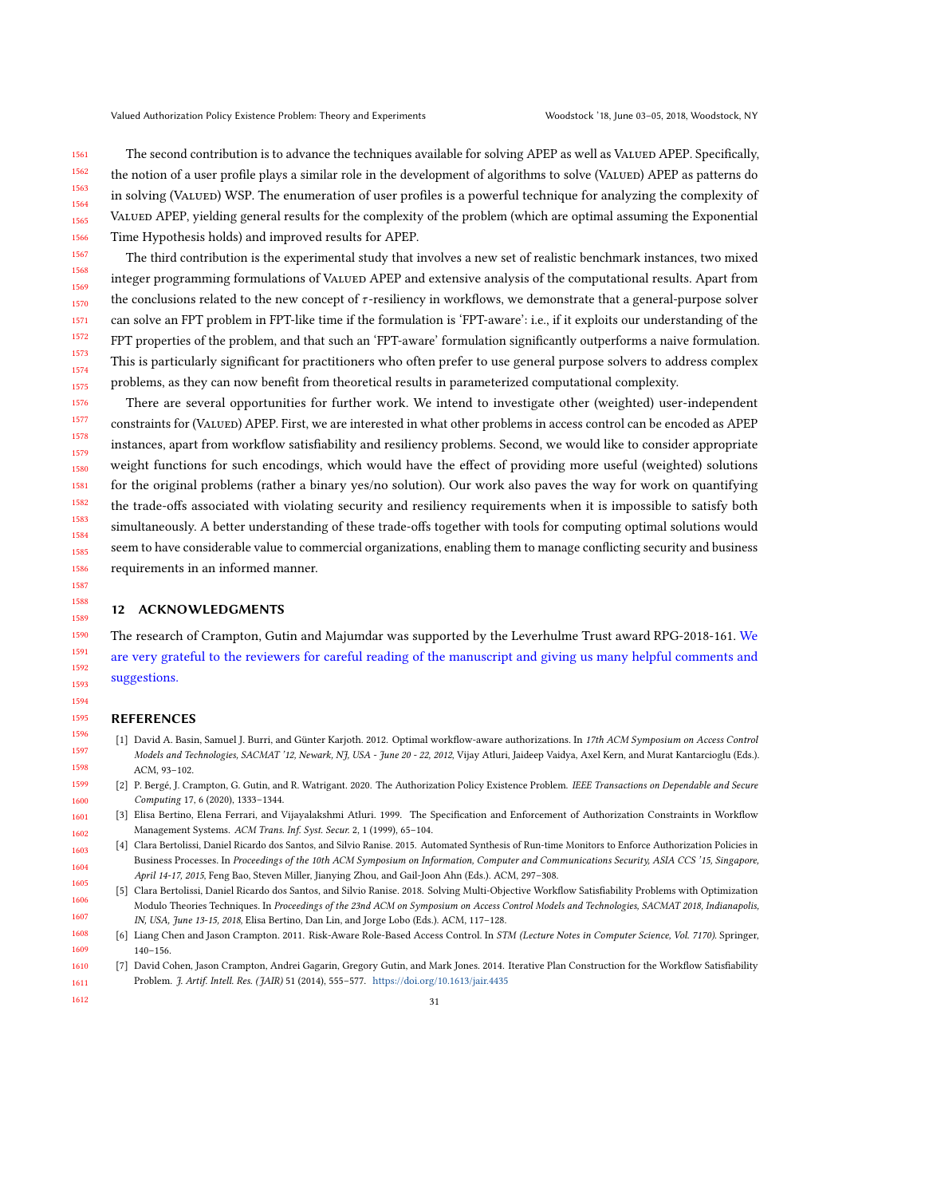The second contribution is to advance the techniques available for solving APEP as well as Valued APEP. Specifically, the notion of a user profile plays a similar role in the development of algorithms to solve (Valued) APEP as patterns do in solving (Valued) WSP. The enumeration of user profiles is a powerful technique for analyzing the complexity of Valued APEP, yielding general results for the complexity of the problem (which are optimal assuming the Exponential Time Hypothesis holds) and improved results for APEP.

The third contribution is the experimental study that involves a new set of realistic benchmark instances, two mixed integer programming formulations of Valued APEP and extensive analysis of the computational results. Apart from the conclusions related to the new concept of $\tau$-resiliency in workflows, we demonstrate that a general-purpose solver can solve an FPT problem in FPT-like time if the formulation is 'FPT-aware': i.e., if it exploits our understanding of the FPT properties of the problem, and that such an 'FPT-aware' formulation significantly outperforms a naive formulation. This is particularly significant for practitioners who often prefer to use general purpose solvers to address complex problems, as they can now benefit from theoretical results in parameterized computational complexity.

There are several opportunities for further work. We intend to investigate other (weighted) user-independent constraints for (Valued) APEP. First, we are interested in what other problems in access control can be encoded as APEP instances, apart from workflow satisfiability and resiliency problems. Second, we would like to consider appropriate weight functions for such encodings, which would have the effect of providing more useful (weighted) solutions for the original problems (rather a binary yes/no solution). Our work also paves the way for work on quantifying the trade-offs associated with violating security and resiliency requirements when it is impossible to satisfy both simultaneously. A better understanding of these trade-offs together with tools for computing optimal solutions would seem to have considerable value to commercial organizations, enabling them to manage conflicting security and business requirements in an informed manner.

## 12 ACKNOWLEDGMENTS

The research of Crampton, Gutin and Majumdar was supported by the Leverhulme Trust award RPG-2018-161. We are very grateful to the reviewers for careful reading of the manuscript and giving us many helpful comments and suggestions.

## REFERENCES

[1] David A. Basin, Samuel J. Burri, and Günter Karjoth. 2012. Optimal workflow-aware authorizations. In *17th ACM Symposium on Access Control Models and Technologies, SACMAT '12, Newark, NJ, USA - June 20 - 22, 2012*, Vijay Atluri, Jaideep Vaidya, Axel Kern, and Murat Kantarcioglu (Eds.). ACM, 93–102.

[2] P. Bergé, J. Crampton, G. Gutin, and R. Watrigant. 2020. The Authorization Policy Existence Problem. *IEEE Transactions on Dependable and Secure Computing* 17, 6 (2020), 1333–1344.

[3] Elisa Bertino, Elena Ferrari, and Vijayalakshmi Atluri. 1999. The Specification and Enforcement of Authorization Constraints in Workflow Management Systems. *ACM Trans. Inf. Syst. Secur.* 2, 1 (1999), 65–104.

[4] Clara Bertolissi, Daniel Ricardo dos Santos, and Silvio Ranise. 2015. Automated Synthesis of Run-time Monitors to Enforce Authorization Policies in Business Processes. In *Proceedings of the 10th ACM Symposium on Information, Computer and Communications Security, ASIA CCS '15, Singapore, April 14-17, 2015*, Feng Bao, Steven Miller, Jianying Zhou, and Gail-Joon Ahn (Eds.). ACM, 297–308.

[5] Clara Bertolissi, Daniel Ricardo dos Santos, and Silvio Ranise. 2018. Solving Multi-Objective Workflow Satisfiability Problems with Optimization Modulo Theories Techniques. In *Proceedings of the 23nd ACM on Symposium on Access Control Models and Technologies, SACMAT 2018, Indianapolis, IN, USA, June 13-15, 2018*, Elisa Bertino, Dan Lin, and Jorge Lobo (Eds.). ACM, 117–128.

[6] Liang Chen and Jason Crampton. 2011. Risk-Aware Role-Based Access Control. In *STM (Lecture Notes in Computer Science, Vol. 7170)*. Springer, 140–156.

[7] David Cohen, Jason Crampton, Andrei Gagarin, Gregory Gutin, and Mark Jones. 2014. Iterative Plan Construction for the Workflow Satisfiability Problem. *J. Artif. Intell. Res. (JAIR)* 51 (2014), 555–577. https://doi.org/10.1613/jair.4435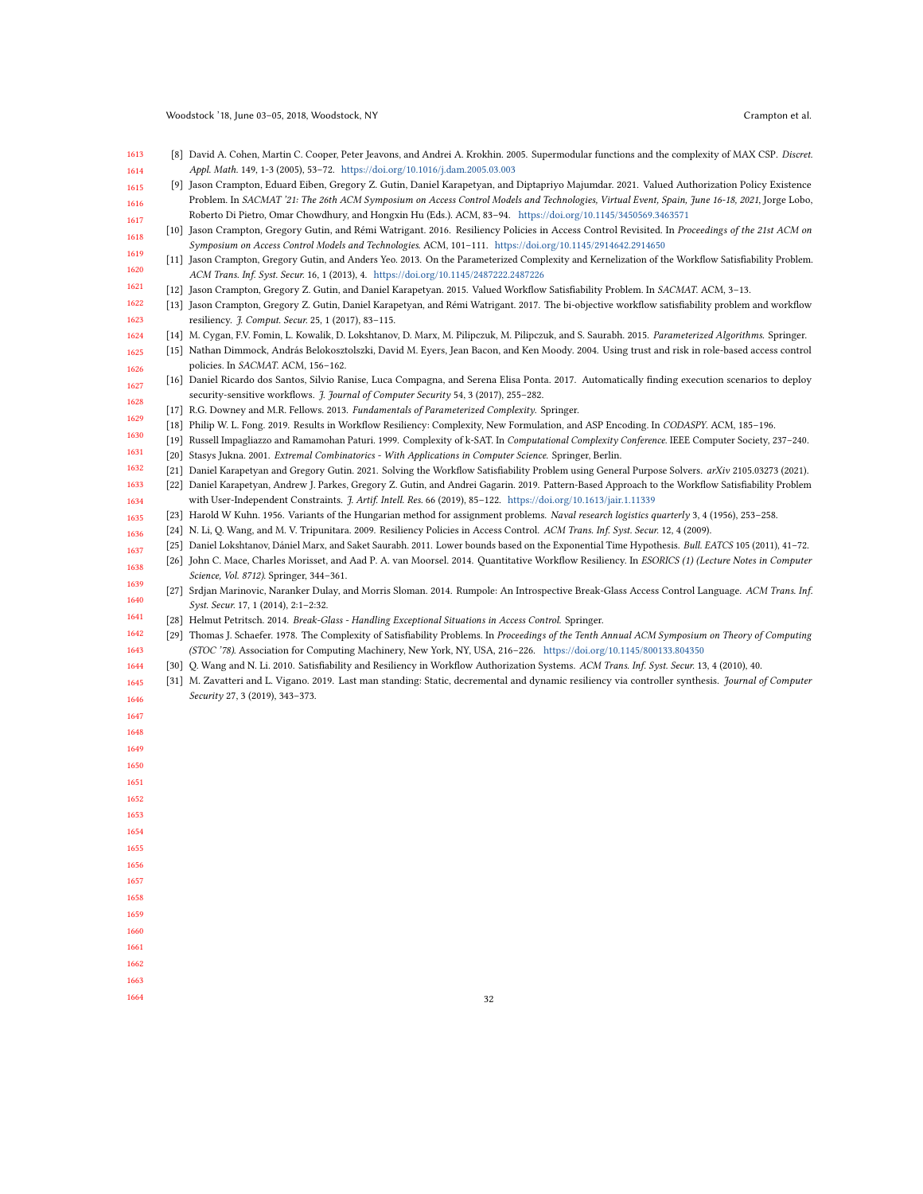[8] David A. Cohen, Martin C. Cooper, Peter Jeavons, and Andrei A. Krokhin. 2005. Supermodular functions and the complexity of MAX CSP. *Discret. Appl. Math.* 149, 1-3 (2005), 53–72. https://doi.org/10.1016/j.dam.2005.03.003

[9] Jason Crampton, Eduard Eiben, Gregory Z. Gutin, Daniel Karapetyan, and Diptapriyo Majumdar. 2021. Valued Authorization Policy Existence Problem. In *SACMAT '21: The 26th ACM Symposium on Access Control Models and Technologies, Virtual Event, Spain, June 16-18, 2021*, Jorge Lobo, Roberto Di Pietro, Omar Chowdhury, and Hongxin Hu (Eds.). ACM, 83–94. https://doi.org/10.1145/3450569.3463571

[10] Jason Crampton, Gregory Gutin, and Rémi Watrigant. 2016. Resiliency Policies in Access Control Revisited. In *Proceedings of the 21st ACM on Symposium on Access Control Models and Technologies*. ACM, 101–111. https://doi.org/10.1145/2914642.2914650

[11] Jason Crampton, Gregory Gutin, and Anders Yeo. 2013. On the Parameterized Complexity and Kernelization of the Workflow Satisfiability Problem. *ACM Trans. Inf. Syst. Secur.* 16, 1 (2013), 4. https://doi.org/10.1145/2487222.2487226

[12] Jason Crampton, Gregory Z. Gutin, and Daniel Karapetyan. 2015. Valued Workflow Satisfiability Problem. In *SACMAT*. ACM, 3–13.

[13] Jason Crampton, Gregory Z. Gutin, Daniel Karapetyan, and Rémi Watrigant. 2017. The bi-objective workflow satisfiability problem and workflow resiliency. *J. Comput. Secur.* 25, 1 (2017), 83–115.

[14] M. Cygan, F.V. Fomin, L. Kowalik, D. Lokshtanov, D. Marx, M. Pilipczuk, M. Pilipczuk, and S. Saurabh. 2015. *Parameterized Algorithms.* Springer.

[15] Nathan Dimmock, András Belokosztolszki, David M. Eyers, Jean Bacon, and Ken Moody. 2004. Using trust and risk in role-based access control policies. In *SACMAT*. ACM, 156–162.

[16] Daniel Ricardo dos Santos, Silvio Ranise, Luca Compagna, and Serena Elisa Ponta. 2017. Automatically finding execution scenarios to deploy security-sensitive workflows. *J. Journal of Computer Security* 54, 3 (2017), 255–282.

[17] R.G. Downey and M.R. Fellows. 2013. *Fundamentals of Parameterized Complexity.* Springer.

[18] Philip W. L. Fong. 2019. Results in Workflow Resiliency: Complexity, New Formulation, and ASP Encoding. In *CODASPY*. ACM, 185–196.

[19] Russell Impagliazzo and Ramamohan Paturi. 1999. Complexity of k-SAT. In *Computational Complexity Conference*. IEEE Computer Society, 237–240.

[20] Stasys Jukna. 2001. *Extremal Combinatorics - With Applications in Computer Science.* Springer, Berlin.

[21] Daniel Karapetyan and Gregory Gutin. 2021. Solving the Workflow Satisfiability Problem using General Purpose Solvers. *arXiv* 2105.03273 (2021).

[22] Daniel Karapetyan, Andrew J. Parkes, Gregory Z. Gutin, and Andrei Gagarin. 2019. Pattern-Based Approach to the Workflow Satisfiability Problem with User-Independent Constraints. *J. Artif. Intell. Res.* 66 (2019), 85–122. https://doi.org/10.1613/jair.1.11339

[23] Harold W Kuhn. 1956. Variants of the Hungarian method for assignment problems. *Naval research logistics quarterly* 3, 4 (1956), 253–258.

[24] N. Li, Q. Wang, and M. V. Tripunitara. 2009. Resiliency Policies in Access Control. *ACM Trans. Inf. Syst. Secur.* 12, 4 (2009).

[25] Daniel Lokshtanov, Dániel Marx, and Saket Saurabh. 2011. Lower bounds based on the Exponential Time Hypothesis. *Bull. EATCS* 105 (2011), 41–72.

[26] John C. Mace, Charles Morisset, and Aad P. A. van Moorsel. 2014. Quantitative Workflow Resiliency. In *ESORICS (1) (Lecture Notes in Computer Science, Vol. 8712)*. Springer, 344–361.

[27] Srdjan Marinovic, Naranker Dulay, and Morris Sloman. 2014. Rumpole: An Introspective Break-Glass Access Control Language. *ACM Trans. Inf. Syst. Secur.* 17, 1 (2014), 2:1–2:32.

[28] Helmut Petritsch. 2014. *Break-Glass - Handling Exceptional Situations in Access Control.* Springer.

[29] Thomas J. Schaefer. 1978. The Complexity of Satisfiability Problems. In *Proceedings of the Tenth Annual ACM Symposium on Theory of Computing (STOC '78)*. Association for Computing Machinery, New York, NY, USA, 216–226. https://doi.org/10.1145/800133.804350

[30] Q. Wang and N. Li. 2010. Satisfiability and Resiliency in Workflow Authorization Systems. *ACM Trans. Inf. Syst. Secur.* 13, 4 (2010), 40.

[31] M. Zavatteri and L. Vigano. 2019. Last man standing: Static, decremental and dynamic resiliency via controller synthesis. *Journal of Computer Security* 27, 3 (2019), 343–373.